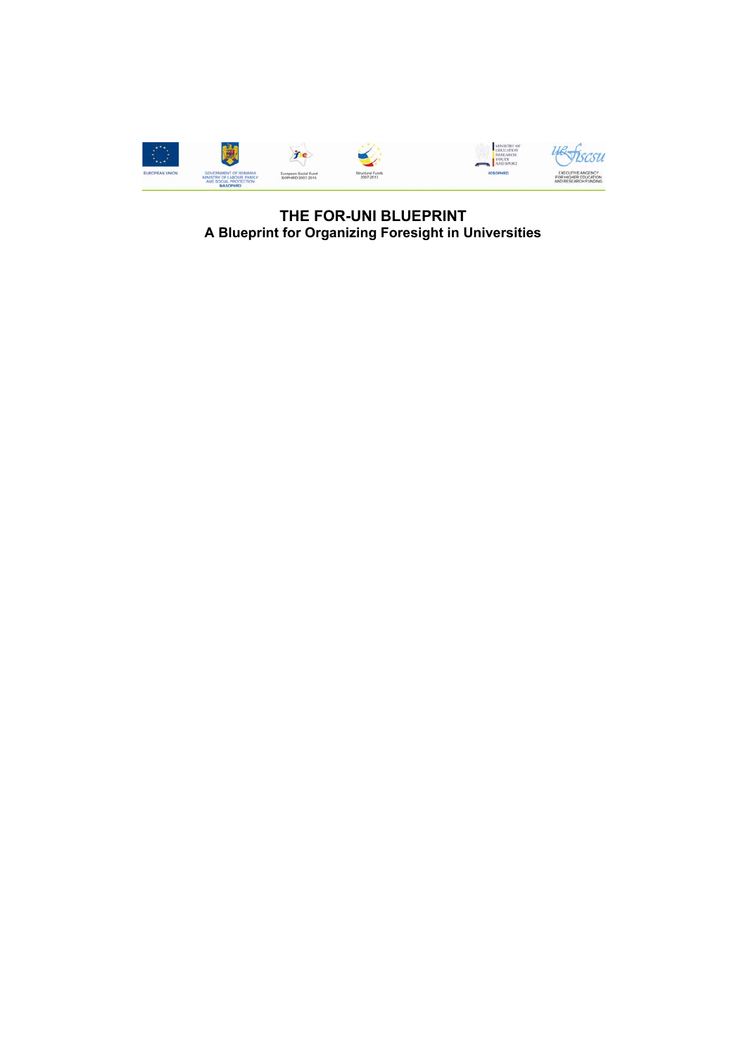# THE FOR-UNI BLUEPRINT

## A Blueprint for Organizing Foresight in Universities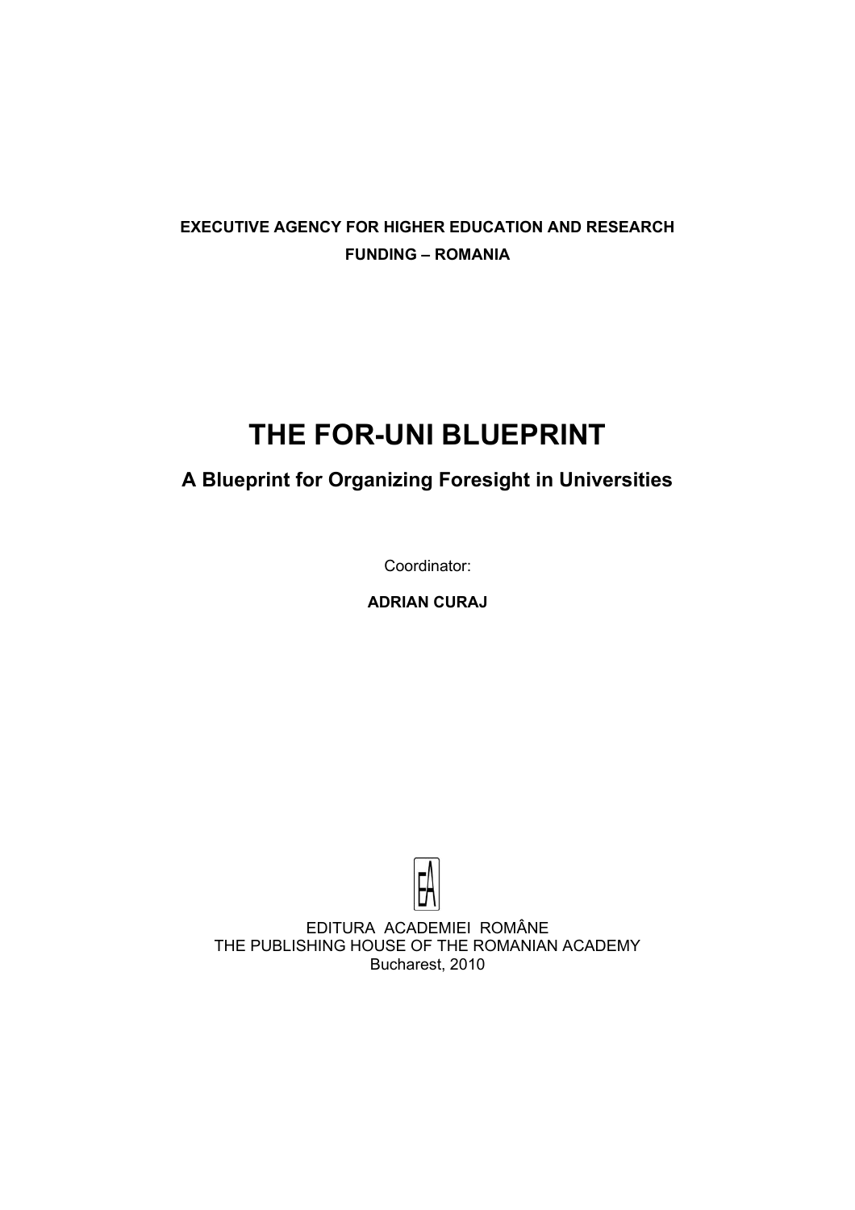**EXECUTIVE AGENCY FOR HIGHER EDUCATION AND RESEARCH FUNDING – ROMANIA**

# THE FOR-UNI BLUEPRINT

## A Blueprint for Organizing Foresight in Universities

Coordinator:

**ADRIAN CURAJ**

EDITURA ACADEMIEI ROMÂNE
THE PUBLISHING HOUSE OF THE ROMANIAN ACADEMY
Bucharest, 2010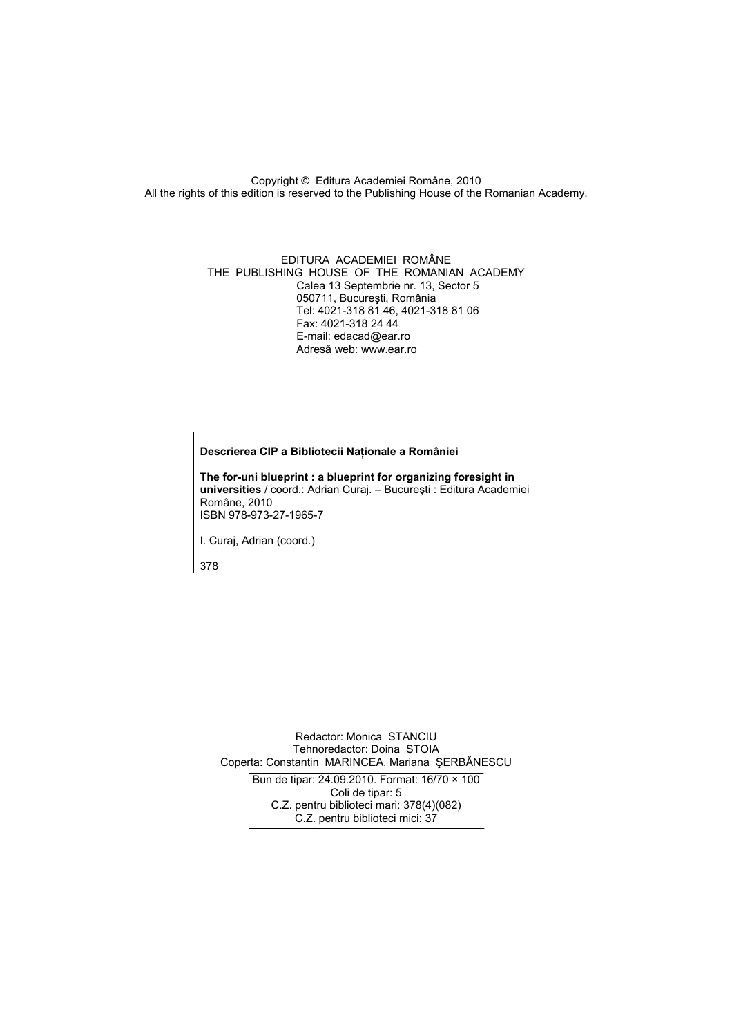Copyright © Editura Academiei Române, 2010
All the rights of this edition is reserved to the Publishing House of the Romanian Academy.

EDITURA ACADEMIEI ROMÂNE
THE PUBLISHING HOUSE OF THE ROMANIAN ACADEMY
Calea 13 Septembrie nr. 13, Sector 5
050711, Bucureşti, România
Tel: 4021-318 81 46, 4021-318 81 06
Fax: 4021-318 24 44
E-mail: edacad@ear.ro
Adresă web: www.ear.ro

**Descrierea CIP a Bibliotecii Naționale a României**

**The for-uni blueprint : a blueprint for organizing foresight in universities** / coord.: Adrian Curaj. – Bucureşti : Editura Academiei Române, 2010
ISBN 978-973-27-1965-7

I. Curaj, Adrian (coord.)

378

Redactor: Monica STANCIU
Tehnoredactor: Doina STOIA
Coperta: Constantin MARINCEA, Mariana ŞERBĂNESCU

Bun de tipar: 24.09.2010. Format: 16/70 × 100
Coli de tipar: 5
C.Z. pentru biblioteci mari: 378(4)(082)
C.Z. pentru biblioteci mici: 37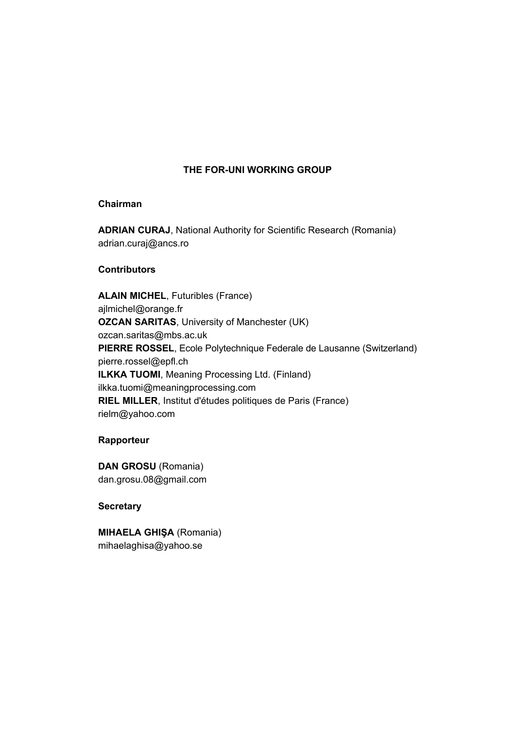## THE FOR-UNI WORKING GROUP

### Chairman

**ADRIAN CURAJ**, National Authority for Scientific Research (Romania)
adrian.curaj@ancs.ro

### Contributors

**ALAIN MICHEL**, Futuribles (France)
ajlmichel@orange.fr
**OZCAN SARITAS**, University of Manchester (UK)
ozcan.saritas@mbs.ac.uk
**PIERRE ROSSEL**, Ecole Polytechnique Federale de Lausanne (Switzerland)
pierre.rossel@epfl.ch
**ILKKA TUOMI**, Meaning Processing Ltd. (Finland)
ilkka.tuomi@meaningprocessing.com
**RIEL MILLER**, Institut d'études politiques de Paris (France)
rielm@yahoo.com

### Rapporteur

**DAN GROSU** (Romania)
dan.grosu.08@gmail.com

### Secretary

**MIHAELA GHIŞA** (Romania)
mihaelaghisa@yahoo.se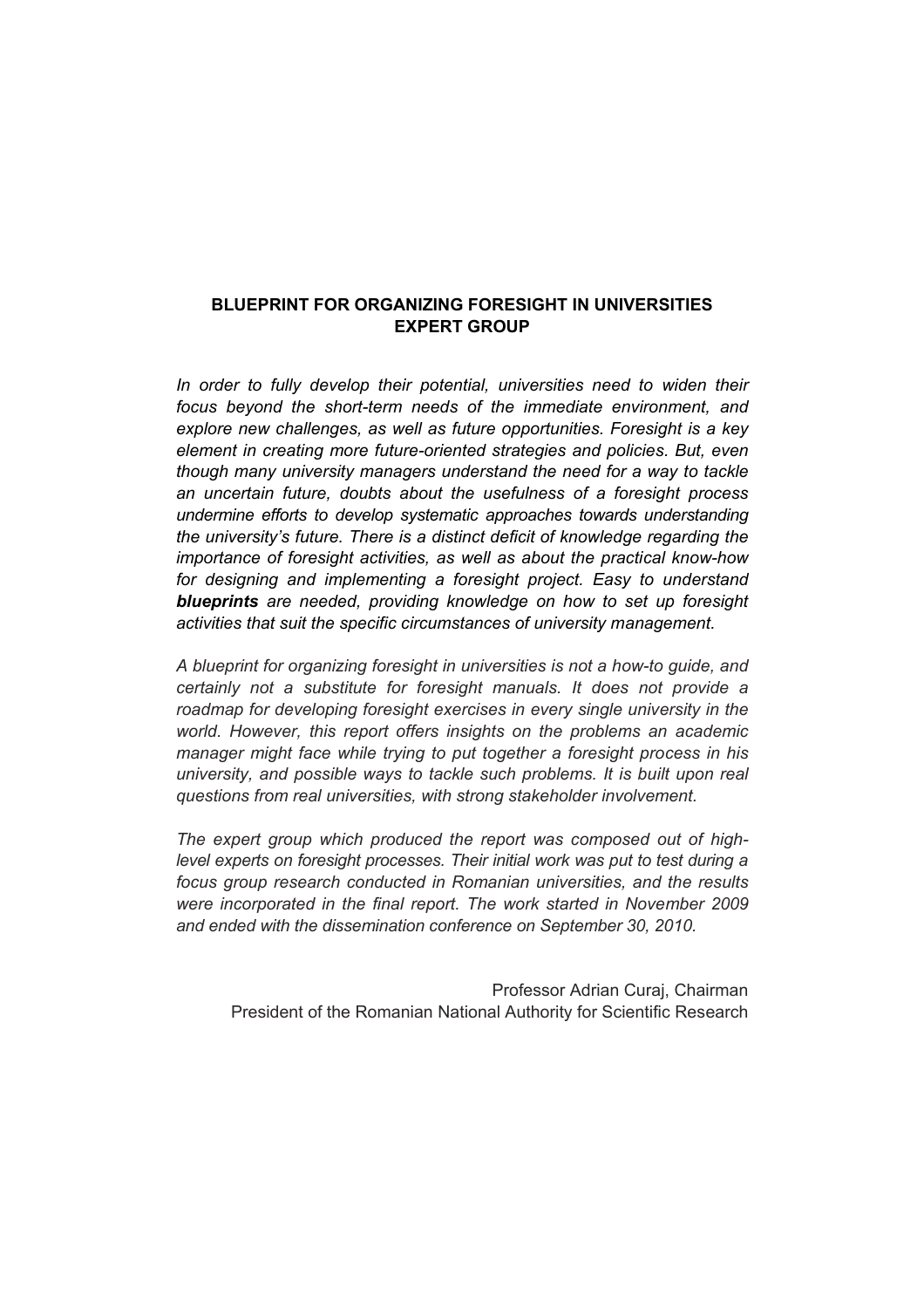## BLUEPRINT FOR ORGANIZING FORESIGHT IN UNIVERSITIES EXPERT GROUP

*In order to fully develop their potential, universities need to widen their focus beyond the short-term needs of the immediate environment, and explore new challenges, as well as future opportunities. Foresight is a key element in creating more future-oriented strategies and policies. But, even though many university managers understand the need for a way to tackle an uncertain future, doubts about the usefulness of a foresight process undermine efforts to develop systematic approaches towards understanding the university's future. There is a distinct deficit of knowledge regarding the importance of foresight activities, as well as about the practical know-how for designing and implementing a foresight project. Easy to understand* ***blueprints*** *are needed, providing knowledge on how to set up foresight activities that suit the specific circumstances of university management.*

*A blueprint for organizing foresight in universities is not a how-to guide, and certainly not a substitute for foresight manuals. It does not provide a roadmap for developing foresight exercises in every single university in the world. However, this report offers insights on the problems an academic manager might face while trying to put together a foresight process in his university, and possible ways to tackle such problems. It is built upon real questions from real universities, with strong stakeholder involvement.*

*The expert group which produced the report was composed out of high-level experts on foresight processes. Their initial work was put to test during a focus group research conducted in Romanian universities, and the results were incorporated in the final report. The work started in November 2009 and ended with the dissemination conference on September 30, 2010.*

Professor Adrian Curaj, Chairman
President of the Romanian National Authority for Scientific Research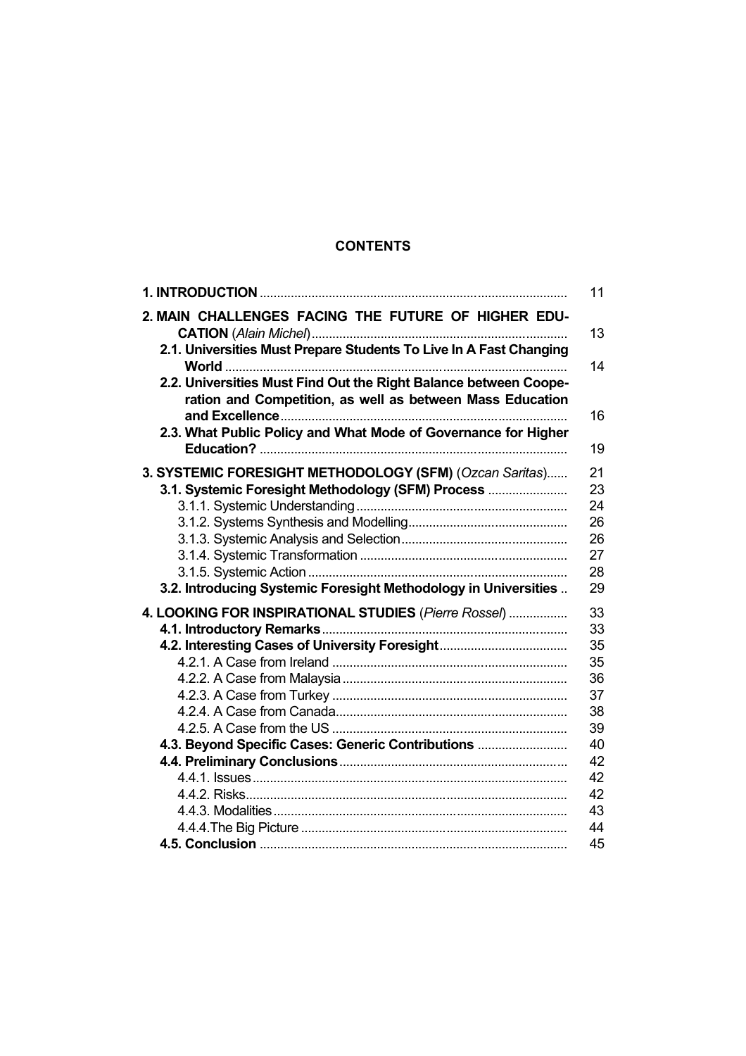**CONTENTS**

| | |
|---|---|
| **1. INTRODUCTION** | 11 |
| **2. MAIN CHALLENGES FACING THE FUTURE OF HIGHER EDUCATION** (*Alain Michel*) | 13 |
| **2.1. Universities Must Prepare Students To Live In A Fast Changing World** | 14 |
| **2.2. Universities Must Find Out the Right Balance between Cooperation and Competition, as well as between Mass Education and Excellence** | 16 |
| **2.3. What Public Policy and What Mode of Governance for Higher Education?** | 19 |
| **3. SYSTEMIC FORESIGHT METHODOLOGY (SFM)** (*Ozcan Saritas*) | 21 |
| **3.1. Systemic Foresight Methodology (SFM) Process** | 23 |
| 3.1.1. Systemic Understanding | 24 |
| 3.1.2. Systems Synthesis and Modelling | 26 |
| 3.1.3. Systemic Analysis and Selection | 26 |
| 3.1.4. Systemic Transformation | 27 |
| 3.1.5. Systemic Action | 28 |
| **3.2. Introducing Systemic Foresight Methodology in Universities** | 29 |
| **4. LOOKING FOR INSPIRATIONAL STUDIES** (*Pierre Rossel*) | 33 |
| **4.1. Introductory Remarks** | 33 |
| **4.2. Interesting Cases of University Foresight** | 35 |
| 4.2.1. A Case from Ireland | 35 |
| 4.2.2. A Case from Malaysia | 36 |
| 4.2.3. A Case from Turkey | 37 |
| 4.2.4. A Case from Canada | 38 |
| 4.2.5. A Case from the US | 39 |
| **4.3. Beyond Specific Cases: Generic Contributions** | 40 |
| **4.4. Preliminary Conclusions** | 42 |
| 4.4.1. Issues | 42 |
| 4.4.2. Risks | 42 |
| 4.4.3. Modalities | 43 |
| 4.4.4.The Big Picture | 44 |
| **4.5. Conclusion** | 45 |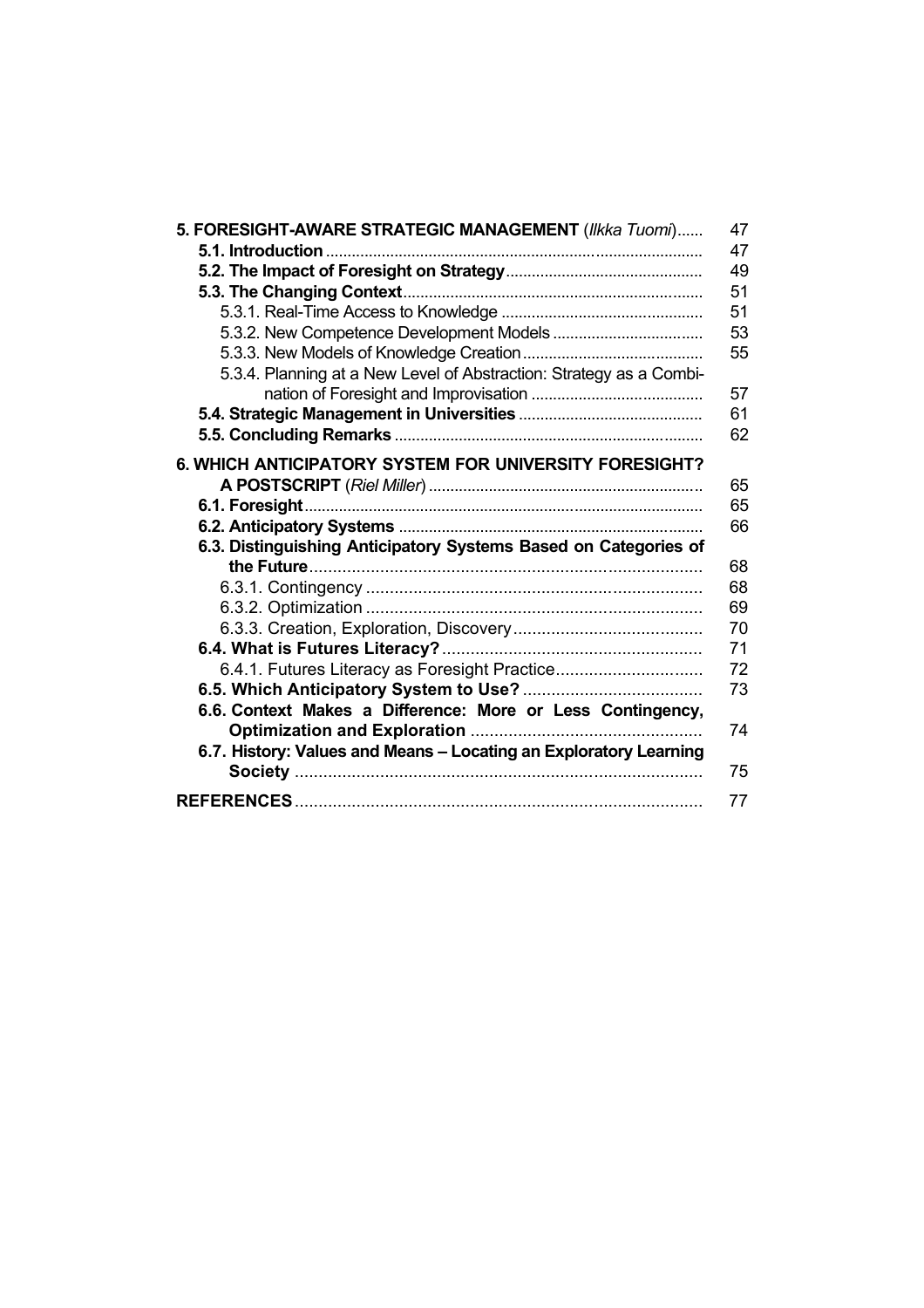| | |
|---|---|
| **5. FORESIGHT-AWARE STRATEGIC MANAGEMENT** (*Ilkka Tuomi*) | 47 |
| **5.1. Introduction** | 47 |
| **5.2. The Impact of Foresight on Strategy** | 49 |
| **5.3. The Changing Context** | 51 |
| 5.3.1. Real-Time Access to Knowledge | 51 |
| 5.3.2. New Competence Development Models | 53 |
| 5.3.3. New Models of Knowledge Creation | 55 |
| 5.3.4. Planning at a New Level of Abstraction: Strategy as a Combination of Foresight and Improvisation | 57 |
| **5.4. Strategic Management in Universities** | 61 |
| **5.5. Concluding Remarks** | 62 |
| **6. WHICH ANTICIPATORY SYSTEM FOR UNIVERSITY FORESIGHT? A POSTSCRIPT** (*Riel Miller*) | 65 |
| **6.1. Foresight** | 65 |
| **6.2. Anticipatory Systems** | 66 |
| **6.3. Distinguishing Anticipatory Systems Based on Categories of the Future** | 68 |
| 6.3.1. Contingency | 68 |
| 6.3.2. Optimization | 69 |
| 6.3.3. Creation, Exploration, Discovery | 70 |
| **6.4. What is Futures Literacy?** | 71 |
| 6.4.1. Futures Literacy as Foresight Practice | 72 |
| **6.5. Which Anticipatory System to Use?** | 73 |
| **6.6. Context Makes a Difference: More or Less Contingency, Optimization and Exploration** | 74 |
| **6.7. History: Values and Means – Locating an Exploratory Learning Society** | 75 |
| **REFERENCES** | 77 |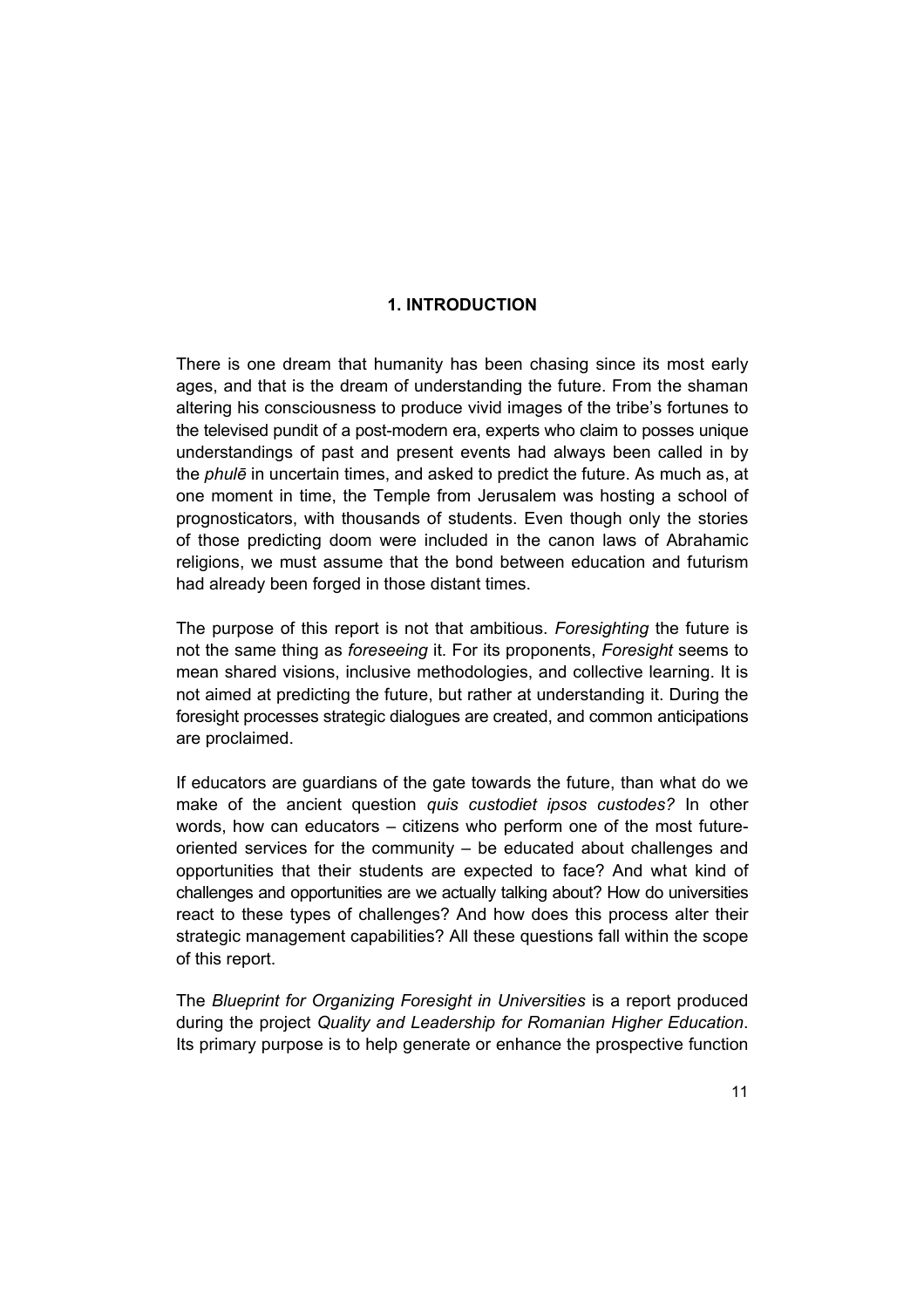# 1. INTRODUCTION

There is one dream that humanity has been chasing since its most early ages, and that is the dream of understanding the future. From the shaman altering his consciousness to produce vivid images of the tribe's fortunes to the televised pundit of a post-modern era, experts who claim to posses unique understandings of past and present events had always been called in by the *phulē* in uncertain times, and asked to predict the future. As much as, at one moment in time, the Temple from Jerusalem was hosting a school of prognosticators, with thousands of students. Even though only the stories of those predicting doom were included in the canon laws of Abrahamic religions, we must assume that the bond between education and futurism had already been forged in those distant times.

The purpose of this report is not that ambitious. *Foresighting* the future is not the same thing as *foreseeing* it. For its proponents, *Foresight* seems to mean shared visions, inclusive methodologies, and collective learning. It is not aimed at predicting the future, but rather at understanding it. During the foresight processes strategic dialogues are created, and common anticipations are proclaimed.

If educators are guardians of the gate towards the future, than what do we make of the ancient question *quis custodiet ipsos custodes?* In other words, how can educators – citizens who perform one of the most future-oriented services for the community – be educated about challenges and opportunities that their students are expected to face? And what kind of challenges and opportunities are we actually talking about? How do universities react to these types of challenges? And how does this process alter their strategic management capabilities? All these questions fall within the scope of this report.

The *Blueprint for Organizing Foresight in Universities* is a report produced during the project *Quality and Leadership for Romanian Higher Education*. Its primary purpose is to help generate or enhance the prospective function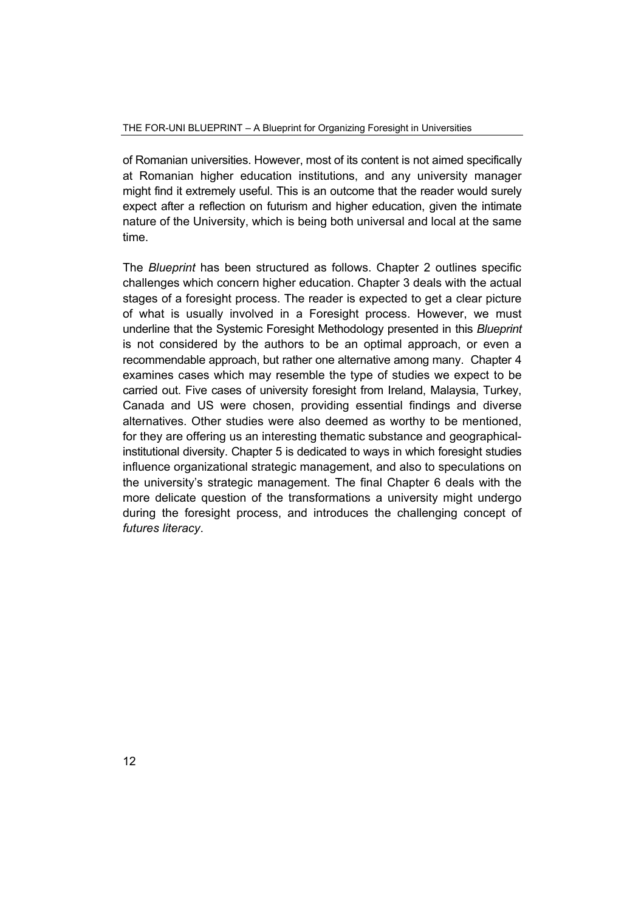of Romanian universities. However, most of its content is not aimed specifically at Romanian higher education institutions, and any university manager might find it extremely useful. This is an outcome that the reader would surely expect after a reflection on futurism and higher education, given the intimate nature of the University, which is being both universal and local at the same time.

The *Blueprint* has been structured as follows. Chapter 2 outlines specific challenges which concern higher education. Chapter 3 deals with the actual stages of a foresight process. The reader is expected to get a clear picture of what is usually involved in a Foresight process. However, we must underline that the Systemic Foresight Methodology presented in this *Blueprint* is not considered by the authors to be an optimal approach, or even a recommendable approach, but rather one alternative among many. Chapter 4 examines cases which may resemble the type of studies we expect to be carried out. Five cases of university foresight from Ireland, Malaysia, Turkey, Canada and US were chosen, providing essential findings and diverse alternatives. Other studies were also deemed as worthy to be mentioned, for they are offering us an interesting thematic substance and geographical-institutional diversity. Chapter 5 is dedicated to ways in which foresight studies influence organizational strategic management, and also to speculations on the university's strategic management. The final Chapter 6 deals with the more delicate question of the transformations a university might undergo during the foresight process, and introduces the challenging concept of *futures literacy*.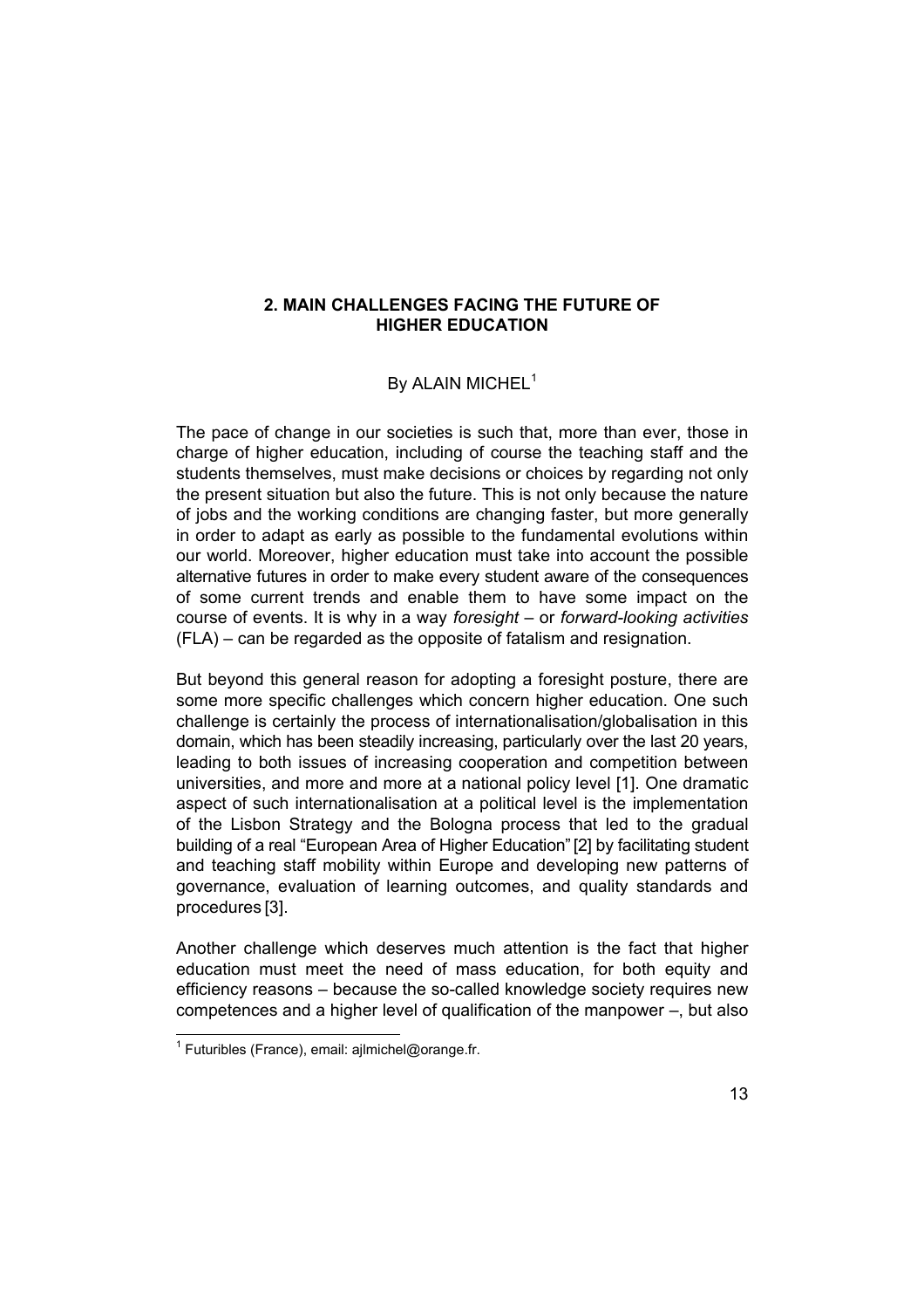## 2. MAIN CHALLENGES FACING THE FUTURE OF HIGHER EDUCATION

By ALAIN MICHEL[1]

The pace of change in our societies is such that, more than ever, those in charge of higher education, including of course the teaching staff and the students themselves, must make decisions or choices by regarding not only the present situation but also the future. This is not only because the nature of jobs and the working conditions are changing faster, but more generally in order to adapt as early as possible to the fundamental evolutions within our world. Moreover, higher education must take into account the possible alternative futures in order to make every student aware of the consequences of some current trends and enable them to have some impact on the course of events. It is why in a way *foresight* – or *forward-looking activities* (FLA) – can be regarded as the opposite of fatalism and resignation.

But beyond this general reason for adopting a foresight posture, there are some more specific challenges which concern higher education. One such challenge is certainly the process of internationalisation/globalisation in this domain, which has been steadily increasing, particularly over the last 20 years, leading to both issues of increasing cooperation and competition between universities, and more and more at a national policy level [1]. One dramatic aspect of such internationalisation at a political level is the implementation of the Lisbon Strategy and the Bologna process that led to the gradual building of a real "European Area of Higher Education" [2] by facilitating student and teaching staff mobility within Europe and developing new patterns of governance, evaluation of learning outcomes, and quality standards and procedures [3].

Another challenge which deserves much attention is the fact that higher education must meet the need of mass education, for both equity and efficiency reasons – because the so-called knowledge society requires new competences and a higher level of qualification of the manpower –, but also

[1] Futuribles (France), email: ajlmichel@orange.fr.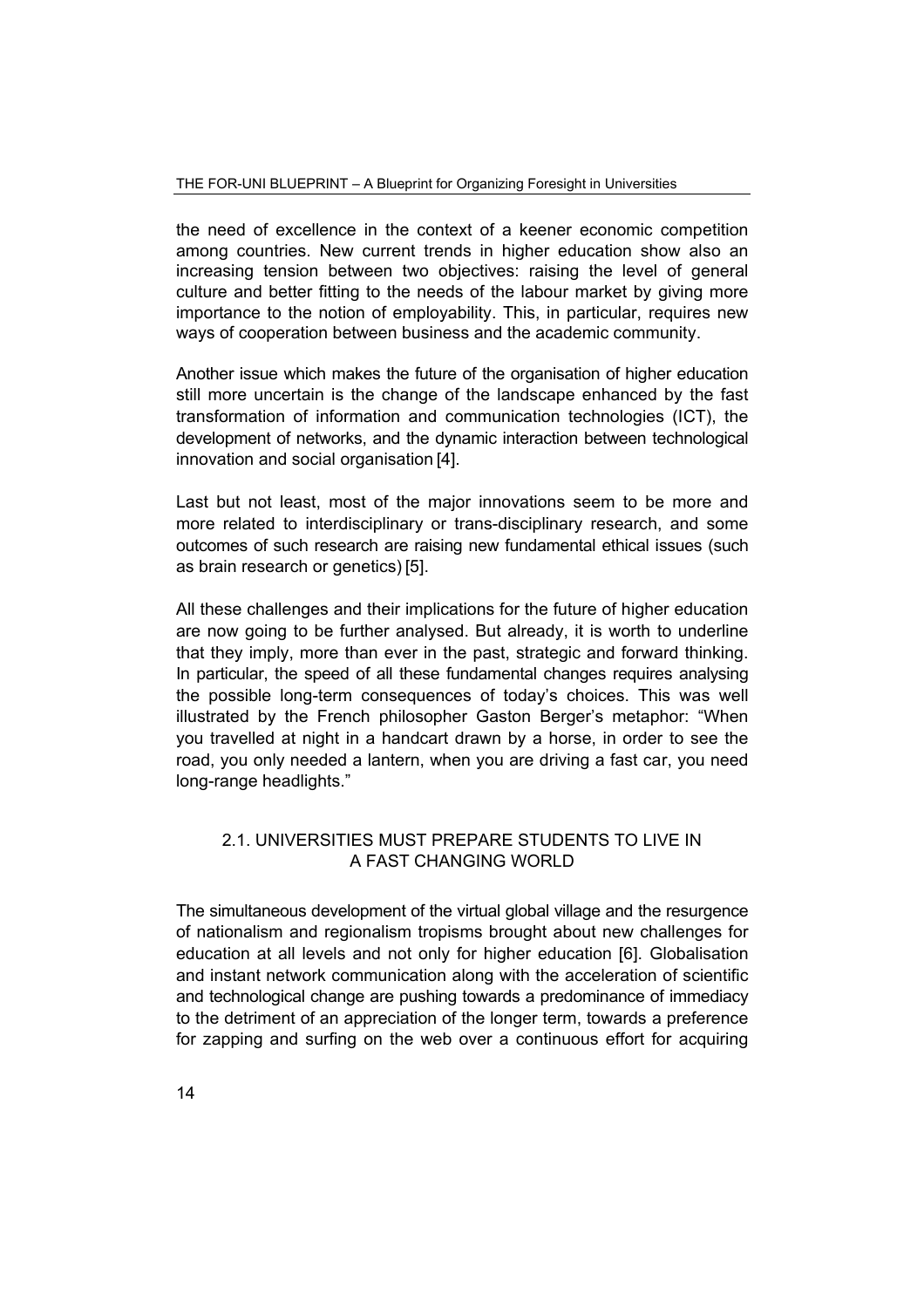the need of excellence in the context of a keener economic competition among countries. New current trends in higher education show also an increasing tension between two objectives: raising the level of general culture and better fitting to the needs of the labour market by giving more importance to the notion of employability. This, in particular, requires new ways of cooperation between business and the academic community.

Another issue which makes the future of the organisation of higher education still more uncertain is the change of the landscape enhanced by the fast transformation of information and communication technologies (ICT), the development of networks, and the dynamic interaction between technological innovation and social organisation [4].

Last but not least, most of the major innovations seem to be more and more related to interdisciplinary or trans-disciplinary research, and some outcomes of such research are raising new fundamental ethical issues (such as brain research or genetics) [5].

All these challenges and their implications for the future of higher education are now going to be further analysed. But already, it is worth to underline that they imply, more than ever in the past, strategic and forward thinking. In particular, the speed of all these fundamental changes requires analysing the possible long-term consequences of today's choices. This was well illustrated by the French philosopher Gaston Berger's metaphor: "When you travelled at night in a handcart drawn by a horse, in order to see the road, you only needed a lantern, when you are driving a fast car, you need long-range headlights."

## 2.1. UNIVERSITIES MUST PREPARE STUDENTS TO LIVE IN A FAST CHANGING WORLD

The simultaneous development of the virtual global village and the resurgence of nationalism and regionalism tropisms brought about new challenges for education at all levels and not only for higher education [6]. Globalisation and instant network communication along with the acceleration of scientific and technological change are pushing towards a predominance of immediacy to the detriment of an appreciation of the longer term, towards a preference for zapping and surfing on the web over a continuous effort for acquiring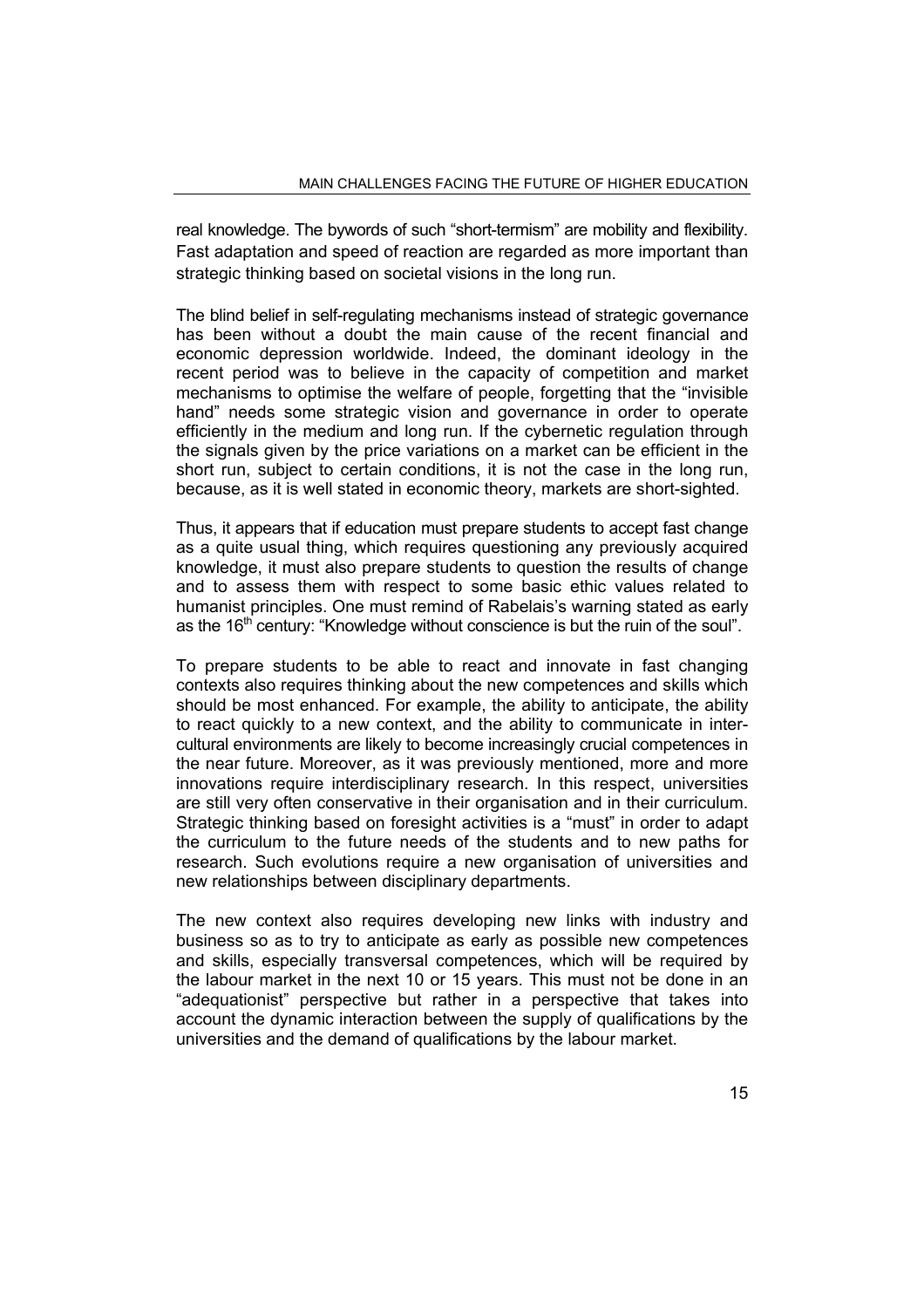real knowledge. The bywords of such "short-termism" are mobility and flexibility. Fast adaptation and speed of reaction are regarded as more important than strategic thinking based on societal visions in the long run.

The blind belief in self-regulating mechanisms instead of strategic governance has been without a doubt the main cause of the recent financial and economic depression worldwide. Indeed, the dominant ideology in the recent period was to believe in the capacity of competition and market mechanisms to optimise the welfare of people, forgetting that the "invisible hand" needs some strategic vision and governance in order to operate efficiently in the medium and long run. If the cybernetic regulation through the signals given by the price variations on a market can be efficient in the short run, subject to certain conditions, it is not the case in the long run, because, as it is well stated in economic theory, markets are short-sighted.

Thus, it appears that if education must prepare students to accept fast change as a quite usual thing, which requires questioning any previously acquired knowledge, it must also prepare students to question the results of change and to assess them with respect to some basic ethic values related to humanist principles. One must remind of Rabelais's warning stated as early as the 16th century: "Knowledge without conscience is but the ruin of the soul".

To prepare students to be able to react and innovate in fast changing contexts also requires thinking about the new competences and skills which should be most enhanced. For example, the ability to anticipate, the ability to react quickly to a new context, and the ability to communicate in inter-cultural environments are likely to become increasingly crucial competences in the near future. Moreover, as it was previously mentioned, more and more innovations require interdisciplinary research. In this respect, universities are still very often conservative in their organisation and in their curriculum. Strategic thinking based on foresight activities is a "must" in order to adapt the curriculum to the future needs of the students and to new paths for research. Such evolutions require a new organisation of universities and new relationships between disciplinary departments.

The new context also requires developing new links with industry and business so as to try to anticipate as early as possible new competences and skills, especially transversal competences, which will be required by the labour market in the next 10 or 15 years. This must not be done in an "adequationist" perspective but rather in a perspective that takes into account the dynamic interaction between the supply of qualifications by the universities and the demand of qualifications by the labour market.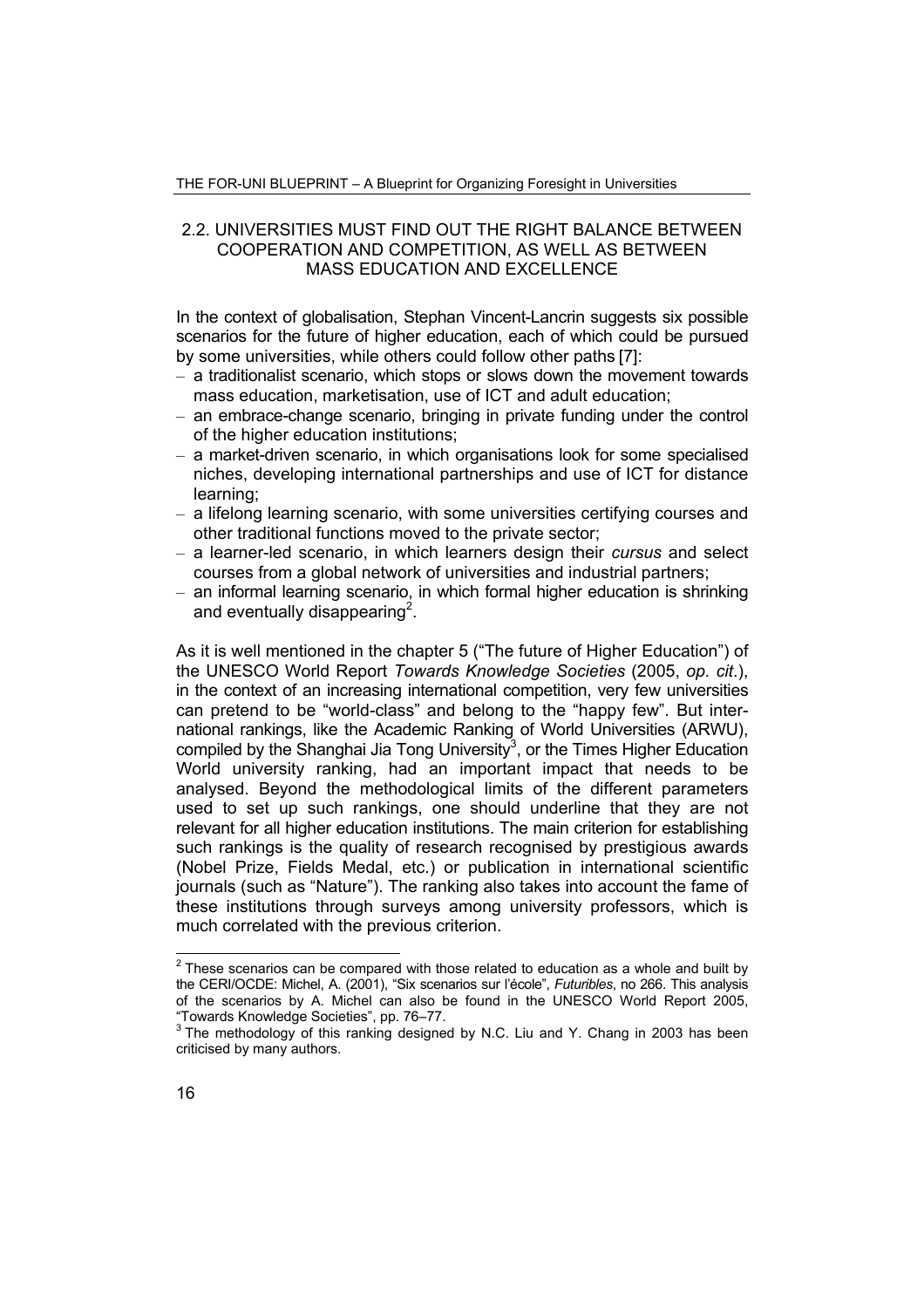## 2.2. UNIVERSITIES MUST FIND OUT THE RIGHT BALANCE BETWEEN COOPERATION AND COMPETITION, AS WELL AS BETWEEN MASS EDUCATION AND EXCELLENCE

In the context of globalisation, Stephan Vincent-Lancrin suggests six possible scenarios for the future of higher education, each of which could be pursued by some universities, while others could follow other paths [7]:

- a traditionalist scenario, which stops or slows down the movement towards mass education, marketisation, use of ICT and adult education;
- an embrace-change scenario, bringing in private funding under the control of the higher education institutions;
- a market-driven scenario, in which organisations look for some specialised niches, developing international partnerships and use of ICT for distance learning;
- a lifelong learning scenario, with some universities certifying courses and other traditional functions moved to the private sector;
- a learner-led scenario, in which learners design their *cursus* and select courses from a global network of universities and industrial partners;
- an informal learning scenario, in which formal higher education is shrinking and eventually disappearing[2].

As it is well mentioned in the chapter 5 ("The future of Higher Education") of the UNESCO World Report *Towards Knowledge Societies* (2005, *op. cit.*), in the context of an increasing international competition, very few universities can pretend to be "world-class" and belong to the "happy few". But international rankings, like the Academic Ranking of World Universities (ARWU), compiled by the Shanghai Jia Tong University[3], or the Times Higher Education World university ranking, had an important impact that needs to be analysed. Beyond the methodological limits of the different parameters used to set up such rankings, one should underline that they are not relevant for all higher education institutions. The main criterion for establishing such rankings is the quality of research recognised by prestigious awards (Nobel Prize, Fields Medal, etc.) or publication in international scientific journals (such as "Nature"). The ranking also takes into account the fame of these institutions through surveys among university professors, which is much correlated with the previous criterion.

---

[2] These scenarios can be compared with those related to education as a whole and built by the CERI/OCDE: Michel, A. (2001), "Six scenarios sur l'école", *Futuribles*, no 266. This analysis of the scenarios by A. Michel can also be found in the UNESCO World Report 2005, "Towards Knowledge Societies", pp. 76–77.

[3] The methodology of this ranking designed by N.C. Liu and Y. Chang in 2003 has been criticised by many authors.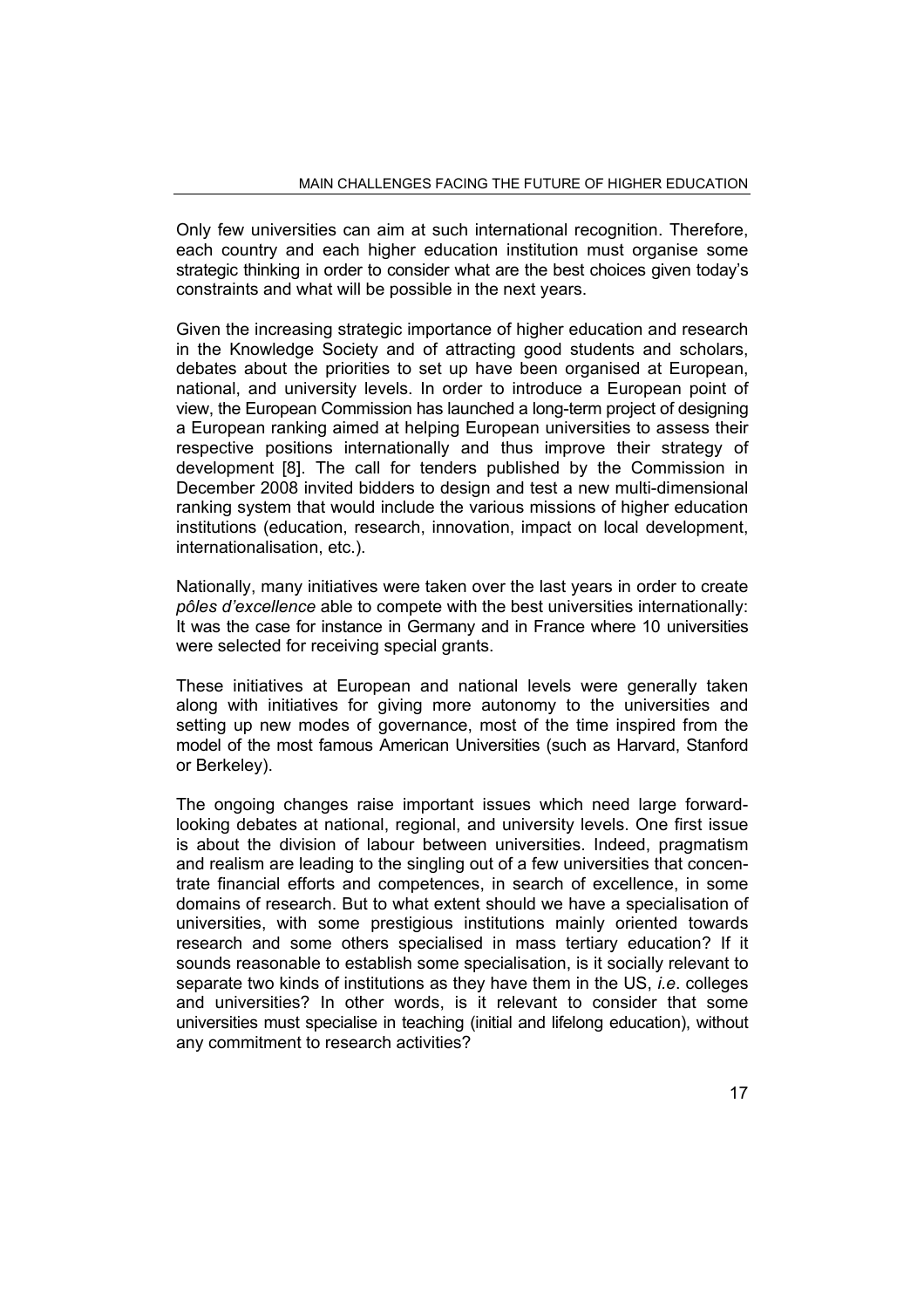Only few universities can aim at such international recognition. Therefore, each country and each higher education institution must organise some strategic thinking in order to consider what are the best choices given today's constraints and what will be possible in the next years.

Given the increasing strategic importance of higher education and research in the Knowledge Society and of attracting good students and scholars, debates about the priorities to set up have been organised at European, national, and university levels. In order to introduce a European point of view, the European Commission has launched a long-term project of designing a European ranking aimed at helping European universities to assess their respective positions internationally and thus improve their strategy of development [8]. The call for tenders published by the Commission in December 2008 invited bidders to design and test a new multi-dimensional ranking system that would include the various missions of higher education institutions (education, research, innovation, impact on local development, internationalisation, etc.).

Nationally, many initiatives were taken over the last years in order to create *pôles d'excellence* able to compete with the best universities internationally: It was the case for instance in Germany and in France where 10 universities were selected for receiving special grants.

These initiatives at European and national levels were generally taken along with initiatives for giving more autonomy to the universities and setting up new modes of governance, most of the time inspired from the model of the most famous American Universities (such as Harvard, Stanford or Berkeley).

The ongoing changes raise important issues which need large forward-looking debates at national, regional, and university levels. One first issue is about the division of labour between universities. Indeed, pragmatism and realism are leading to the singling out of a few universities that concentrate financial efforts and competences, in search of excellence, in some domains of research. But to what extent should we have a specialisation of universities, with some prestigious institutions mainly oriented towards research and some others specialised in mass tertiary education? If it sounds reasonable to establish some specialisation, is it socially relevant to separate two kinds of institutions as they have them in the US, *i.e*. colleges and universities? In other words, is it relevant to consider that some universities must specialise in teaching (initial and lifelong education), without any commitment to research activities?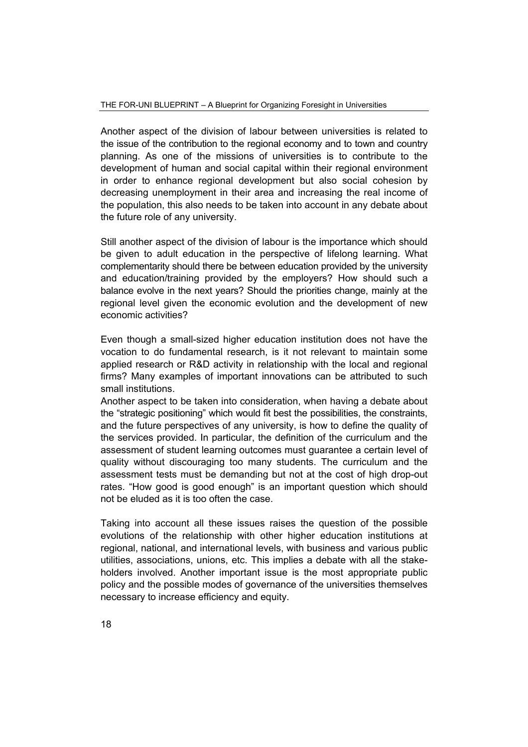Another aspect of the division of labour between universities is related to the issue of the contribution to the regional economy and to town and country planning. As one of the missions of universities is to contribute to the development of human and social capital within their regional environment in order to enhance regional development but also social cohesion by decreasing unemployment in their area and increasing the real income of the population, this also needs to be taken into account in any debate about the future role of any university.

Still another aspect of the division of labour is the importance which should be given to adult education in the perspective of lifelong learning. What complementarity should there be between education provided by the university and education/training provided by the employers? How should such a balance evolve in the next years? Should the priorities change, mainly at the regional level given the economic evolution and the development of new economic activities?

Even though a small-sized higher education institution does not have the vocation to do fundamental research, is it not relevant to maintain some applied research or R&D activity in relationship with the local and regional firms? Many examples of important innovations can be attributed to such small institutions.

Another aspect to be taken into consideration, when having a debate about the "strategic positioning" which would fit best the possibilities, the constraints, and the future perspectives of any university, is how to define the quality of the services provided. In particular, the definition of the curriculum and the assessment of student learning outcomes must guarantee a certain level of quality without discouraging too many students. The curriculum and the assessment tests must be demanding but not at the cost of high drop-out rates. "How good is good enough" is an important question which should not be eluded as it is too often the case.

Taking into account all these issues raises the question of the possible evolutions of the relationship with other higher education institutions at regional, national, and international levels, with business and various public utilities, associations, unions, etc. This implies a debate with all the stakeholders involved. Another important issue is the most appropriate public policy and the possible modes of governance of the universities themselves necessary to increase efficiency and equity.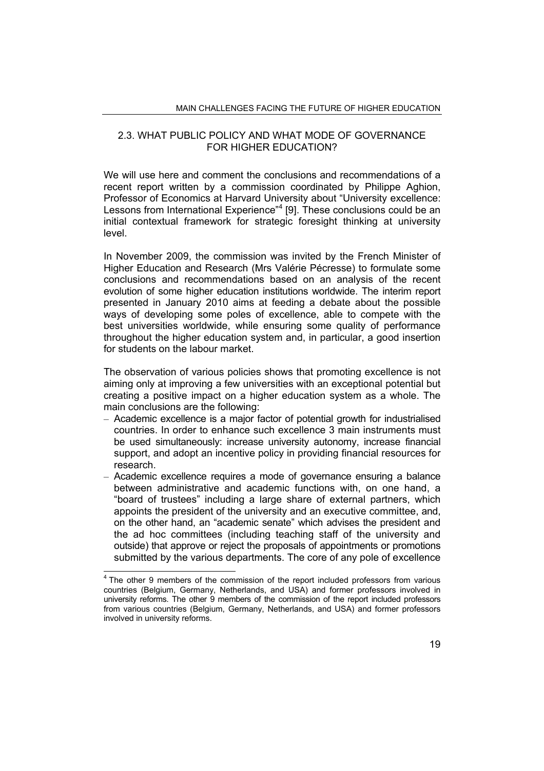## 2.3. WHAT PUBLIC POLICY AND WHAT MODE OF GOVERNANCE FOR HIGHER EDUCATION?

We will use here and comment the conclusions and recommendations of a recent report written by a commission coordinated by Philippe Aghion, Professor of Economics at Harvard University about "University excellence: Lessons from International Experience"[4] [9]. These conclusions could be an initial contextual framework for strategic foresight thinking at university level.

In November 2009, the commission was invited by the French Minister of Higher Education and Research (Mrs Valérie Pécresse) to formulate some conclusions and recommendations based on an analysis of the recent evolution of some higher education institutions worldwide. The interim report presented in January 2010 aims at feeding a debate about the possible ways of developing some poles of excellence, able to compete with the best universities worldwide, while ensuring some quality of performance throughout the higher education system and, in particular, a good insertion for students on the labour market.

The observation of various policies shows that promoting excellence is not aiming only at improving a few universities with an exceptional potential but creating a positive impact on a higher education system as a whole. The main conclusions are the following:

- Academic excellence is a major factor of potential growth for industrialised countries. In order to enhance such excellence 3 main instruments must be used simultaneously: increase university autonomy, increase financial support, and adopt an incentive policy in providing financial resources for research.
- Academic excellence requires a mode of governance ensuring a balance between administrative and academic functions with, on one hand, a "board of trustees" including a large share of external partners, which appoints the president of the university and an executive committee, and, on the other hand, an "academic senate" which advises the president and the ad hoc committees (including teaching staff of the university and outside) that approve or reject the proposals of appointments or promotions submitted by the various departments. The core of any pole of excellence

[4] The other 9 members of the commission of the report included professors from various countries (Belgium, Germany, Netherlands, and USA) and former professors involved in university reforms. The other 9 members of the commission of the report included professors from various countries (Belgium, Germany, Netherlands, and USA) and former professors involved in university reforms.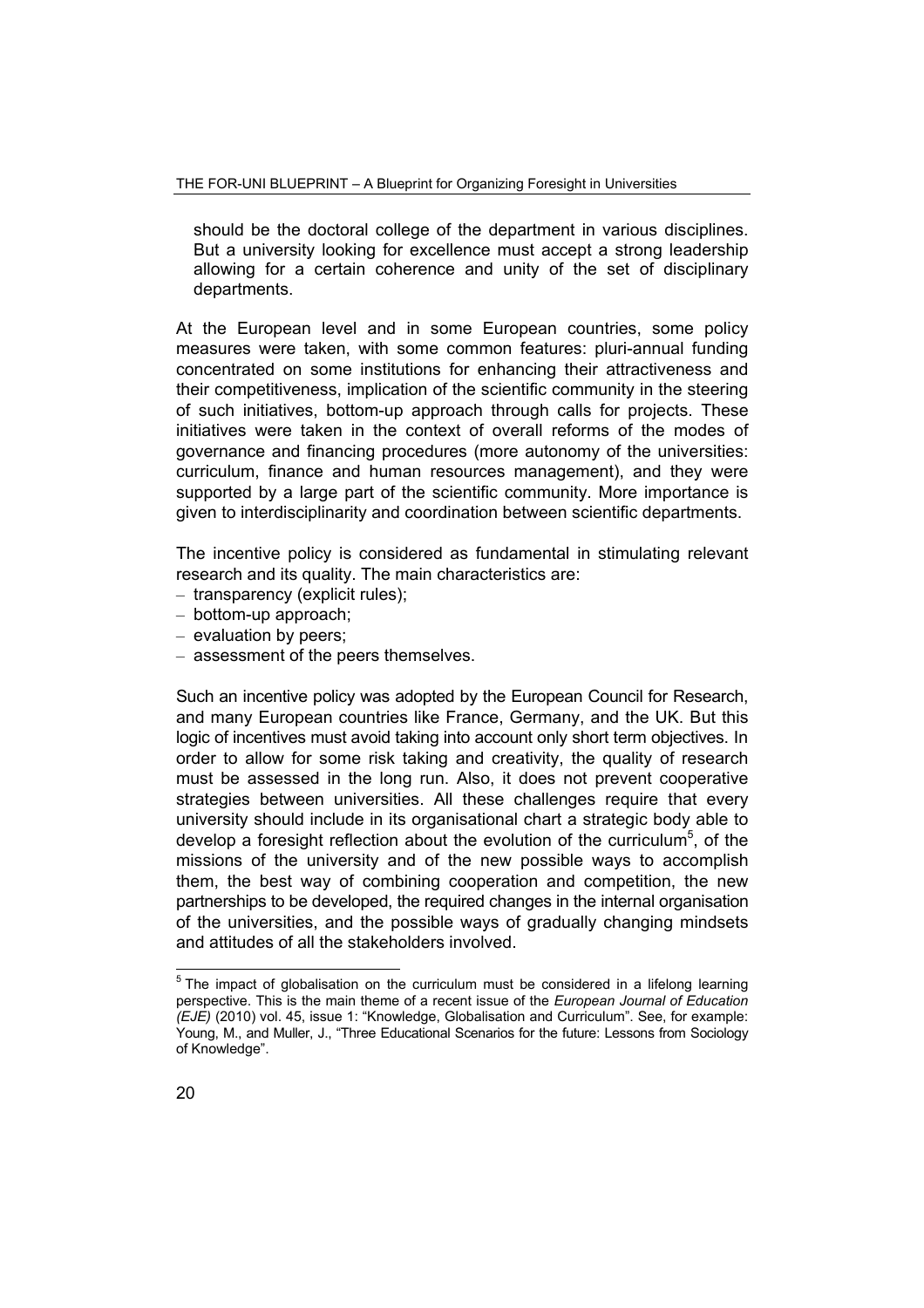should be the doctoral college of the department in various disciplines. But a university looking for excellence must accept a strong leadership allowing for a certain coherence and unity of the set of disciplinary departments.

At the European level and in some European countries, some policy measures were taken, with some common features: pluri-annual funding concentrated on some institutions for enhancing their attractiveness and their competitiveness, implication of the scientific community in the steering of such initiatives, bottom-up approach through calls for projects. These initiatives were taken in the context of overall reforms of the modes of governance and financing procedures (more autonomy of the universities: curriculum, finance and human resources management), and they were supported by a large part of the scientific community. More importance is given to interdisciplinarity and coordination between scientific departments.

The incentive policy is considered as fundamental in stimulating relevant research and its quality. The main characteristics are:

- transparency (explicit rules);
- bottom-up approach;
- evaluation by peers;
- assessment of the peers themselves.

Such an incentive policy was adopted by the European Council for Research, and many European countries like France, Germany, and the UK. But this logic of incentives must avoid taking into account only short term objectives. In order to allow for some risk taking and creativity, the quality of research must be assessed in the long run. Also, it does not prevent cooperative strategies between universities. All these challenges require that every university should include in its organisational chart a strategic body able to develop a foresight reflection about the evolution of the curriculum[5], of the missions of the university and of the new possible ways to accomplish them, the best way of combining cooperation and competition, the new partnerships to be developed, the required changes in the internal organisation of the universities, and the possible ways of gradually changing mindsets and attitudes of all the stakeholders involved.

[5] The impact of globalisation on the curriculum must be considered in a lifelong learning perspective. This is the main theme of a recent issue of the *European Journal of Education (EJE)* (2010) vol. 45, issue 1: "Knowledge, Globalisation and Curriculum". See, for example: Young, M., and Muller, J., "Three Educational Scenarios for the future: Lessons from Sociology of Knowledge".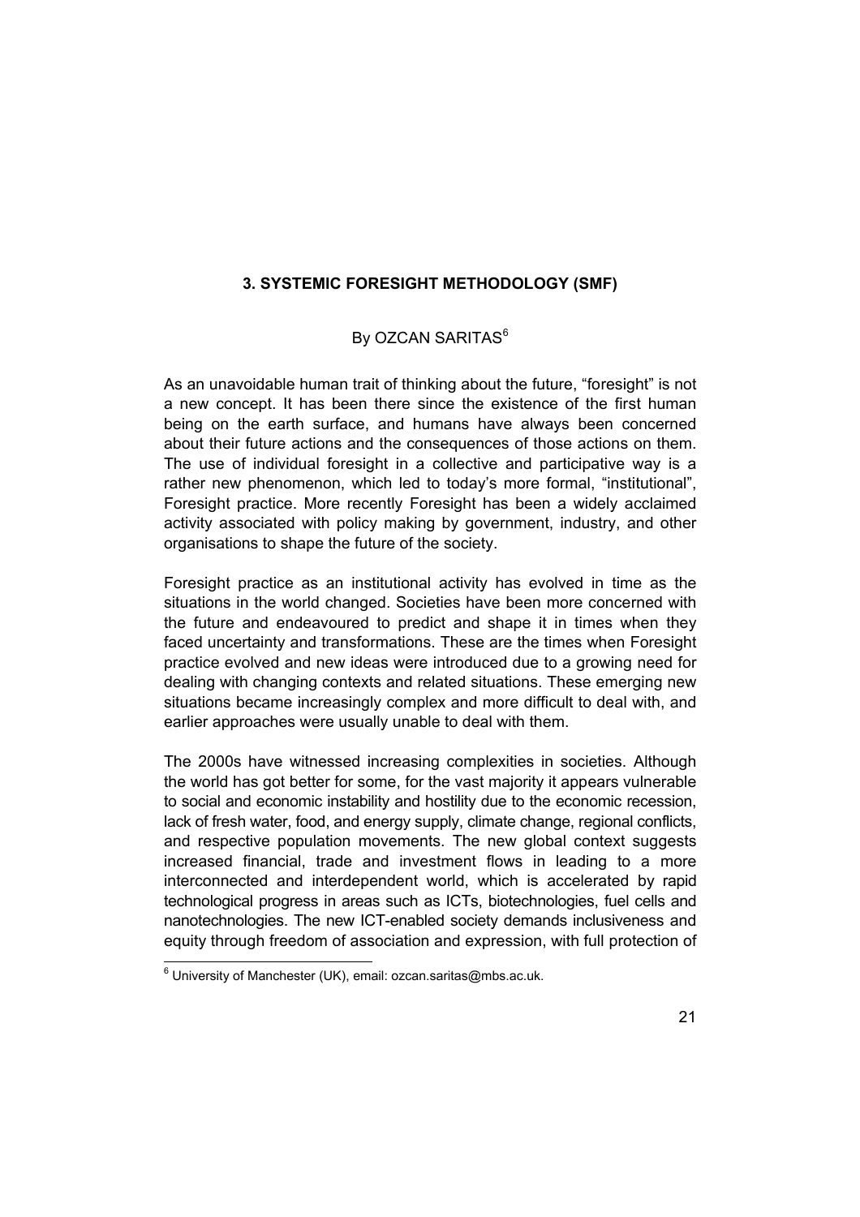## 3. SYSTEMIC FORESIGHT METHODOLOGY (SMF)

By OZCAN SARITAS[6]

As an unavoidable human trait of thinking about the future, "foresight" is not a new concept. It has been there since the existence of the first human being on the earth surface, and humans have always been concerned about their future actions and the consequences of those actions on them. The use of individual foresight in a collective and participative way is a rather new phenomenon, which led to today's more formal, "institutional", Foresight practice. More recently Foresight has been a widely acclaimed activity associated with policy making by government, industry, and other organisations to shape the future of the society.

Foresight practice as an institutional activity has evolved in time as the situations in the world changed. Societies have been more concerned with the future and endeavoured to predict and shape it in times when they faced uncertainty and transformations. These are the times when Foresight practice evolved and new ideas were introduced due to a growing need for dealing with changing contexts and related situations. These emerging new situations became increasingly complex and more difficult to deal with, and earlier approaches were usually unable to deal with them.

The 2000s have witnessed increasing complexities in societies. Although the world has got better for some, for the vast majority it appears vulnerable to social and economic instability and hostility due to the economic recession, lack of fresh water, food, and energy supply, climate change, regional conflicts, and respective population movements. The new global context suggests increased financial, trade and investment flows in leading to a more interconnected and interdependent world, which is accelerated by rapid technological progress in areas such as ICTs, biotechnologies, fuel cells and nanotechnologies. The new ICT-enabled society demands inclusiveness and equity through freedom of association and expression, with full protection of

[6] University of Manchester (UK), email: ozcan.saritas@mbs.ac.uk.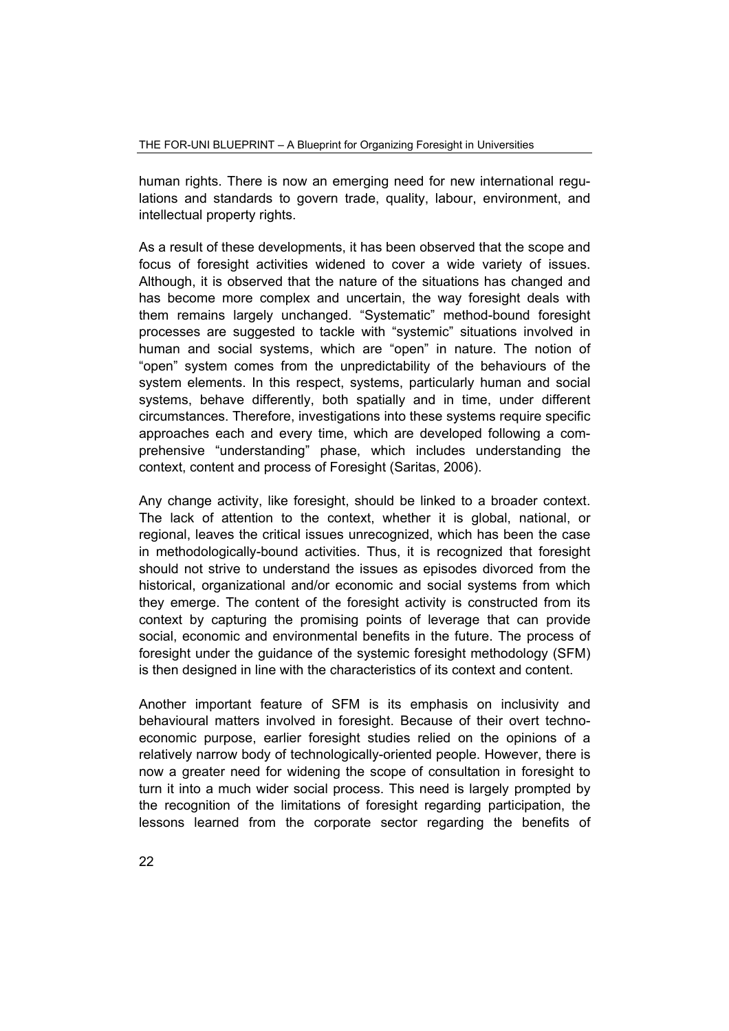human rights. There is now an emerging need for new international regulations and standards to govern trade, quality, labour, environment, and intellectual property rights.

As a result of these developments, it has been observed that the scope and focus of foresight activities widened to cover a wide variety of issues. Although, it is observed that the nature of the situations has changed and has become more complex and uncertain, the way foresight deals with them remains largely unchanged. "Systematic" method-bound foresight processes are suggested to tackle with "systemic" situations involved in human and social systems, which are "open" in nature. The notion of "open" system comes from the unpredictability of the behaviours of the system elements. In this respect, systems, particularly human and social systems, behave differently, both spatially and in time, under different circumstances. Therefore, investigations into these systems require specific approaches each and every time, which are developed following a comprehensive "understanding" phase, which includes understanding the context, content and process of Foresight (Saritas, 2006).

Any change activity, like foresight, should be linked to a broader context. The lack of attention to the context, whether it is global, national, or regional, leaves the critical issues unrecognized, which has been the case in methodologically-bound activities. Thus, it is recognized that foresight should not strive to understand the issues as episodes divorced from the historical, organizational and/or economic and social systems from which they emerge. The content of the foresight activity is constructed from its context by capturing the promising points of leverage that can provide social, economic and environmental benefits in the future. The process of foresight under the guidance of the systemic foresight methodology (SFM) is then designed in line with the characteristics of its context and content.

Another important feature of SFM is its emphasis on inclusivity and behavioural matters involved in foresight. Because of their overt techno-economic purpose, earlier foresight studies relied on the opinions of a relatively narrow body of technologically-oriented people. However, there is now a greater need for widening the scope of consultation in foresight to turn it into a much wider social process. This need is largely prompted by the recognition of the limitations of foresight regarding participation, the lessons learned from the corporate sector regarding the benefits of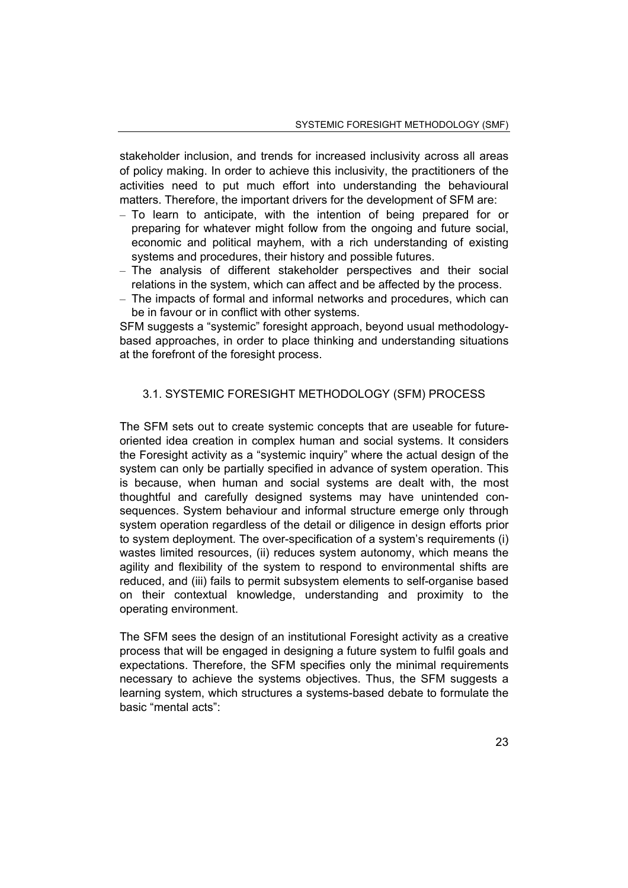stakeholder inclusion, and trends for increased inclusivity across all areas of policy making. In order to achieve this inclusivity, the practitioners of the activities need to put much effort into understanding the behavioural matters. Therefore, the important drivers for the development of SFM are:

- To learn to anticipate, with the intention of being prepared for or preparing for whatever might follow from the ongoing and future social, economic and political mayhem, with a rich understanding of existing systems and procedures, their history and possible futures.
- The analysis of different stakeholder perspectives and their social relations in the system, which can affect and be affected by the process.
- The impacts of formal and informal networks and procedures, which can be in favour or in conflict with other systems.

SFM suggests a "systemic" foresight approach, beyond usual methodology-based approaches, in order to place thinking and understanding situations at the forefront of the foresight process.

## 3.1. SYSTEMIC FORESIGHT METHODOLOGY (SFM) PROCESS

The SFM sets out to create systemic concepts that are useable for future-oriented idea creation in complex human and social systems. It considers the Foresight activity as a "systemic inquiry" where the actual design of the system can only be partially specified in advance of system operation. This is because, when human and social systems are dealt with, the most thoughtful and carefully designed systems may have unintended consequences. System behaviour and informal structure emerge only through system operation regardless of the detail or diligence in design efforts prior to system deployment. The over-specification of a system's requirements (i) wastes limited resources, (ii) reduces system autonomy, which means the agility and flexibility of the system to respond to environmental shifts are reduced, and (iii) fails to permit subsystem elements to self-organise based on their contextual knowledge, understanding and proximity to the operating environment.

The SFM sees the design of an institutional Foresight activity as a creative process that will be engaged in designing a future system to fulfil goals and expectations. Therefore, the SFM specifies only the minimal requirements necessary to achieve the systems objectives. Thus, the SFM suggests a learning system, which structures a systems-based debate to formulate the basic "mental acts":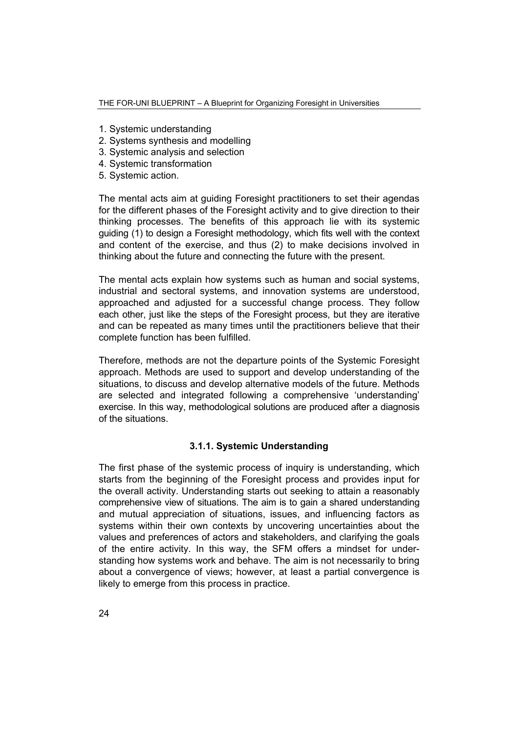1. Systemic understanding
2. Systems synthesis and modelling
3. Systemic analysis and selection
4. Systemic transformation
5. Systemic action.

The mental acts aim at guiding Foresight practitioners to set their agendas for the different phases of the Foresight activity and to give direction to their thinking processes. The benefits of this approach lie with its systemic guiding (1) to design a Foresight methodology, which fits well with the context and content of the exercise, and thus (2) to make decisions involved in thinking about the future and connecting the future with the present.

The mental acts explain how systems such as human and social systems, industrial and sectoral systems, and innovation systems are understood, approached and adjusted for a successful change process. They follow each other, just like the steps of the Foresight process, but they are iterative and can be repeated as many times until the practitioners believe that their complete function has been fulfilled.

Therefore, methods are not the departure points of the Systemic Foresight approach. Methods are used to support and develop understanding of the situations, to discuss and develop alternative models of the future. Methods are selected and integrated following a comprehensive 'understanding' exercise. In this way, methodological solutions are produced after a diagnosis of the situations.

### 3.1.1. Systemic Understanding

The first phase of the systemic process of inquiry is understanding, which starts from the beginning of the Foresight process and provides input for the overall activity. Understanding starts out seeking to attain a reasonably comprehensive view of situations. The aim is to gain a shared understanding and mutual appreciation of situations, issues, and influencing factors as systems within their own contexts by uncovering uncertainties about the values and preferences of actors and stakeholders, and clarifying the goals of the entire activity. In this way, the SFM offers a mindset for understanding how systems work and behave. The aim is not necessarily to bring about a convergence of views; however, at least a partial convergence is likely to emerge from this process in practice.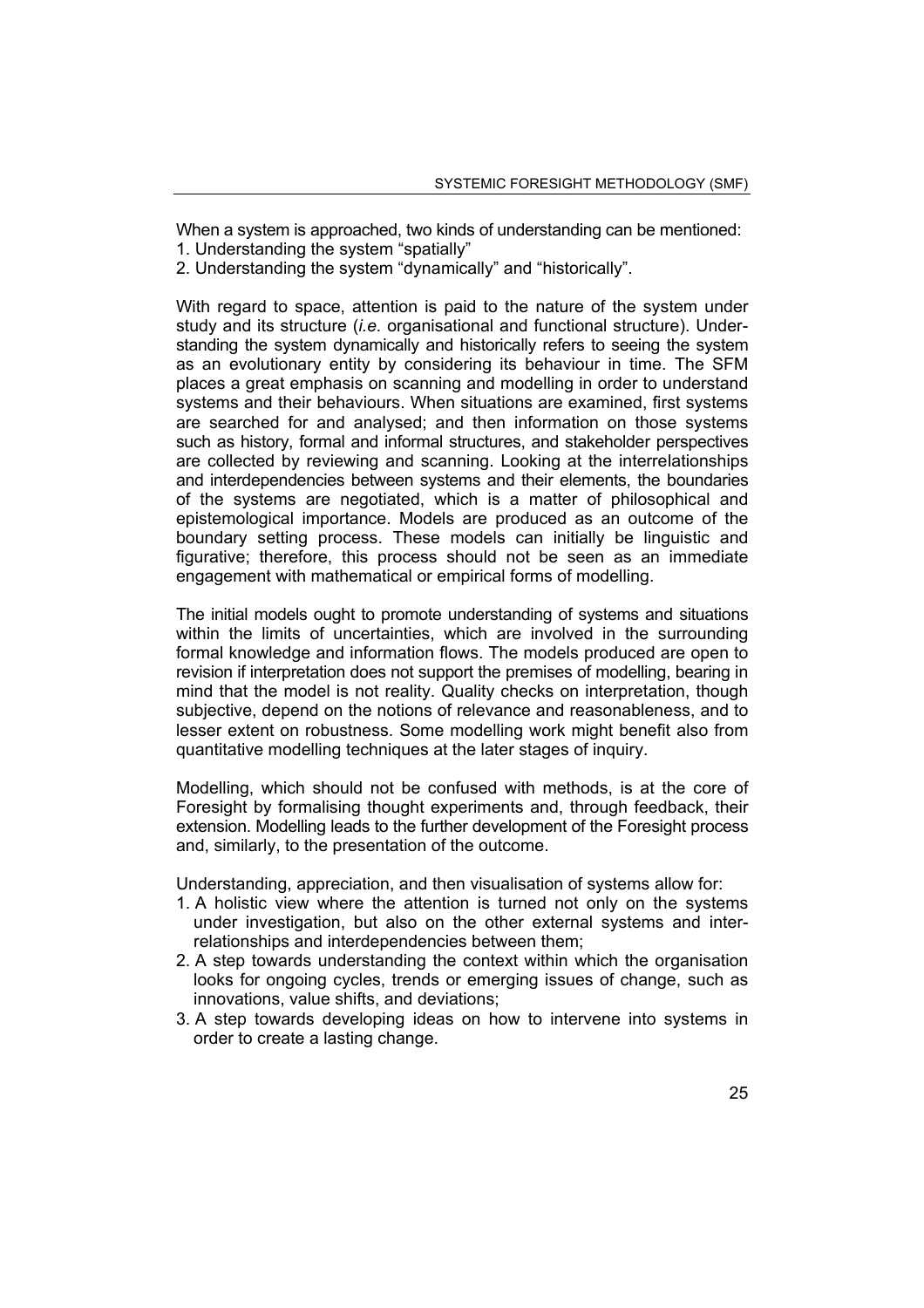When a system is approached, two kinds of understanding can be mentioned:
1. Understanding the system “spatially”
2. Understanding the system “dynamically” and “historically”.

With regard to space, attention is paid to the nature of the system under study and its structure (*i.e.* organisational and functional structure). Understanding the system dynamically and historically refers to seeing the system as an evolutionary entity by considering its behaviour in time. The SFM places a great emphasis on scanning and modelling in order to understand systems and their behaviours. When situations are examined, first systems are searched for and analysed; and then information on those systems such as history, formal and informal structures, and stakeholder perspectives are collected by reviewing and scanning. Looking at the interrelationships and interdependencies between systems and their elements, the boundaries of the systems are negotiated, which is a matter of philosophical and epistemological importance. Models are produced as an outcome of the boundary setting process. These models can initially be linguistic and figurative; therefore, this process should not be seen as an immediate engagement with mathematical or empirical forms of modelling.

The initial models ought to promote understanding of systems and situations within the limits of uncertainties, which are involved in the surrounding formal knowledge and information flows. The models produced are open to revision if interpretation does not support the premises of modelling, bearing in mind that the model is not reality. Quality checks on interpretation, though subjective, depend on the notions of relevance and reasonableness, and to lesser extent on robustness. Some modelling work might benefit also from quantitative modelling techniques at the later stages of inquiry.

Modelling, which should not be confused with methods, is at the core of Foresight by formalising thought experiments and, through feedback, their extension. Modelling leads to the further development of the Foresight process and, similarly, to the presentation of the outcome.

Understanding, appreciation, and then visualisation of systems allow for:
1. A holistic view where the attention is turned not only on the systems under investigation, but also on the other external systems and interrelationships and interdependencies between them;
2. A step towards understanding the context within which the organisation looks for ongoing cycles, trends or emerging issues of change, such as innovations, value shifts, and deviations;
3. A step towards developing ideas on how to intervene into systems in order to create a lasting change.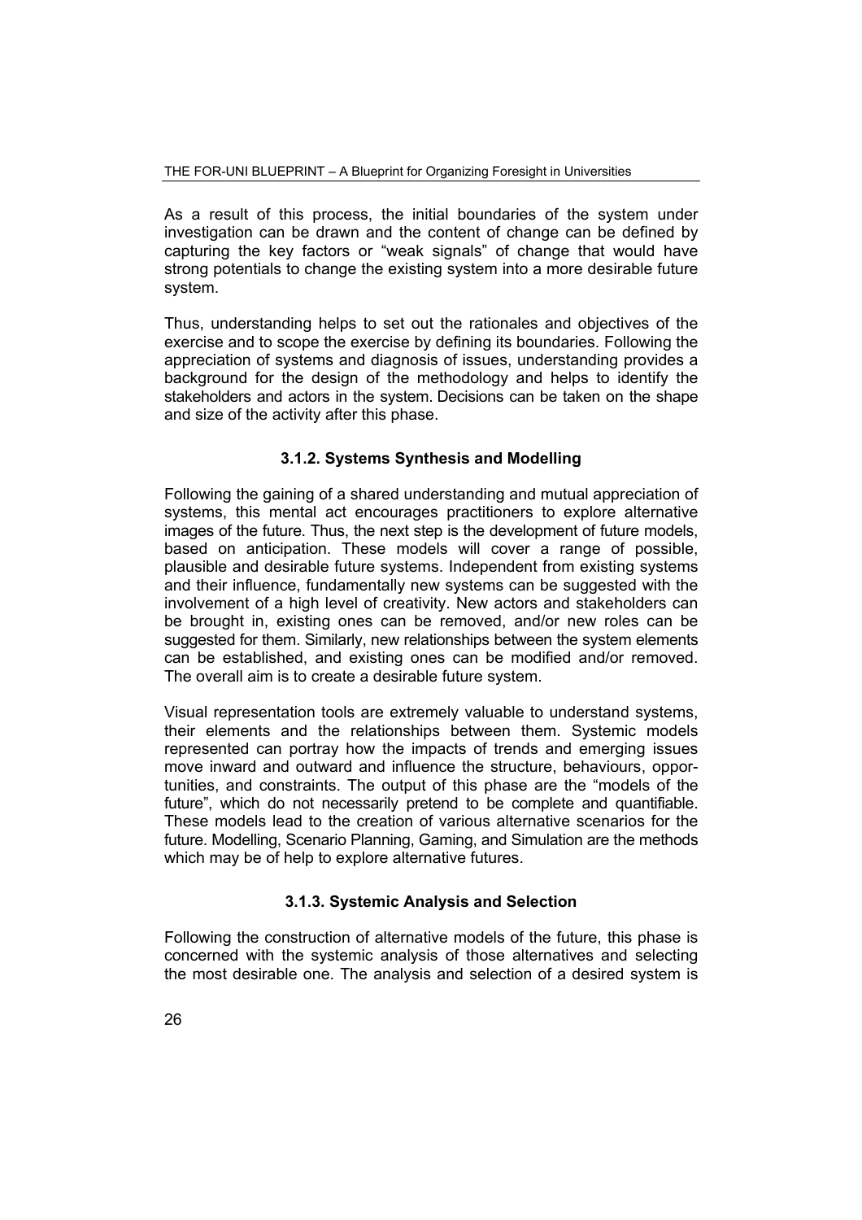As a result of this process, the initial boundaries of the system under investigation can be drawn and the content of change can be defined by capturing the key factors or "weak signals" of change that would have strong potentials to change the existing system into a more desirable future system.

Thus, understanding helps to set out the rationales and objectives of the exercise and to scope the exercise by defining its boundaries. Following the appreciation of systems and diagnosis of issues, understanding provides a background for the design of the methodology and helps to identify the stakeholders and actors in the system. Decisions can be taken on the shape and size of the activity after this phase.

### 3.1.2. Systems Synthesis and Modelling

Following the gaining of a shared understanding and mutual appreciation of systems, this mental act encourages practitioners to explore alternative images of the future. Thus, the next step is the development of future models, based on anticipation. These models will cover a range of possible, plausible and desirable future systems. Independent from existing systems and their influence, fundamentally new systems can be suggested with the involvement of a high level of creativity. New actors and stakeholders can be brought in, existing ones can be removed, and/or new roles can be suggested for them. Similarly, new relationships between the system elements can be established, and existing ones can be modified and/or removed. The overall aim is to create a desirable future system.

Visual representation tools are extremely valuable to understand systems, their elements and the relationships between them. Systemic models represented can portray how the impacts of trends and emerging issues move inward and outward and influence the structure, behaviours, opportunities, and constraints. The output of this phase are the "models of the future", which do not necessarily pretend to be complete and quantifiable. These models lead to the creation of various alternative scenarios for the future. Modelling, Scenario Planning, Gaming, and Simulation are the methods which may be of help to explore alternative futures.

### 3.1.3. Systemic Analysis and Selection

Following the construction of alternative models of the future, this phase is concerned with the systemic analysis of those alternatives and selecting the most desirable one. The analysis and selection of a desired system is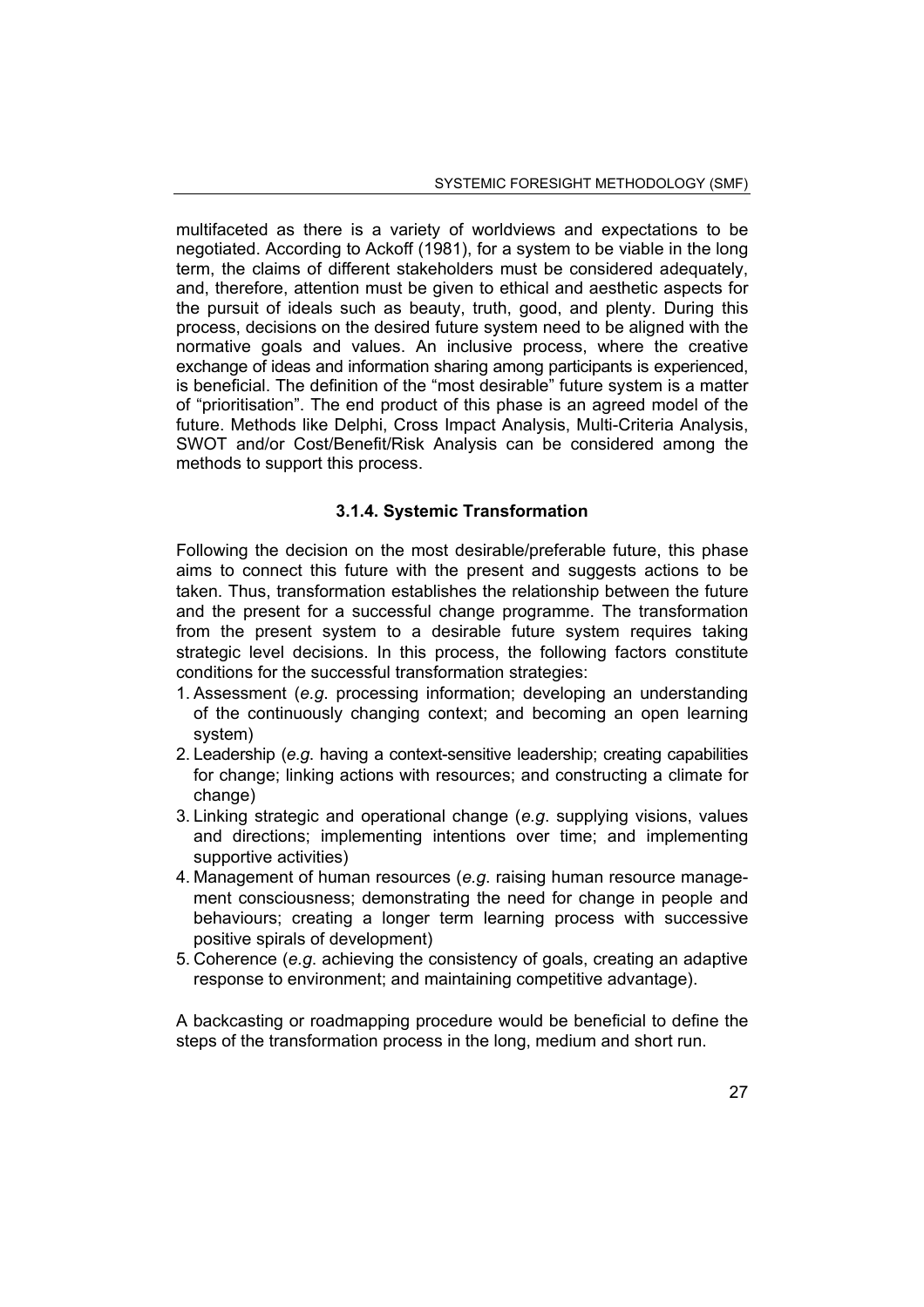multifaceted as there is a variety of worldviews and expectations to be negotiated. According to Ackoff (1981), for a system to be viable in the long term, the claims of different stakeholders must be considered adequately, and, therefore, attention must be given to ethical and aesthetic aspects for the pursuit of ideals such as beauty, truth, good, and plenty. During this process, decisions on the desired future system need to be aligned with the normative goals and values. An inclusive process, where the creative exchange of ideas and information sharing among participants is experienced, is beneficial. The definition of the "most desirable" future system is a matter of "prioritisation". The end product of this phase is an agreed model of the future. Methods like Delphi, Cross Impact Analysis, Multi-Criteria Analysis, SWOT and/or Cost/Benefit/Risk Analysis can be considered among the methods to support this process.

### 3.1.4. Systemic Transformation

Following the decision on the most desirable/preferable future, this phase aims to connect this future with the present and suggests actions to be taken. Thus, transformation establishes the relationship between the future and the present for a successful change programme. The transformation from the present system to a desirable future system requires taking strategic level decisions. In this process, the following factors constitute conditions for the successful transformation strategies:

1. Assessment (*e.g.* processing information; developing an understanding of the continuously changing context; and becoming an open learning system)
2. Leadership (*e.g.* having a context-sensitive leadership; creating capabilities for change; linking actions with resources; and constructing a climate for change)
3. Linking strategic and operational change (*e.g.* supplying visions, values and directions; implementing intentions over time; and implementing supportive activities)
4. Management of human resources (*e.g.* raising human resource management consciousness; demonstrating the need for change in people and behaviours; creating a longer term learning process with successive positive spirals of development)
5. Coherence (*e.g.* achieving the consistency of goals, creating an adaptive response to environment; and maintaining competitive advantage).

A backcasting or roadmapping procedure would be beneficial to define the steps of the transformation process in the long, medium and short run.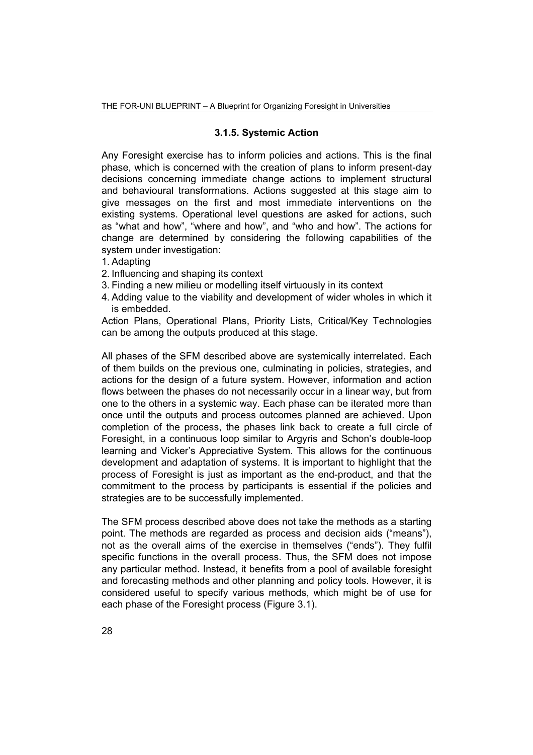### 3.1.5. Systemic Action

Any Foresight exercise has to inform policies and actions. This is the final phase, which is concerned with the creation of plans to inform present-day decisions concerning immediate change actions to implement structural and behavioural transformations. Actions suggested at this stage aim to give messages on the first and most immediate interventions on the existing systems. Operational level questions are asked for actions, such as "what and how", "where and how", and "who and how". The actions for change are determined by considering the following capabilities of the system under investigation:

1. Adapting
2. Influencing and shaping its context
3. Finding a new milieu or modelling itself virtuously in its context
4. Adding value to the viability and development of wider wholes in which it is embedded.

Action Plans, Operational Plans, Priority Lists, Critical/Key Technologies can be among the outputs produced at this stage.

All phases of the SFM described above are systemically interrelated. Each of them builds on the previous one, culminating in policies, strategies, and actions for the design of a future system. However, information and action flows between the phases do not necessarily occur in a linear way, but from one to the others in a systemic way. Each phase can be iterated more than once until the outputs and process outcomes planned are achieved. Upon completion of the process, the phases link back to create a full circle of Foresight, in a continuous loop similar to Argyris and Schon's double-loop learning and Vicker's Appreciative System. This allows for the continuous development and adaptation of systems. It is important to highlight that the process of Foresight is just as important as the end-product, and that the commitment to the process by participants is essential if the policies and strategies are to be successfully implemented.

The SFM process described above does not take the methods as a starting point. The methods are regarded as process and decision aids ("means"), not as the overall aims of the exercise in themselves ("ends"). They fulfil specific functions in the overall process. Thus, the SFM does not impose any particular method. Instead, it benefits from a pool of available foresight and forecasting methods and other planning and policy tools. However, it is considered useful to specify various methods, which might be of use for each phase of the Foresight process (Figure 3.1).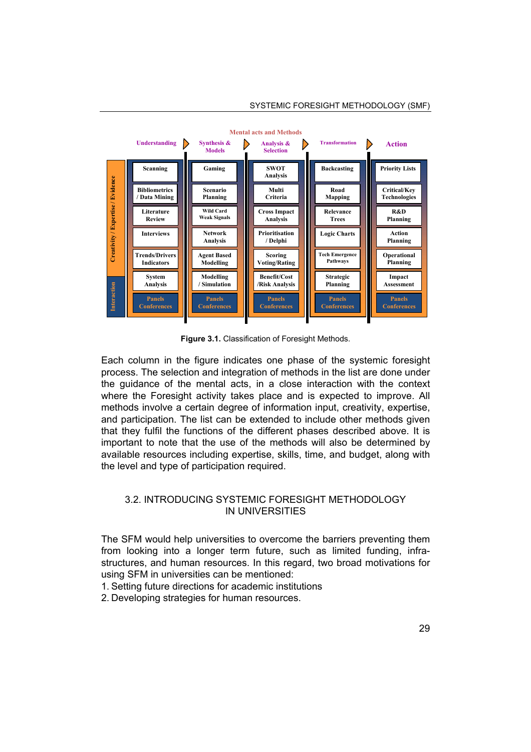Mental acts and Methods

| Understanding | Synthesis & Models | Analysis & Selection | Transformation | Action |
|---|---|---|---|---|
| Scanning | Gaming | SWOT Analysis | Backcasting | Priority Lists |
| Bibliometrics / Data Mining | Scenario Planning | Multi Criteria | Road Mapping | Critical/Key Technologies |
| Literature Review | Wild Card Weak Signals | Cross Impact Analysis | Relevance Trees | R&D Planning |
| Interviews | Network Analysis | Prioritisation / Delphi | Logic Charts | Action Planning |
| Trends/Drivers Indicators | Agent Based Modelling | Scoring Voting/Rating | Tech Emergence Pathways | Operational Planning |
| System Analysis | Modelling / Simulation | Benefit/Cost /Risk Analysis | Strategic Planning | Impact Assessment |
| Panels Conferences | Panels Conferences | Panels Conferences | Panels Conferences | Panels Conferences |

Creativity / Expertise / Evidence; Interaction

**Figure 3.1.** Classification of Foresight Methods.

Each column in the figure indicates one phase of the systemic foresight process. The selection and integration of methods in the list are done under the guidance of the mental acts, in a close interaction with the context where the Foresight activity takes place and is expected to improve. All methods involve a certain degree of information input, creativity, expertise, and participation. The list can be extended to include other methods given that they fulfil the functions of the different phases described above. It is important to note that the use of the methods will also be determined by available resources including expertise, skills, time, and budget, along with the level and type of participation required.

## 3.2. INTRODUCING SYSTEMIC FORESIGHT METHODOLOGY IN UNIVERSITIES

The SFM would help universities to overcome the barriers preventing them from looking into a longer term future, such as limited funding, infra-structures, and human resources. In this regard, two broad motivations for using SFM in universities can be mentioned:

1. Setting future directions for academic institutions
2. Developing strategies for human resources.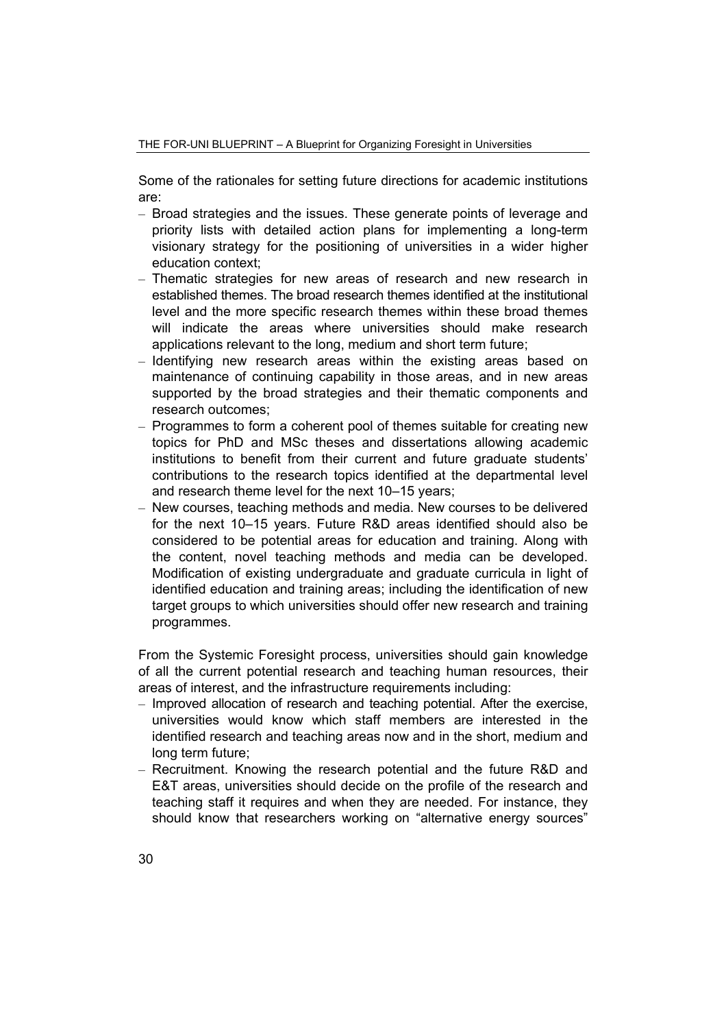Some of the rationales for setting future directions for academic institutions are:

- Broad strategies and the issues. These generate points of leverage and priority lists with detailed action plans for implementing a long-term visionary strategy for the positioning of universities in a wider higher education context;
- Thematic strategies for new areas of research and new research in established themes. The broad research themes identified at the institutional level and the more specific research themes within these broad themes will indicate the areas where universities should make research applications relevant to the long, medium and short term future;
- Identifying new research areas within the existing areas based on maintenance of continuing capability in those areas, and in new areas supported by the broad strategies and their thematic components and research outcomes;
- Programmes to form a coherent pool of themes suitable for creating new topics for PhD and MSc theses and dissertations allowing academic institutions to benefit from their current and future graduate students' contributions to the research topics identified at the departmental level and research theme level for the next 10–15 years;
- New courses, teaching methods and media. New courses to be delivered for the next 10–15 years. Future R&D areas identified should also be considered to be potential areas for education and training. Along with the content, novel teaching methods and media can be developed. Modification of existing undergraduate and graduate curricula in light of identified education and training areas; including the identification of new target groups to which universities should offer new research and training programmes.

From the Systemic Foresight process, universities should gain knowledge of all the current potential research and teaching human resources, their areas of interest, and the infrastructure requirements including:

- Improved allocation of research and teaching potential. After the exercise, universities would know which staff members are interested in the identified research and teaching areas now and in the short, medium and long term future;
- Recruitment. Knowing the research potential and the future R&D and E&T areas, universities should decide on the profile of the research and teaching staff it requires and when they are needed. For instance, they should know that researchers working on "alternative energy sources"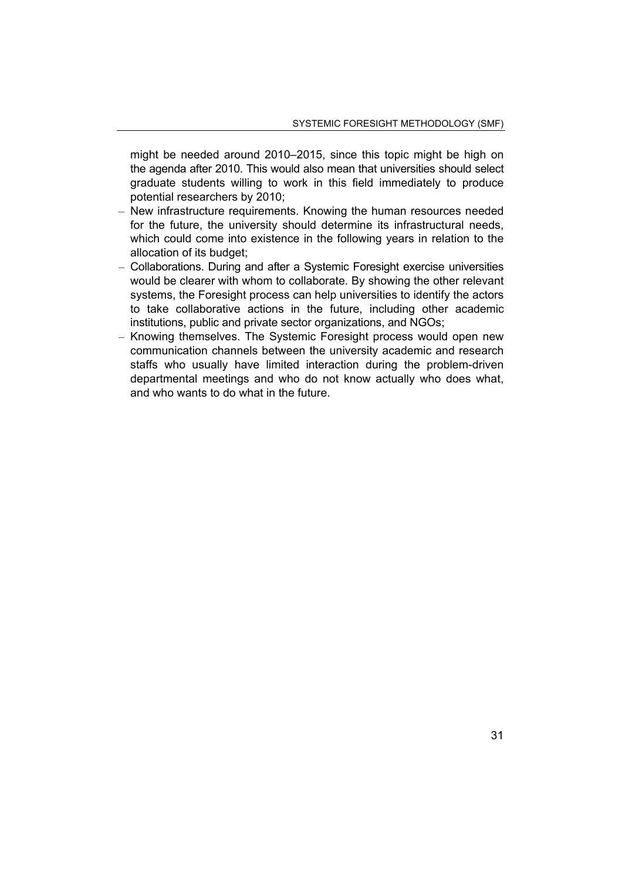might be needed around 2010–2015, since this topic might be high on the agenda after 2010. This would also mean that universities should select graduate students willing to work in this field immediately to produce potential researchers by 2010;

- New infrastructure requirements. Knowing the human resources needed for the future, the university should determine its infrastructural needs, which could come into existence in the following years in relation to the allocation of its budget;
- Collaborations. During and after a Systemic Foresight exercise universities would be clearer with whom to collaborate. By showing the other relevant systems, the Foresight process can help universities to identify the actors to take collaborative actions in the future, including other academic institutions, public and private sector organizations, and NGOs;
- Knowing themselves. The Systemic Foresight process would open new communication channels between the university academic and research staffs who usually have limited interaction during the problem-driven departmental meetings and who do not know actually who does what, and who wants to do what in the future.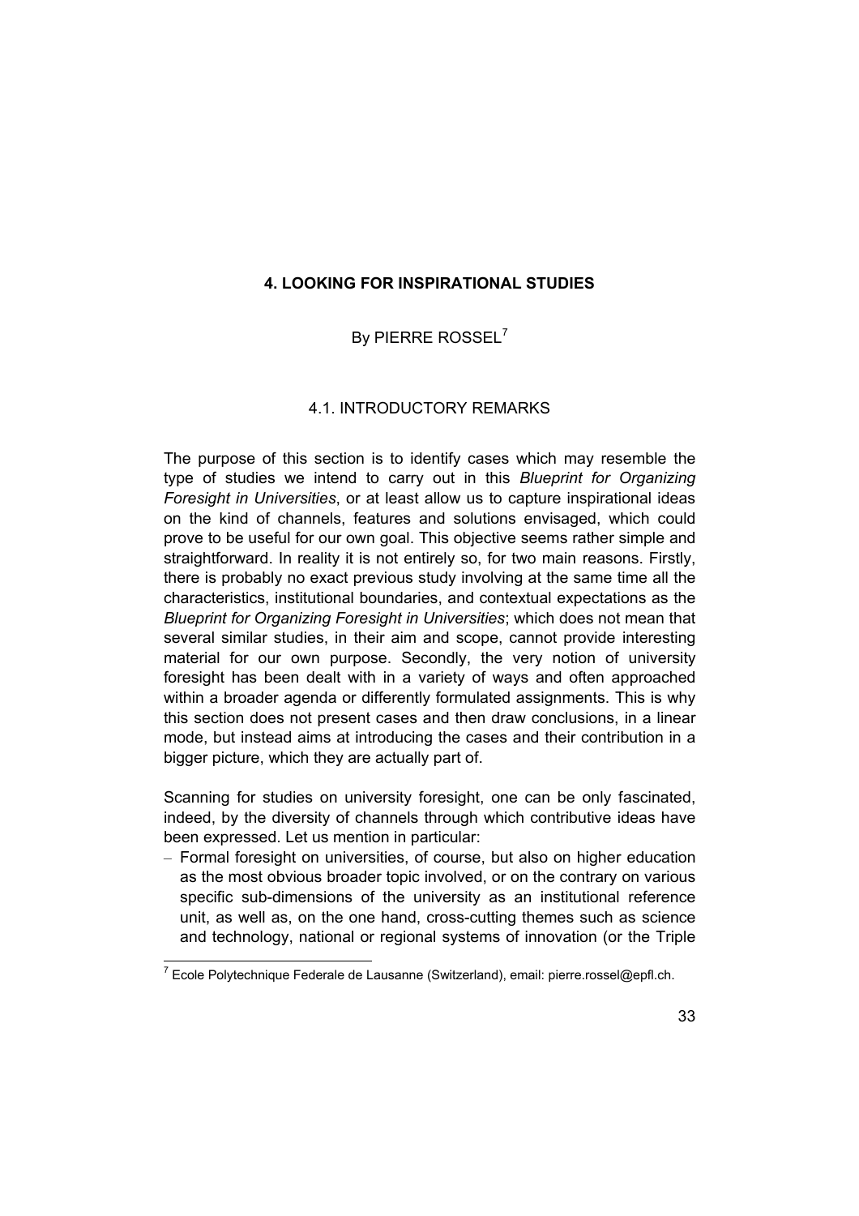# 4. LOOKING FOR INSPIRATIONAL STUDIES

By PIERRE ROSSEL[7]

## 4.1. INTRODUCTORY REMARKS

The purpose of this section is to identify cases which may resemble the type of studies we intend to carry out in this *Blueprint for Organizing Foresight in Universities*, or at least allow us to capture inspirational ideas on the kind of channels, features and solutions envisaged, which could prove to be useful for our own goal. This objective seems rather simple and straightforward. In reality it is not entirely so, for two main reasons. Firstly, there is probably no exact previous study involving at the same time all the characteristics, institutional boundaries, and contextual expectations as the *Blueprint for Organizing Foresight in Universities*; which does not mean that several similar studies, in their aim and scope, cannot provide interesting material for our own purpose. Secondly, the very notion of university foresight has been dealt with in a variety of ways and often approached within a broader agenda or differently formulated assignments. This is why this section does not present cases and then draw conclusions, in a linear mode, but instead aims at introducing the cases and their contribution in a bigger picture, which they are actually part of.

Scanning for studies on university foresight, one can be only fascinated, indeed, by the diversity of channels through which contributive ideas have been expressed. Let us mention in particular:

– Formal foresight on universities, of course, but also on higher education as the most obvious broader topic involved, or on the contrary on various specific sub-dimensions of the university as an institutional reference unit, as well as, on the one hand, cross-cutting themes such as science and technology, national or regional systems of innovation (or the Triple

[7] Ecole Polytechnique Federale de Lausanne (Switzerland), email: pierre.rossel@epfl.ch.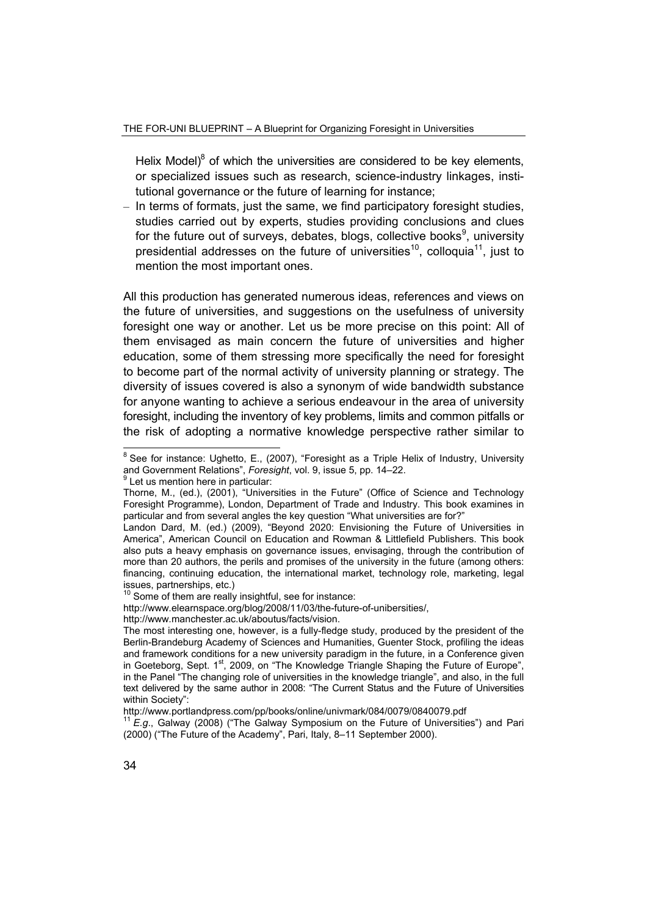Helix Model)[8] of which the universities are considered to be key elements, or specialized issues such as research, science-industry linkages, institutional governance or the future of learning for instance;

- In terms of formats, just the same, we find participatory foresight studies, studies carried out by experts, studies providing conclusions and clues for the future out of surveys, debates, blogs, collective books[9], university presidential addresses on the future of universities[10], colloquia[11], just to mention the most important ones.

All this production has generated numerous ideas, references and views on the future of universities, and suggestions on the usefulness of university foresight one way or another. Let us be more precise on this point: All of them envisaged as main concern the future of universities and higher education, some of them stressing more specifically the need for foresight to become part of the normal activity of university planning or strategy. The diversity of issues covered is also a synonym of wide bandwidth substance for anyone wanting to achieve a serious endeavour in the area of university foresight, including the inventory of key problems, limits and common pitfalls or the risk of adopting a normative knowledge perspective rather similar to

---

[8] See for instance: Ughetto, E., (2007), "Foresight as a Triple Helix of Industry, University and Government Relations", *Foresight*, vol. 9, issue 5, pp. 14–22.

[9] Let us mention here in particular:

Thorne, M., (ed.), (2001), "Universities in the Future" (Office of Science and Technology Foresight Programme), London, Department of Trade and Industry. This book examines in particular and from several angles the key question "What universities are for?"

Landon Dard, M. (ed.) (2009), "Beyond 2020: Envisioning the Future of Universities in America", American Council on Education and Rowman & Littlefield Publishers. This book also puts a heavy emphasis on governance issues, envisaging, through the contribution of more than 20 authors, the perils and promises of the university in the future (among others: financing, continuing education, the international market, technology role, marketing, legal issues, partnerships, etc.)

[10] Some of them are really insightful, see for instance:

http://www.elearnspace.org/blog/2008/11/03/the-future-of-unibersities/,

http://www.manchester.ac.uk/aboutus/facts/vision.

The most interesting one, however, is a fully-fledge study, produced by the president of the Berlin-Brandeburg Academy of Sciences and Humanities, Guenter Stock, profiling the ideas and framework conditions for a new university paradigm in the future, in a Conference given in Goeteborg, Sept. 1st, 2009, on "The Knowledge Triangle Shaping the Future of Europe", in the Panel "The changing role of universities in the knowledge triangle", and also, in the full text delivered by the same author in 2008: "The Current Status and the Future of Universities within Society":

http://www.portlandpress.com/pp/books/online/univmark/084/0079/0840079.pdf

[11] *E.g*., Galway (2008) ("The Galway Symposium on the Future of Universities") and Pari (2000) ("The Future of the Academy", Pari, Italy, 8–11 September 2000).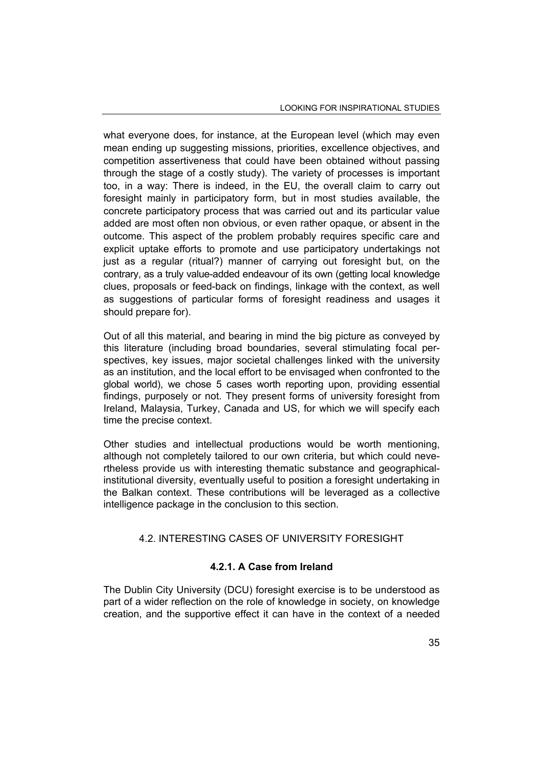what everyone does, for instance, at the European level (which may even mean ending up suggesting missions, priorities, excellence objectives, and competition assertiveness that could have been obtained without passing through the stage of a costly study). The variety of processes is important too, in a way: There is indeed, in the EU, the overall claim to carry out foresight mainly in participatory form, but in most studies available, the concrete participatory process that was carried out and its particular value added are most often non obvious, or even rather opaque, or absent in the outcome. This aspect of the problem probably requires specific care and explicit uptake efforts to promote and use participatory undertakings not just as a regular (ritual?) manner of carrying out foresight but, on the contrary, as a truly value-added endeavour of its own (getting local knowledge clues, proposals or feed-back on findings, linkage with the context, as well as suggestions of particular forms of foresight readiness and usages it should prepare for).

Out of all this material, and bearing in mind the big picture as conveyed by this literature (including broad boundaries, several stimulating focal perspectives, key issues, major societal challenges linked with the university as an institution, and the local effort to be envisaged when confronted to the global world), we chose 5 cases worth reporting upon, providing essential findings, purposely or not. They present forms of university foresight from Ireland, Malaysia, Turkey, Canada and US, for which we will specify each time the precise context.

Other studies and intellectual productions would be worth mentioning, although not completely tailored to our own criteria, but which could nevertheless provide us with interesting thematic substance and geographical-institutional diversity, eventually useful to position a foresight undertaking in the Balkan context. These contributions will be leveraged as a collective intelligence package in the conclusion to this section.

## 4.2. INTERESTING CASES OF UNIVERSITY FORESIGHT

### 4.2.1. A Case from Ireland

The Dublin City University (DCU) foresight exercise is to be understood as part of a wider reflection on the role of knowledge in society, on knowledge creation, and the supportive effect it can have in the context of a needed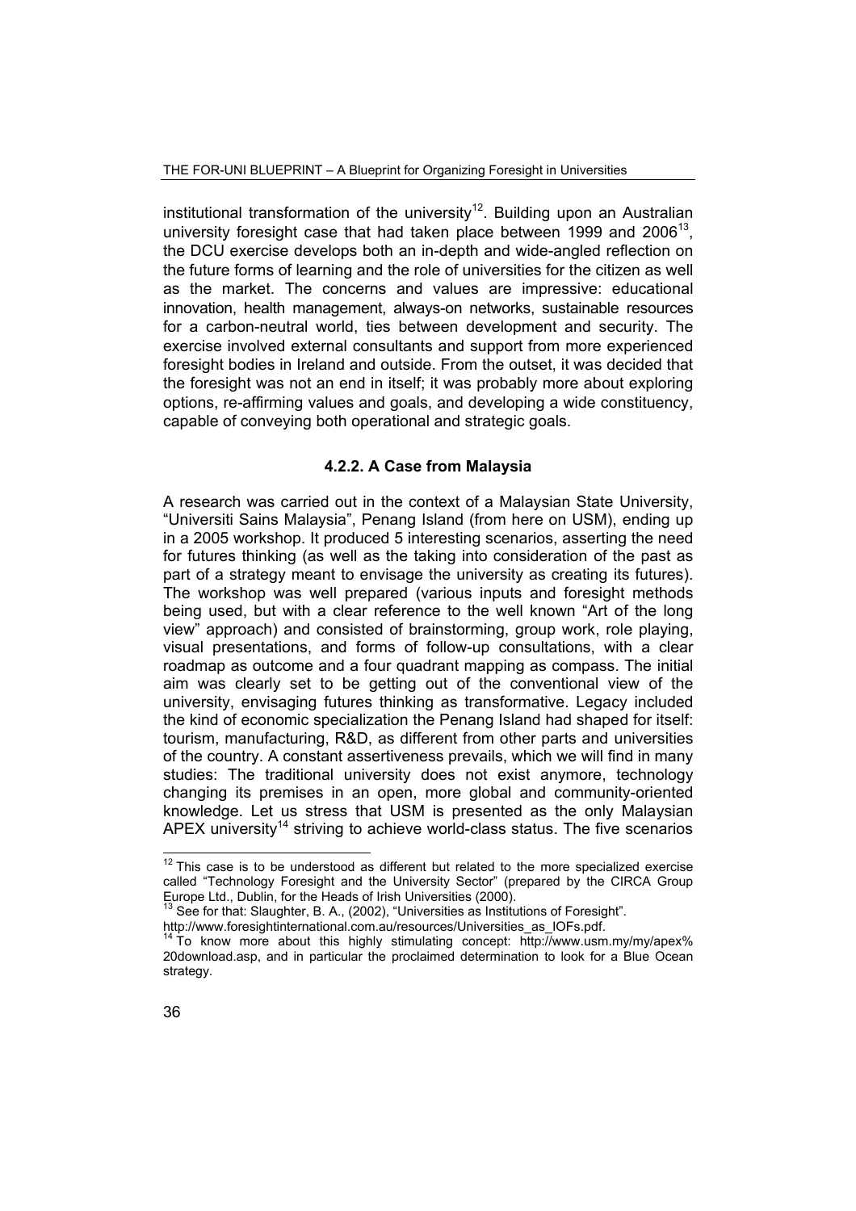institutional transformation of the university[12]. Building upon an Australian university foresight case that had taken place between 1999 and 2006[13], the DCU exercise develops both an in-depth and wide-angled reflection on the future forms of learning and the role of universities for the citizen as well as the market. The concerns and values are impressive: educational innovation, health management, always-on networks, sustainable resources for a carbon-neutral world, ties between development and security. The exercise involved external consultants and support from more experienced foresight bodies in Ireland and outside. From the outset, it was decided that the foresight was not an end in itself; it was probably more about exploring options, re-affirming values and goals, and developing a wide constituency, capable of conveying both operational and strategic goals.

#### 4.2.2. A Case from Malaysia

A research was carried out in the context of a Malaysian State University, "Universiti Sains Malaysia", Penang Island (from here on USM), ending up in a 2005 workshop. It produced 5 interesting scenarios, asserting the need for futures thinking (as well as the taking into consideration of the past as part of a strategy meant to envisage the university as creating its futures). The workshop was well prepared (various inputs and foresight methods being used, but with a clear reference to the well known "Art of the long view" approach) and consisted of brainstorming, group work, role playing, visual presentations, and forms of follow-up consultations, with a clear roadmap as outcome and a four quadrant mapping as compass. The initial aim was clearly set to be getting out of the conventional view of the university, envisaging futures thinking as transformative. Legacy included the kind of economic specialization the Penang Island had shaped for itself: tourism, manufacturing, R&D, as different from other parts and universities of the country. A constant assertiveness prevails, which we will find in many studies: The traditional university does not exist anymore, technology changing its premises in an open, more global and community-oriented knowledge. Let us stress that USM is presented as the only Malaysian APEX university[14] striving to achieve world-class status. The five scenarios

---

[12] This case is to be understood as different but related to the more specialized exercise called "Technology Foresight and the University Sector" (prepared by the CIRCA Group Europe Ltd., Dublin, for the Heads of Irish Universities (2000).

[13] See for that: Slaughter, B. A., (2002), "Universities as Institutions of Foresight". http://www.foresightinternational.com.au/resources/Universities_as_IOFs.pdf.

[14] To know more about this highly stimulating concept: http://www.usm.my/my/apex%20download.asp, and in particular the proclaimed determination to look for a Blue Ocean strategy.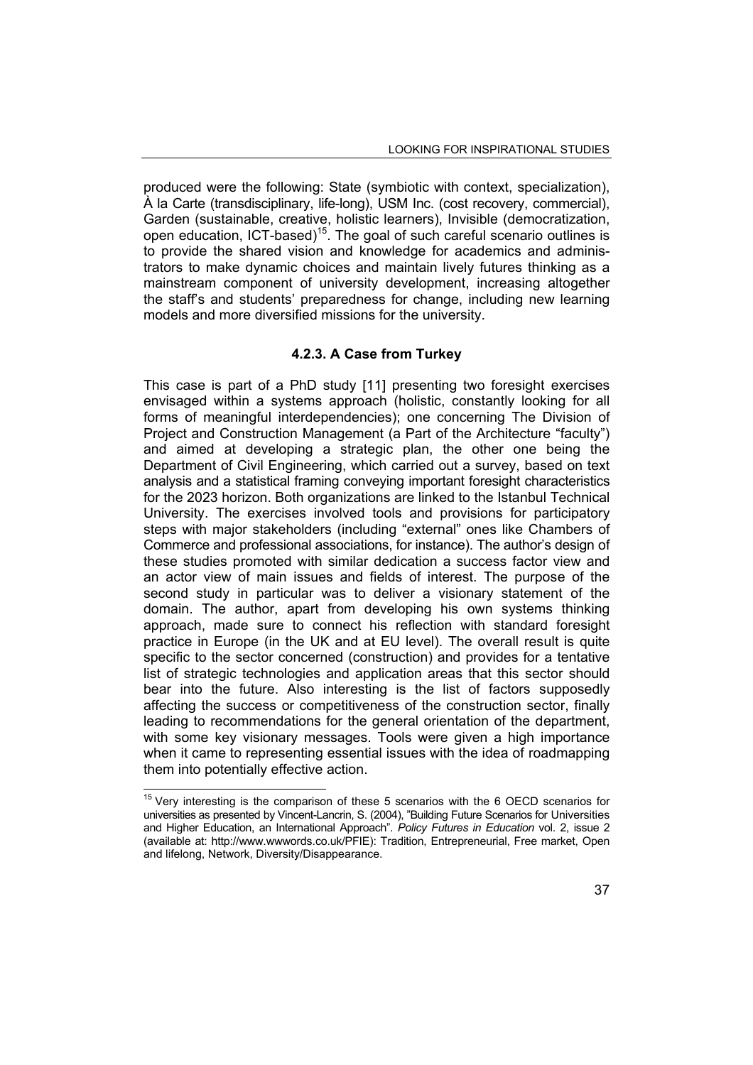produced were the following: State (symbiotic with context, specialization), À la Carte (transdisciplinary, life-long), USM Inc. (cost recovery, commercial), Garden (sustainable, creative, holistic learners), Invisible (democratization, open education, ICT-based)[15]. The goal of such careful scenario outlines is to provide the shared vision and knowledge for academics and administrators to make dynamic choices and maintain lively futures thinking as a mainstream component of university development, increasing altogether the staff's and students' preparedness for change, including new learning models and more diversified missions for the university.

### 4.2.3. A Case from Turkey

This case is part of a PhD study [11] presenting two foresight exercises envisaged within a systems approach (holistic, constantly looking for all forms of meaningful interdependencies); one concerning The Division of Project and Construction Management (a Part of the Architecture "faculty") and aimed at developing a strategic plan, the other one being the Department of Civil Engineering, which carried out a survey, based on text analysis and a statistical framing conveying important foresight characteristics for the 2023 horizon. Both organizations are linked to the Istanbul Technical University. The exercises involved tools and provisions for participatory steps with major stakeholders (including "external" ones like Chambers of Commerce and professional associations, for instance). The author's design of these studies promoted with similar dedication a success factor view and an actor view of main issues and fields of interest. The purpose of the second study in particular was to deliver a visionary statement of the domain. The author, apart from developing his own systems thinking approach, made sure to connect his reflection with standard foresight practice in Europe (in the UK and at EU level). The overall result is quite specific to the sector concerned (construction) and provides for a tentative list of strategic technologies and application areas that this sector should bear into the future. Also interesting is the list of factors supposedly affecting the success or competitiveness of the construction sector, finally leading to recommendations for the general orientation of the department, with some key visionary messages. Tools were given a high importance when it came to representing essential issues with the idea of roadmapping them into potentially effective action.

---

[15] Very interesting is the comparison of these 5 scenarios with the 6 OECD scenarios for universities as presented by Vincent-Lancrin, S. (2004), "Building Future Scenarios for Universities and Higher Education, an International Approach". *Policy Futures in Education* vol. 2, issue 2 (available at: http://www.wwwords.co.uk/PFIE): Tradition, Entrepreneurial, Free market, Open and lifelong, Network, Diversity/Disappearance.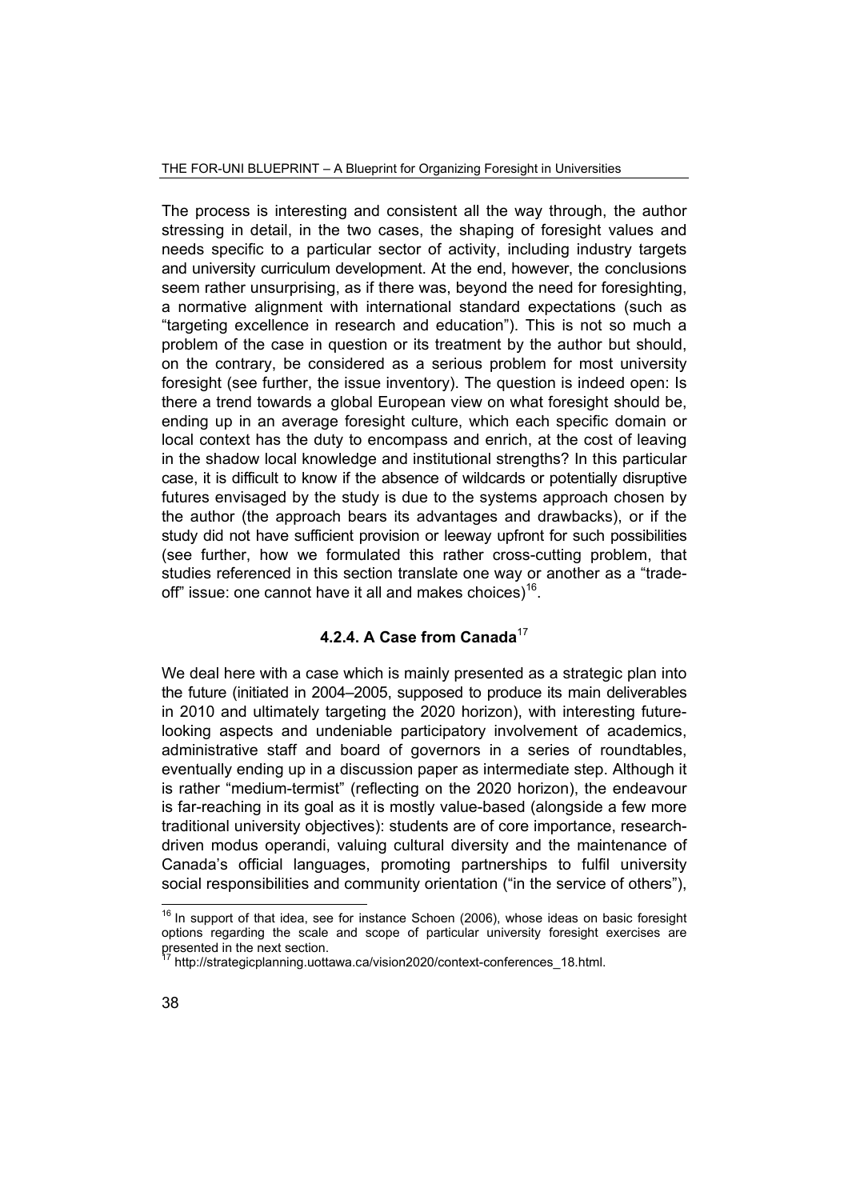The process is interesting and consistent all the way through, the author stressing in detail, in the two cases, the shaping of foresight values and needs specific to a particular sector of activity, including industry targets and university curriculum development. At the end, however, the conclusions seem rather unsurprising, as if there was, beyond the need for foresighting, a normative alignment with international standard expectations (such as "targeting excellence in research and education"). This is not so much a problem of the case in question or its treatment by the author but should, on the contrary, be considered as a serious problem for most university foresight (see further, the issue inventory). The question is indeed open: Is there a trend towards a global European view on what foresight should be, ending up in an average foresight culture, which each specific domain or local context has the duty to encompass and enrich, at the cost of leaving in the shadow local knowledge and institutional strengths? In this particular case, it is difficult to know if the absence of wildcards or potentially disruptive futures envisaged by the study is due to the systems approach chosen by the author (the approach bears its advantages and drawbacks), or if the study did not have sufficient provision or leeway upfront for such possibilities (see further, how we formulated this rather cross-cutting problem, that studies referenced in this section translate one way or another as a "trade-off" issue: one cannot have it all and makes choices)[16].

### 4.2.4. A Case from Canada[17]

We deal here with a case which is mainly presented as a strategic plan into the future (initiated in 2004–2005, supposed to produce its main deliverables in 2010 and ultimately targeting the 2020 horizon), with interesting future-looking aspects and undeniable participatory involvement of academics, administrative staff and board of governors in a series of roundtables, eventually ending up in a discussion paper as intermediate step. Although it is rather "medium-termist" (reflecting on the 2020 horizon), the endeavour is far-reaching in its goal as it is mostly value-based (alongside a few more traditional university objectives): students are of core importance, research-driven modus operandi, valuing cultural diversity and the maintenance of Canada's official languages, promoting partnerships to fulfil university social responsibilities and community orientation ("in the service of others"),

---

[16] In support of that idea, see for instance Schoen (2006), whose ideas on basic foresight options regarding the scale and scope of particular university foresight exercises are presented in the next section.

[17] http://strategicplanning.uottawa.ca/vision2020/context-conferences_18.html.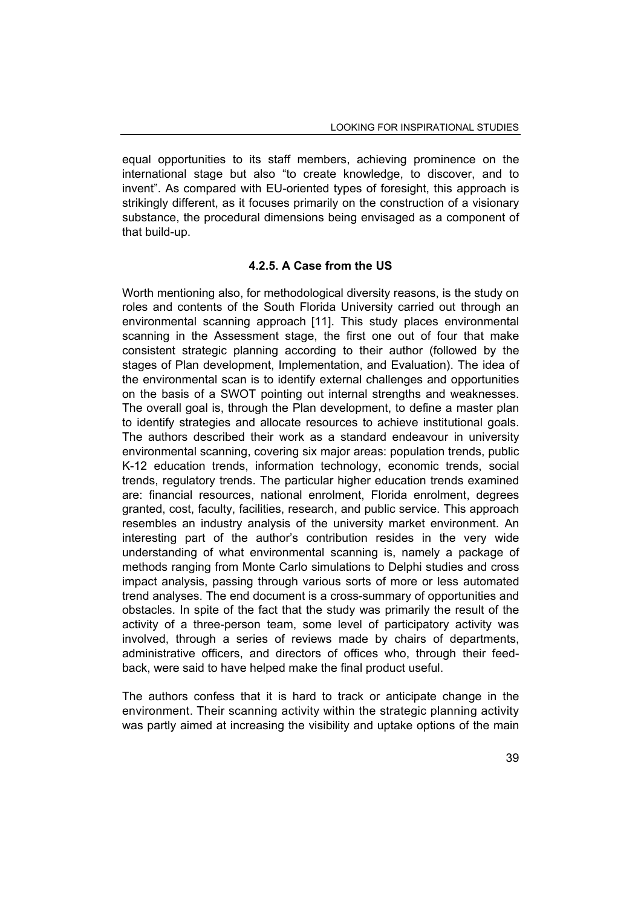equal opportunities to its staff members, achieving prominence on the international stage but also "to create knowledge, to discover, and to invent". As compared with EU-oriented types of foresight, this approach is strikingly different, as it focuses primarily on the construction of a visionary substance, the procedural dimensions being envisaged as a component of that build-up.

#### 4.2.5. A Case from the US

Worth mentioning also, for methodological diversity reasons, is the study on roles and contents of the South Florida University carried out through an environmental scanning approach [11]. This study places environmental scanning in the Assessment stage, the first one out of four that make consistent strategic planning according to their author (followed by the stages of Plan development, Implementation, and Evaluation). The idea of the environmental scan is to identify external challenges and opportunities on the basis of a SWOT pointing out internal strengths and weaknesses. The overall goal is, through the Plan development, to define a master plan to identify strategies and allocate resources to achieve institutional goals. The authors described their work as a standard endeavour in university environmental scanning, covering six major areas: population trends, public K-12 education trends, information technology, economic trends, social trends, regulatory trends. The particular higher education trends examined are: financial resources, national enrolment, Florida enrolment, degrees granted, cost, faculty, facilities, research, and public service. This approach resembles an industry analysis of the university market environment. An interesting part of the author's contribution resides in the very wide understanding of what environmental scanning is, namely a package of methods ranging from Monte Carlo simulations to Delphi studies and cross impact analysis, passing through various sorts of more or less automated trend analyses. The end document is a cross-summary of opportunities and obstacles. In spite of the fact that the study was primarily the result of the activity of a three-person team, some level of participatory activity was involved, through a series of reviews made by chairs of departments, administrative officers, and directors of offices who, through their feed-back, were said to have helped make the final product useful.

The authors confess that it is hard to track or anticipate change in the environment. Their scanning activity within the strategic planning activity was partly aimed at increasing the visibility and uptake options of the main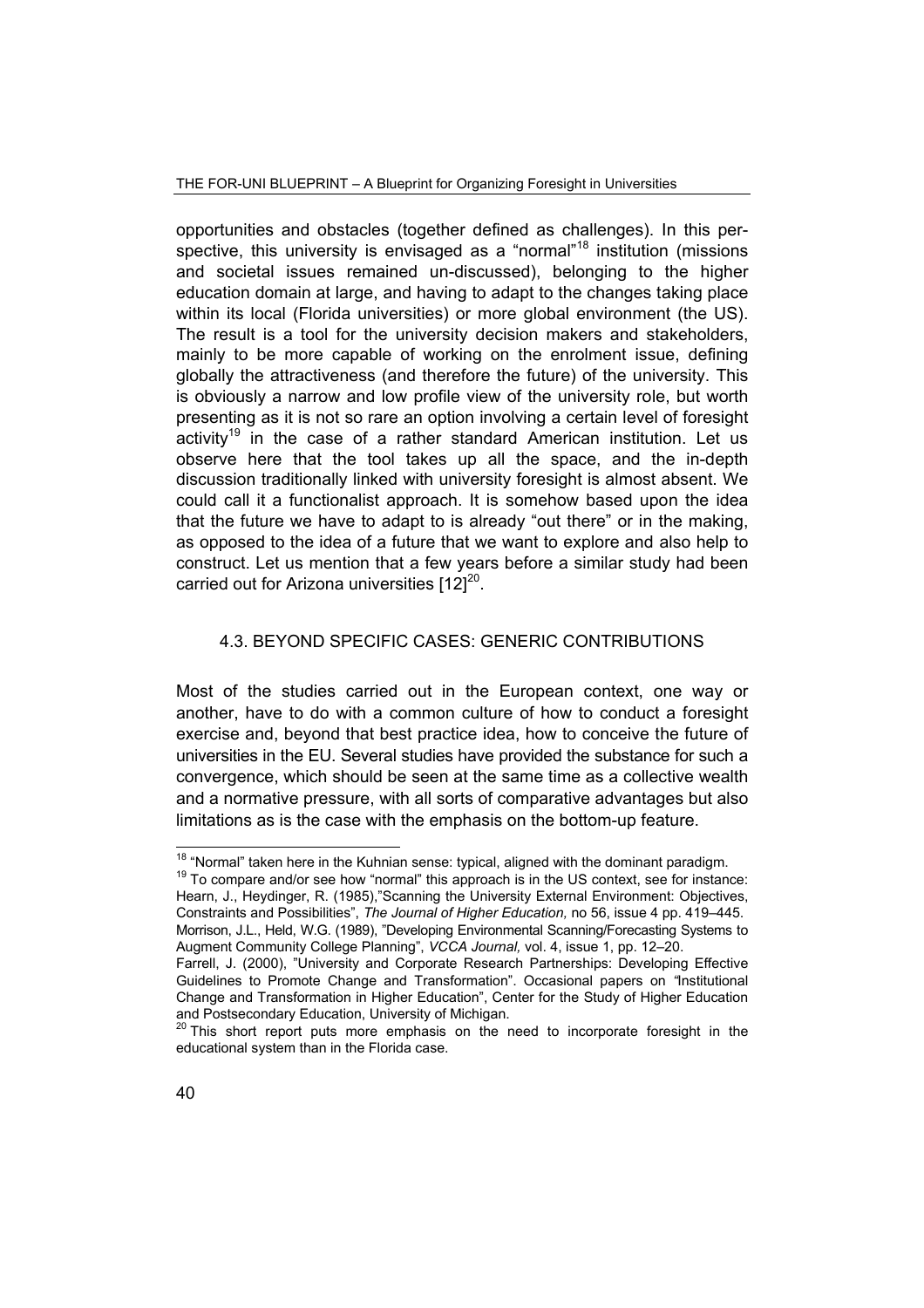opportunities and obstacles (together defined as challenges). In this perspective, this university is envisaged as a "normal"[18] institution (missions and societal issues remained un-discussed), belonging to the higher education domain at large, and having to adapt to the changes taking place within its local (Florida universities) or more global environment (the US). The result is a tool for the university decision makers and stakeholders, mainly to be more capable of working on the enrolment issue, defining globally the attractiveness (and therefore the future) of the university. This is obviously a narrow and low profile view of the university role, but worth presenting as it is not so rare an option involving a certain level of foresight activity[19] in the case of a rather standard American institution. Let us observe here that the tool takes up all the space, and the in-depth discussion traditionally linked with university foresight is almost absent. We could call it a functionalist approach. It is somehow based upon the idea that the future we have to adapt to is already "out there" or in the making, as opposed to the idea of a future that we want to explore and also help to construct. Let us mention that a few years before a similar study had been carried out for Arizona universities [12][20].

### 4.3. BEYOND SPECIFIC CASES: GENERIC CONTRIBUTIONS

Most of the studies carried out in the European context, one way or another, have to do with a common culture of how to conduct a foresight exercise and, beyond that best practice idea, how to conceive the future of universities in the EU. Several studies have provided the substance for such a convergence, which should be seen at the same time as a collective wealth and a normative pressure, with all sorts of comparative advantages but also limitations as is the case with the emphasis on the bottom-up feature.

---

[18] "Normal" taken here in the Kuhnian sense: typical, aligned with the dominant paradigm.

[19] To compare and/or see how "normal" this approach is in the US context, see for instance: Hearn, J., Heydinger, R. (1985),"Scanning the University External Environment: Objectives, Constraints and Possibilities", *The Journal of Higher Education,* no 56, issue 4 pp. 419–445. Morrison, J.L., Held, W.G. (1989), "Developing Environmental Scanning/Forecasting Systems to Augment Community College Planning", *VCCA Journal,* vol. 4, issue 1, pp. 12–20.
Farrell, J. (2000), "University and Corporate Research Partnerships: Developing Effective Guidelines to Promote Change and Transformation". Occasional papers on "Institutional Change and Transformation in Higher Education", Center for the Study of Higher Education and Postsecondary Education, University of Michigan.

[20] This short report puts more emphasis on the need to incorporate foresight in the educational system than in the Florida case.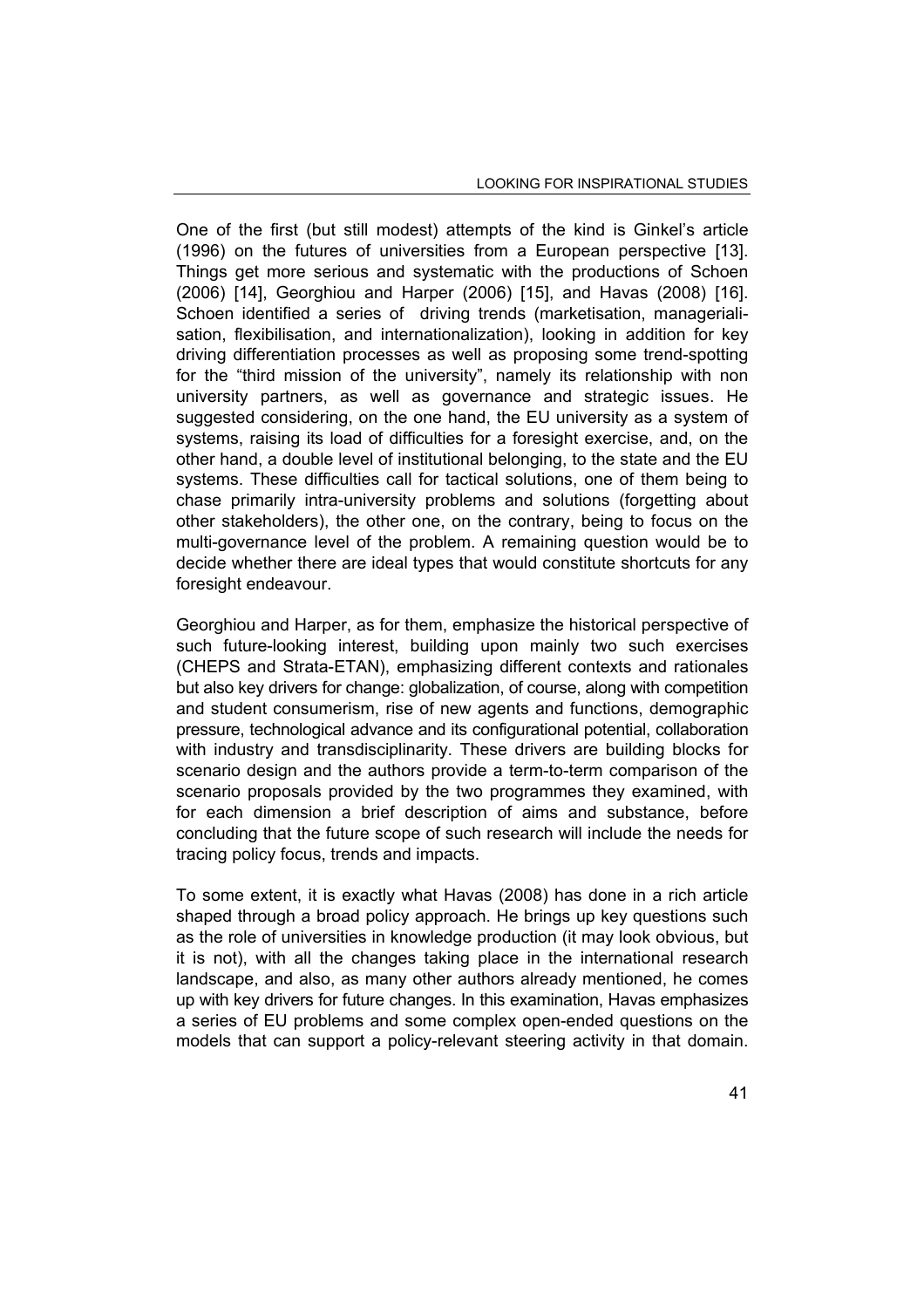One of the first (but still modest) attempts of the kind is Ginkel's article (1996) on the futures of universities from a European perspective [13]. Things get more serious and systematic with the productions of Schoen (2006) [14], Georghiou and Harper (2006) [15], and Havas (2008) [16]. Schoen identified a series of driving trends (marketisation, managerialisation, flexibilisation, and internationalization), looking in addition for key driving differentiation processes as well as proposing some trend-spotting for the "third mission of the university", namely its relationship with non university partners, as well as governance and strategic issues. He suggested considering, on the one hand, the EU university as a system of systems, raising its load of difficulties for a foresight exercise, and, on the other hand, a double level of institutional belonging, to the state and the EU systems. These difficulties call for tactical solutions, one of them being to chase primarily intra-university problems and solutions (forgetting about other stakeholders), the other one, on the contrary, being to focus on the multi-governance level of the problem. A remaining question would be to decide whether there are ideal types that would constitute shortcuts for any foresight endeavour.

Georghiou and Harper, as for them, emphasize the historical perspective of such future-looking interest, building upon mainly two such exercises (CHEPS and Strata-ETAN), emphasizing different contexts and rationales but also key drivers for change: globalization, of course, along with competition and student consumerism, rise of new agents and functions, demographic pressure, technological advance and its configurational potential, collaboration with industry and transdisciplinarity. These drivers are building blocks for scenario design and the authors provide a term-to-term comparison of the scenario proposals provided by the two programmes they examined, with for each dimension a brief description of aims and substance, before concluding that the future scope of such research will include the needs for tracing policy focus, trends and impacts.

To some extent, it is exactly what Havas (2008) has done in a rich article shaped through a broad policy approach. He brings up key questions such as the role of universities in knowledge production (it may look obvious, but it is not), with all the changes taking place in the international research landscape, and also, as many other authors already mentioned, he comes up with key drivers for future changes. In this examination, Havas emphasizes a series of EU problems and some complex open-ended questions on the models that can support a policy-relevant steering activity in that domain.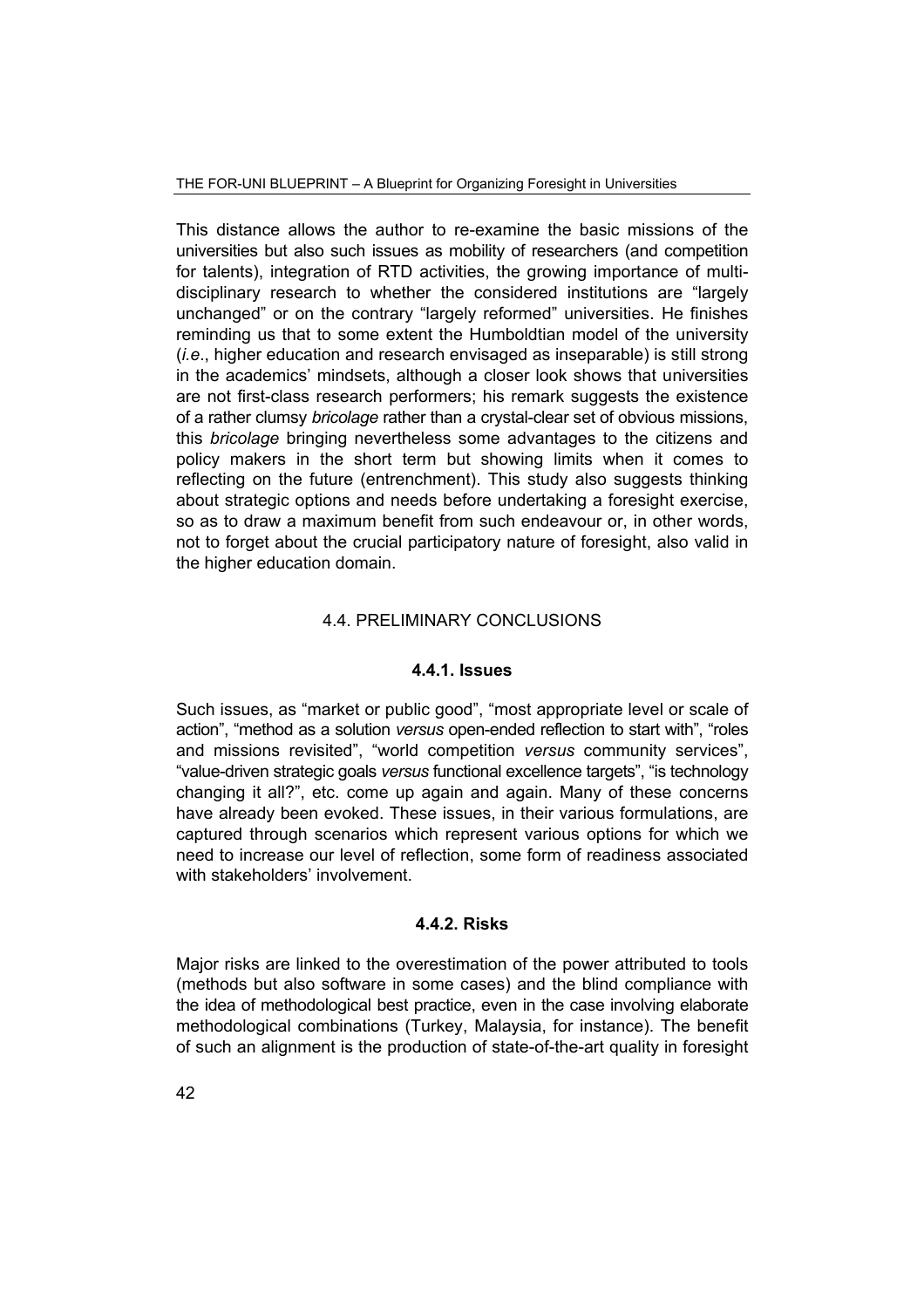This distance allows the author to re-examine the basic missions of the universities but also such issues as mobility of researchers (and competition for talents), integration of RTD activities, the growing importance of multi-disciplinary research to whether the considered institutions are "largely unchanged" or on the contrary "largely reformed" universities. He finishes reminding us that to some extent the Humboldtian model of the university (*i.e*., higher education and research envisaged as inseparable) is still strong in the academics' mindsets, although a closer look shows that universities are not first-class research performers; his remark suggests the existence of a rather clumsy *bricolage* rather than a crystal-clear set of obvious missions, this *bricolage* bringing nevertheless some advantages to the citizens and policy makers in the short term but showing limits when it comes to reflecting on the future (entrenchment). This study also suggests thinking about strategic options and needs before undertaking a foresight exercise, so as to draw a maximum benefit from such endeavour or, in other words, not to forget about the crucial participatory nature of foresight, also valid in the higher education domain.

## 4.4. PRELIMINARY CONCLUSIONS

### 4.4.1. Issues

Such issues, as "market or public good", "most appropriate level or scale of action", "method as a solution *versus* open-ended reflection to start with", "roles and missions revisited", "world competition *versus* community services", "value-driven strategic goals *versus* functional excellence targets", "is technology changing it all?", etc. come up again and again. Many of these concerns have already been evoked. These issues, in their various formulations, are captured through scenarios which represent various options for which we need to increase our level of reflection, some form of readiness associated with stakeholders' involvement.

### 4.4.2. Risks

Major risks are linked to the overestimation of the power attributed to tools (methods but also software in some cases) and the blind compliance with the idea of methodological best practice, even in the case involving elaborate methodological combinations (Turkey, Malaysia, for instance). The benefit of such an alignment is the production of state-of-the-art quality in foresight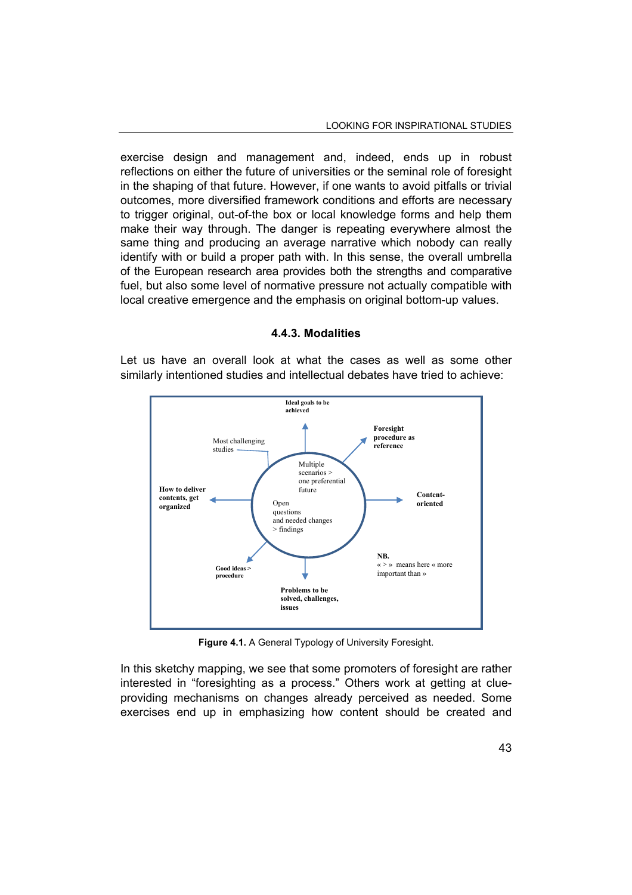exercise design and management and, indeed, ends up in robust reflections on either the future of universities or the seminal role of foresight in the shaping of that future. However, if one wants to avoid pitfalls or trivial outcomes, more diversified framework conditions and efforts are necessary to trigger original, out-of-the box or local knowledge forms and help them make their way through. The danger is repeating everywhere almost the same thing and producing an average narrative which nobody can really identify with or build a proper path with. In this sense, the overall umbrella of the European research area provides both the strengths and comparative fuel, but also some level of normative pressure not actually compatible with local creative emergence and the emphasis on original bottom-up values.

### 4.4.3. Modalities

Let us have an overall look at what the cases as well as some other similarly intentioned studies and intellectual debates have tried to achieve:

**Ideal goals to be achieved**

**Foresight procedure as reference**

Most challenging studies

Multiple scenarios > one preferential future

**How to deliver contents, get organized**

**Content-oriented**

Open questions and needed changes > findings

**Good ideas > procedure**

**NB.** « > » means here « more important than »

**Problems to be solved, challenges, issues**

**Figure 4.1.** A General Typology of University Foresight.

In this sketchy mapping, we see that some promoters of foresight are rather interested in "foresighting as a process." Others work at getting at clue-providing mechanisms on changes already perceived as needed. Some exercises end up in emphasizing how content should be created and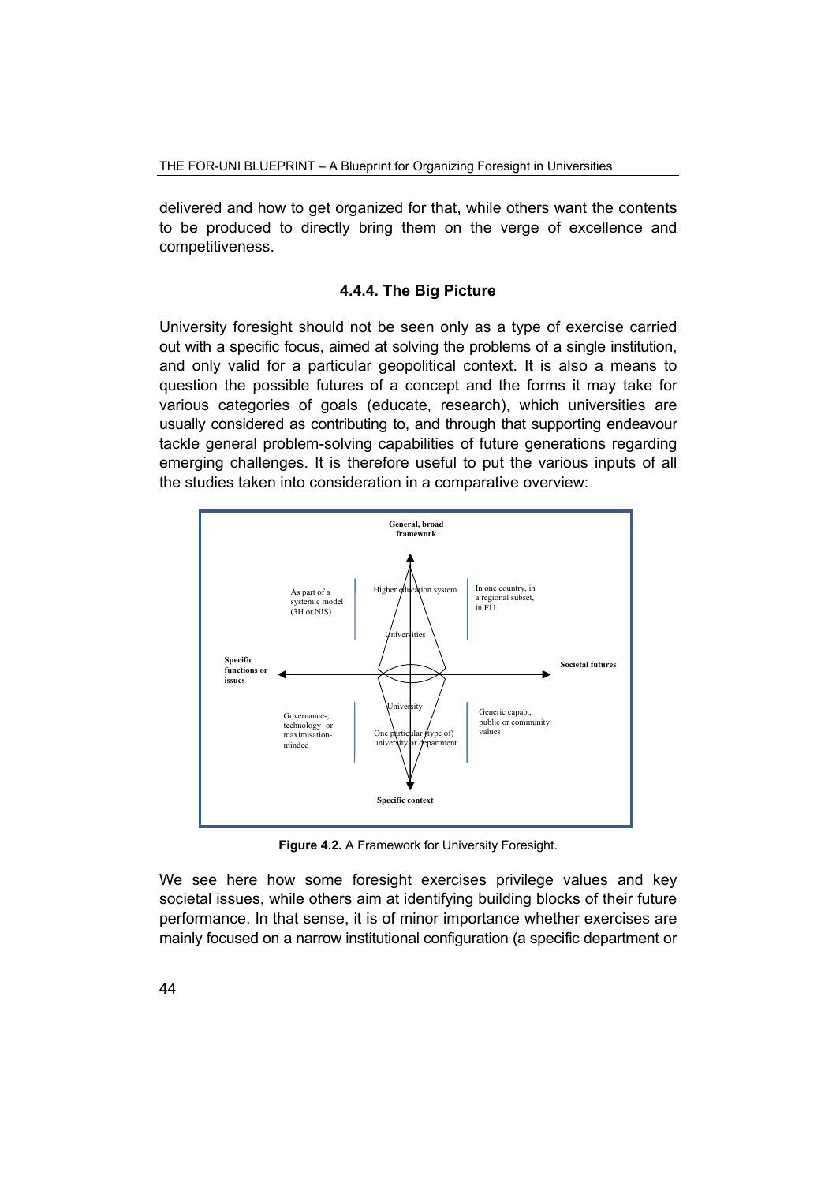delivered and how to get organized for that, while others want the contents to be produced to directly bring them on the verge of excellence and competitiveness.

#### 4.4.4. The Big Picture

University foresight should not be seen only as a type of exercise carried out with a specific focus, aimed at solving the problems of a single institution, and only valid for a particular geopolitical context. It is also a means to question the possible futures of a concept and the forms it may take for various categories of goals (educate, research), which universities are usually considered as contributing to, and through that supporting endeavour tackle general problem-solving capabilities of future generations regarding emerging challenges. It is therefore useful to put the various inputs of all the studies taken into consideration in a comparative overview:

General, broad framework

As part of a systemic model (3H or NIS)

Higher education system

In one country, in a regional subset, in EU

Universities

Specific functions or issues

Societal futures

University

Governance-, technology- or maximisation-minded

One particular (type of) university or department

Generic capab., public or community values

Specific context

**Figure 4.2.** A Framework for University Foresight.

We see here how some foresight exercises privilege values and key societal issues, while others aim at identifying building blocks of their future performance. In that sense, it is of minor importance whether exercises are mainly focused on a narrow institutional configuration (a specific department or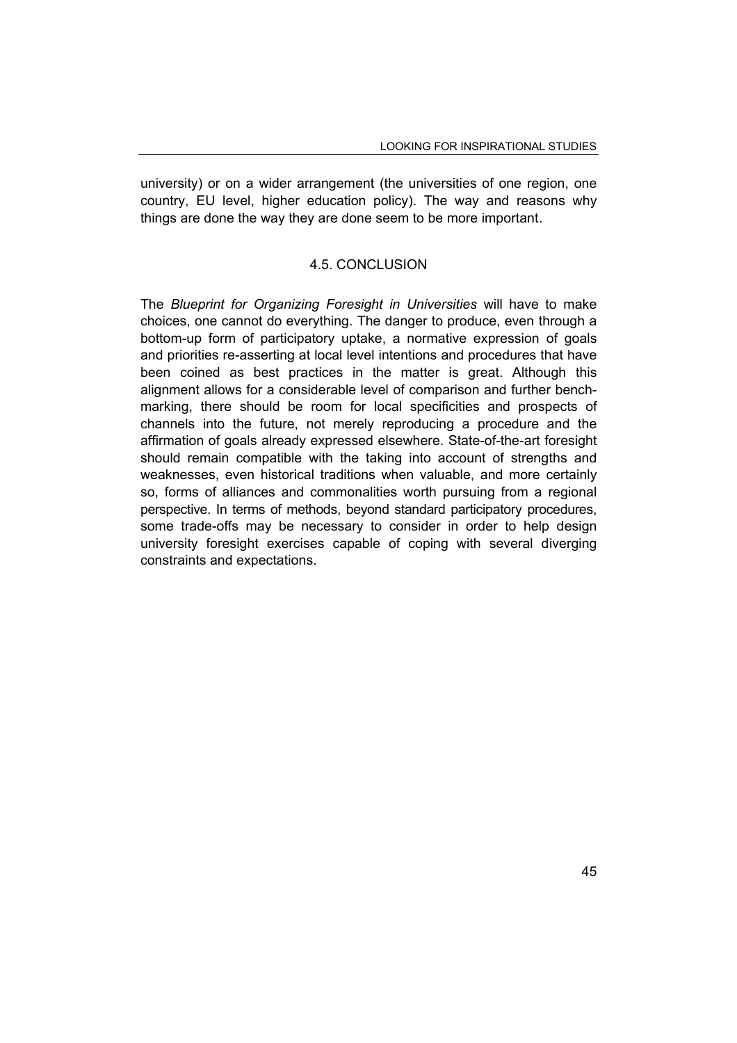university) or on a wider arrangement (the universities of one region, one country, EU level, higher education policy). The way and reasons why things are done the way they are done seem to be more important.

## 4.5. CONCLUSION

The *Blueprint for Organizing Foresight in Universities* will have to make choices, one cannot do everything. The danger to produce, even through a bottom-up form of participatory uptake, a normative expression of goals and priorities re-asserting at local level intentions and procedures that have been coined as best practices in the matter is great. Although this alignment allows for a considerable level of comparison and further benchmarking, there should be room for local specificities and prospects of channels into the future, not merely reproducing a procedure and the affirmation of goals already expressed elsewhere. State-of-the-art foresight should remain compatible with the taking into account of strengths and weaknesses, even historical traditions when valuable, and more certainly so, forms of alliances and commonalities worth pursuing from a regional perspective. In terms of methods, beyond standard participatory procedures, some trade-offs may be necessary to consider in order to help design university foresight exercises capable of coping with several diverging constraints and expectations.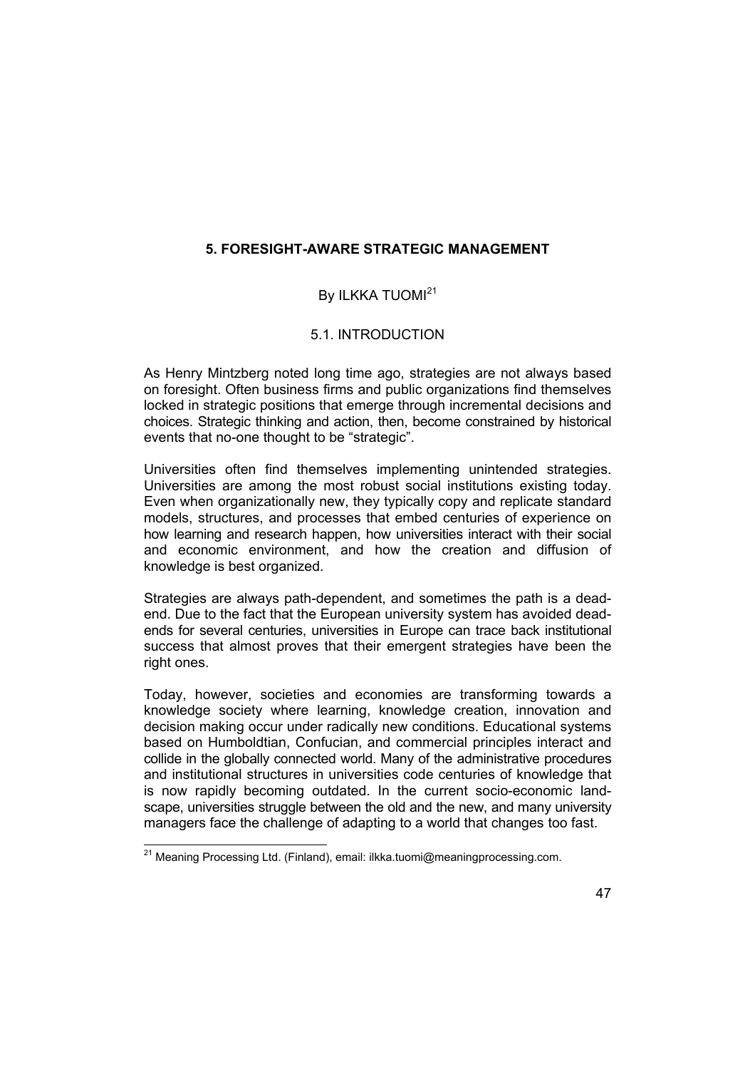# 5. FORESIGHT-AWARE STRATEGIC MANAGEMENT

By ILKKA TUOMI[21]

## 5.1. INTRODUCTION

As Henry Mintzberg noted long time ago, strategies are not always based on foresight. Often business firms and public organizations find themselves locked in strategic positions that emerge through incremental decisions and choices. Strategic thinking and action, then, become constrained by historical events that no-one thought to be "strategic".

Universities often find themselves implementing unintended strategies. Universities are among the most robust social institutions existing today. Even when organizationally new, they typically copy and replicate standard models, structures, and processes that embed centuries of experience on how learning and research happen, how universities interact with their social and economic environment, and how the creation and diffusion of knowledge is best organized.

Strategies are always path-dependent, and sometimes the path is a dead-end. Due to the fact that the European university system has avoided dead-ends for several centuries, universities in Europe can trace back institutional success that almost proves that their emergent strategies have been the right ones.

Today, however, societies and economies are transforming towards a knowledge society where learning, knowledge creation, innovation and decision making occur under radically new conditions. Educational systems based on Humboldtian, Confucian, and commercial principles interact and collide in the globally connected world. Many of the administrative procedures and institutional structures in universities code centuries of knowledge that is now rapidly becoming outdated. In the current socio-economic landscape, universities struggle between the old and the new, and many university managers face the challenge of adapting to a world that changes too fast.

---

[21] Meaning Processing Ltd. (Finland), email: ilkka.tuomi@meaningprocessing.com.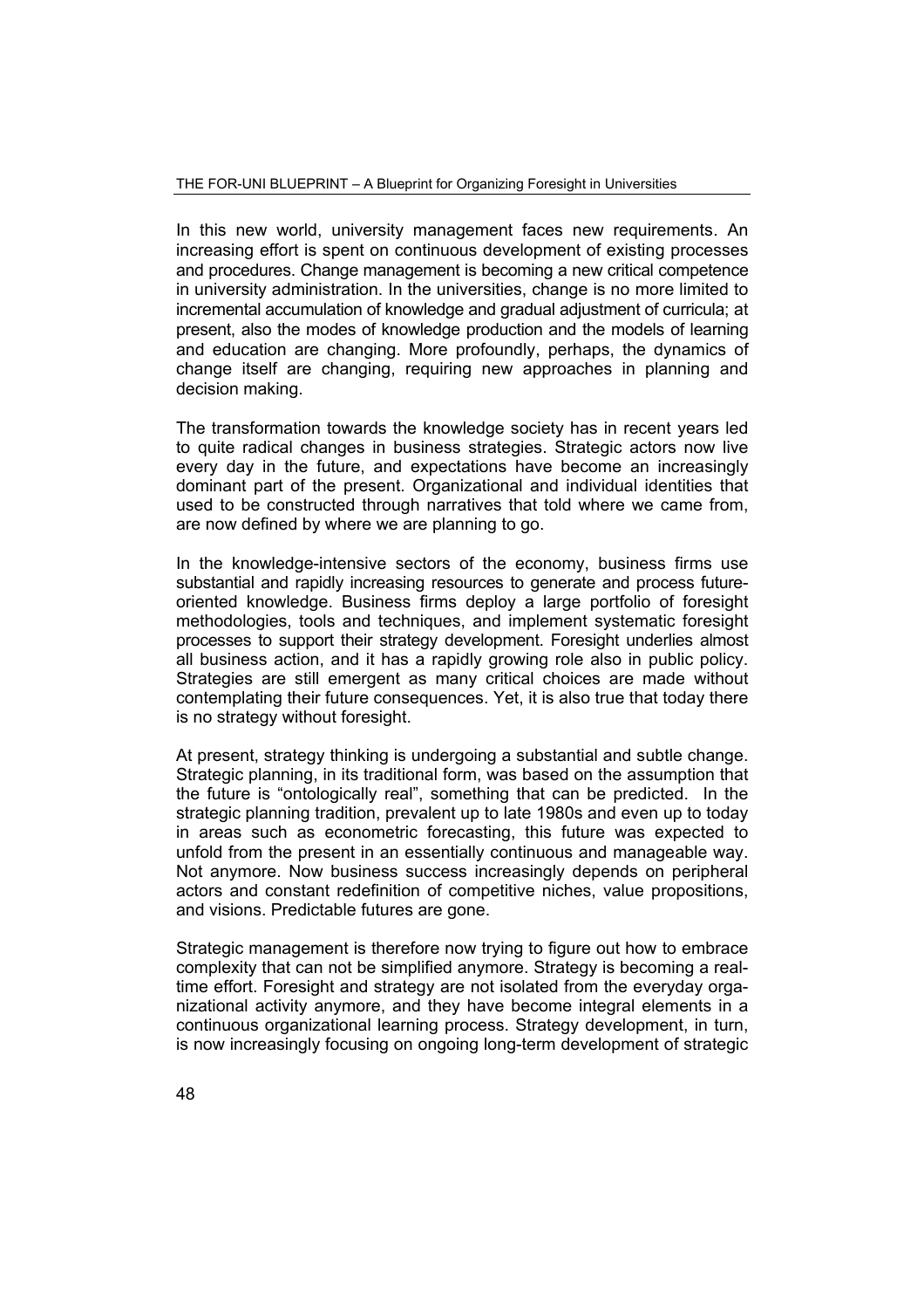In this new world, university management faces new requirements. An increasing effort is spent on continuous development of existing processes and procedures. Change management is becoming a new critical competence in university administration. In the universities, change is no more limited to incremental accumulation of knowledge and gradual adjustment of curricula; at present, also the modes of knowledge production and the models of learning and education are changing. More profoundly, perhaps, the dynamics of change itself are changing, requiring new approaches in planning and decision making.

The transformation towards the knowledge society has in recent years led to quite radical changes in business strategies. Strategic actors now live every day in the future, and expectations have become an increasingly dominant part of the present. Organizational and individual identities that used to be constructed through narratives that told where we came from, are now defined by where we are planning to go.

In the knowledge-intensive sectors of the economy, business firms use substantial and rapidly increasing resources to generate and process future-oriented knowledge. Business firms deploy a large portfolio of foresight methodologies, tools and techniques, and implement systematic foresight processes to support their strategy development. Foresight underlies almost all business action, and it has a rapidly growing role also in public policy. Strategies are still emergent as many critical choices are made without contemplating their future consequences. Yet, it is also true that today there is no strategy without foresight.

At present, strategy thinking is undergoing a substantial and subtle change. Strategic planning, in its traditional form, was based on the assumption that the future is "ontologically real", something that can be predicted. In the strategic planning tradition, prevalent up to late 1980s and even up to today in areas such as econometric forecasting, this future was expected to unfold from the present in an essentially continuous and manageable way. Not anymore. Now business success increasingly depends on peripheral actors and constant redefinition of competitive niches, value propositions, and visions. Predictable futures are gone.

Strategic management is therefore now trying to figure out how to embrace complexity that can not be simplified anymore. Strategy is becoming a real-time effort. Foresight and strategy are not isolated from the everyday organizational activity anymore, and they have become integral elements in a continuous organizational learning process. Strategy development, in turn, is now increasingly focusing on ongoing long-term development of strategic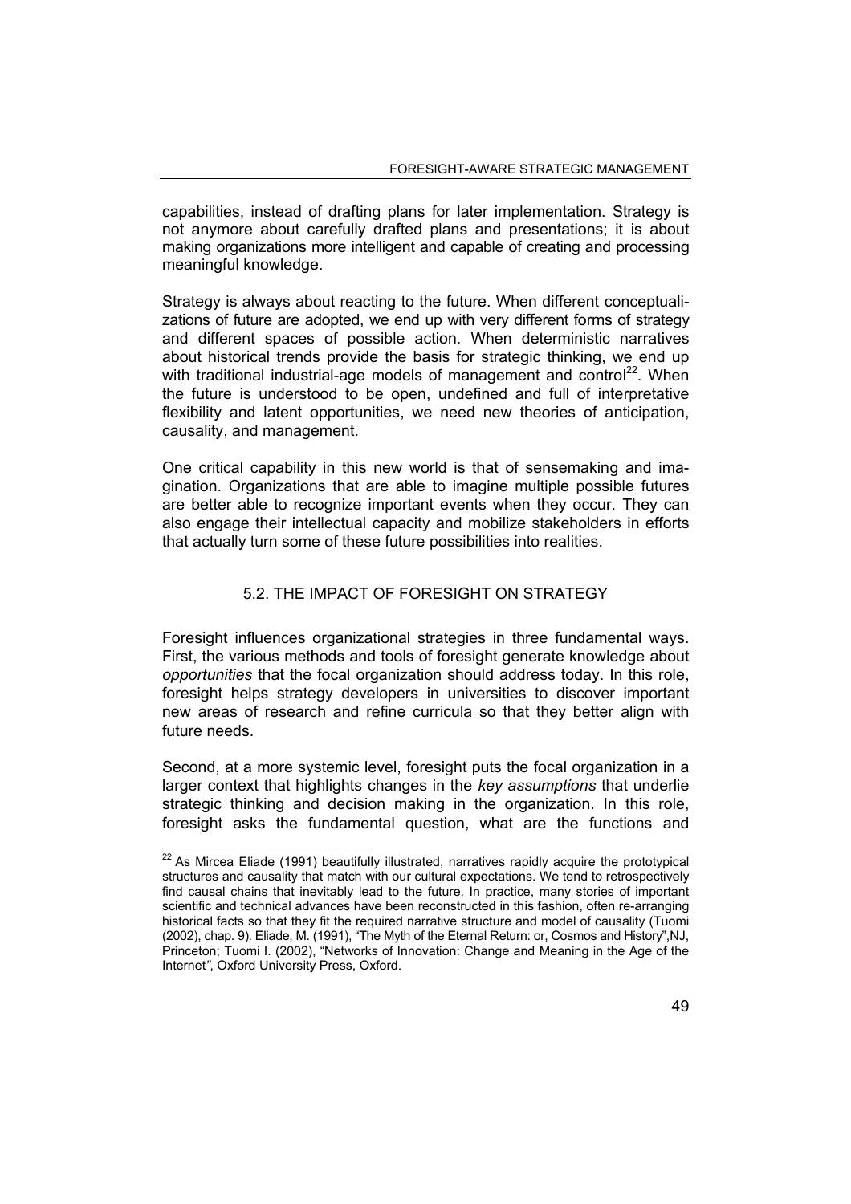capabilities, instead of drafting plans for later implementation. Strategy is not anymore about carefully drafted plans and presentations; it is about making organizations more intelligent and capable of creating and processing meaningful knowledge.

Strategy is always about reacting to the future. When different conceptualizations of future are adopted, we end up with very different forms of strategy and different spaces of possible action. When deterministic narratives about historical trends provide the basis for strategic thinking, we end up with traditional industrial-age models of management and control[22]. When the future is understood to be open, undefined and full of interpretative flexibility and latent opportunities, we need new theories of anticipation, causality, and management.

One critical capability in this new world is that of sensemaking and imagination. Organizations that are able to imagine multiple possible futures are better able to recognize important events when they occur. They can also engage their intellectual capacity and mobilize stakeholders in efforts that actually turn some of these future possibilities into realities.

## 5.2. THE IMPACT OF FORESIGHT ON STRATEGY

Foresight influences organizational strategies in three fundamental ways. First, the various methods and tools of foresight generate knowledge about *opportunities* that the focal organization should address today. In this role, foresight helps strategy developers in universities to discover important new areas of research and refine curricula so that they better align with future needs.

Second, at a more systemic level, foresight puts the focal organization in a larger context that highlights changes in the *key assumptions* that underlie strategic thinking and decision making in the organization. In this role, foresight asks the fundamental question, what are the functions and

---

[22] As Mircea Eliade (1991) beautifully illustrated, narratives rapidly acquire the prototypical structures and causality that match with our cultural expectations. We tend to retrospectively find causal chains that inevitably lead to the future. In practice, many stories of important scientific and technical advances have been reconstructed in this fashion, often re-arranging historical facts so that they fit the required narrative structure and model of causality (Tuomi (2002), chap. 9). Eliade, M. (1991), "The Myth of the Eternal Return: or, Cosmos and History",NJ, Princeton; Tuomi I. (2002), "Networks of Innovation: Change and Meaning in the Age of the Internet", Oxford University Press, Oxford.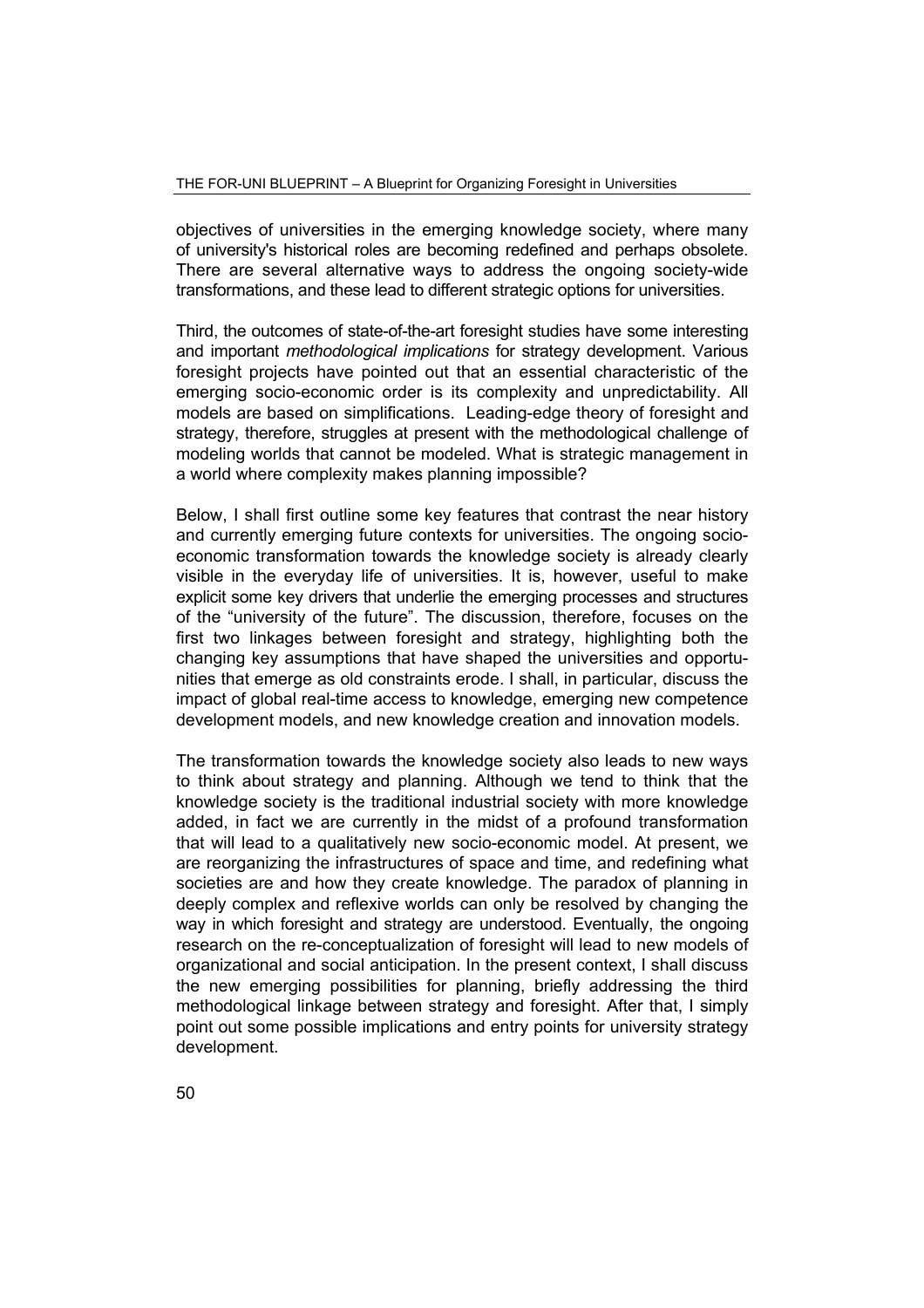objectives of universities in the emerging knowledge society, where many of university's historical roles are becoming redefined and perhaps obsolete. There are several alternative ways to address the ongoing society-wide transformations, and these lead to different strategic options for universities.

Third, the outcomes of state-of-the-art foresight studies have some interesting and important *methodological implications* for strategy development. Various foresight projects have pointed out that an essential characteristic of the emerging socio-economic order is its complexity and unpredictability. All models are based on simplifications. Leading-edge theory of foresight and strategy, therefore, struggles at present with the methodological challenge of modeling worlds that cannot be modeled. What is strategic management in a world where complexity makes planning impossible?

Below, I shall first outline some key features that contrast the near history and currently emerging future contexts for universities. The ongoing socio-economic transformation towards the knowledge society is already clearly visible in the everyday life of universities. It is, however, useful to make explicit some key drivers that underlie the emerging processes and structures of the "university of the future". The discussion, therefore, focuses on the first two linkages between foresight and strategy, highlighting both the changing key assumptions that have shaped the universities and opportunities that emerge as old constraints erode. I shall, in particular, discuss the impact of global real-time access to knowledge, emerging new competence development models, and new knowledge creation and innovation models.

The transformation towards the knowledge society also leads to new ways to think about strategy and planning. Although we tend to think that the knowledge society is the traditional industrial society with more knowledge added, in fact we are currently in the midst of a profound transformation that will lead to a qualitatively new socio-economic model. At present, we are reorganizing the infrastructures of space and time, and redefining what societies are and how they create knowledge. The paradox of planning in deeply complex and reflexive worlds can only be resolved by changing the way in which foresight and strategy are understood. Eventually, the ongoing research on the re-conceptualization of foresight will lead to new models of organizational and social anticipation. In the present context, I shall discuss the new emerging possibilities for planning, briefly addressing the third methodological linkage between strategy and foresight. After that, I simply point out some possible implications and entry points for university strategy development.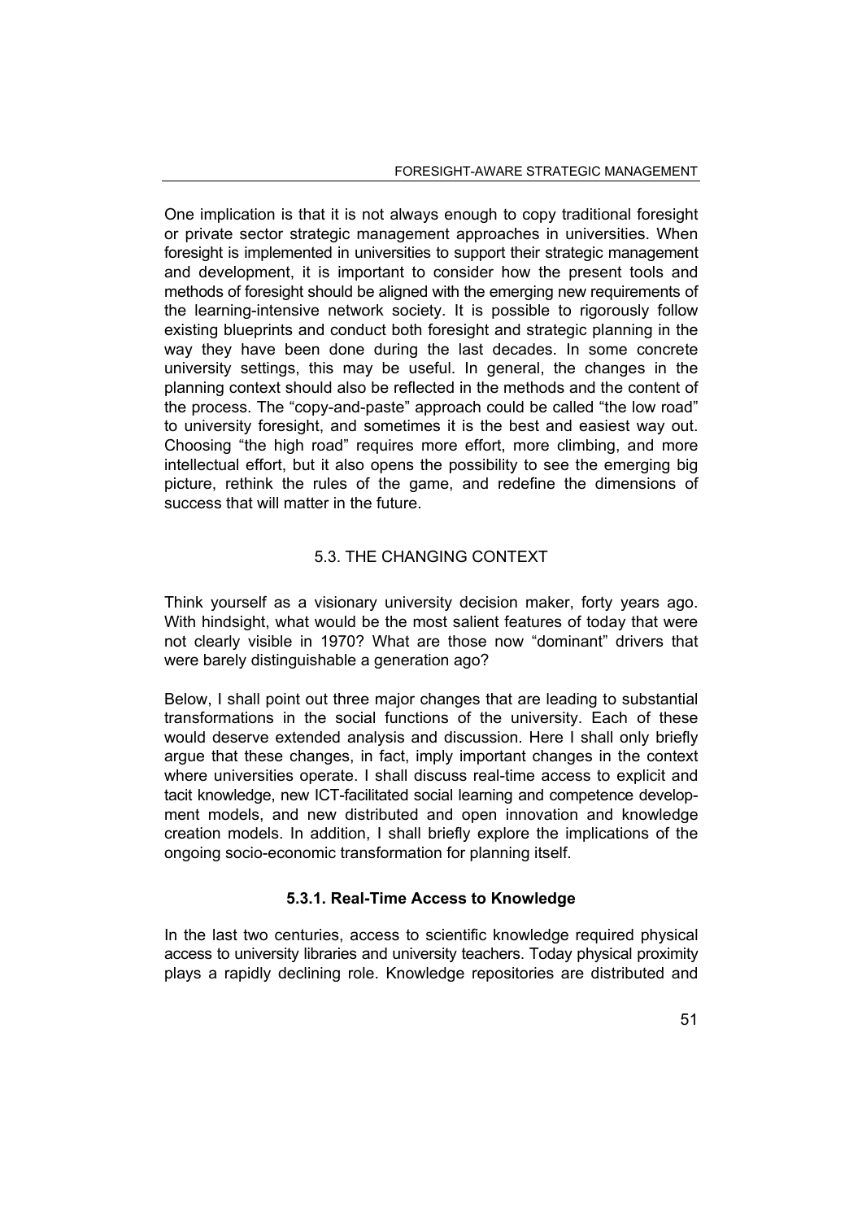One implication is that it is not always enough to copy traditional foresight or private sector strategic management approaches in universities. When foresight is implemented in universities to support their strategic management and development, it is important to consider how the present tools and methods of foresight should be aligned with the emerging new requirements of the learning-intensive network society. It is possible to rigorously follow existing blueprints and conduct both foresight and strategic planning in the way they have been done during the last decades. In some concrete university settings, this may be useful. In general, the changes in the planning context should also be reflected in the methods and the content of the process. The "copy-and-paste" approach could be called "the low road" to university foresight, and sometimes it is the best and easiest way out. Choosing "the high road" requires more effort, more climbing, and more intellectual effort, but it also opens the possibility to see the emerging big picture, rethink the rules of the game, and redefine the dimensions of success that will matter in the future.

## 5.3. THE CHANGING CONTEXT

Think yourself as a visionary university decision maker, forty years ago. With hindsight, what would be the most salient features of today that were not clearly visible in 1970? What are those now "dominant" drivers that were barely distinguishable a generation ago?

Below, I shall point out three major changes that are leading to substantial transformations in the social functions of the university. Each of these would deserve extended analysis and discussion. Here I shall only briefly argue that these changes, in fact, imply important changes in the context where universities operate. I shall discuss real-time access to explicit and tacit knowledge, new ICT-facilitated social learning and competence development models, and new distributed and open innovation and knowledge creation models. In addition, I shall briefly explore the implications of the ongoing socio-economic transformation for planning itself.

### 5.3.1. Real-Time Access to Knowledge

In the last two centuries, access to scientific knowledge required physical access to university libraries and university teachers. Today physical proximity plays a rapidly declining role. Knowledge repositories are distributed and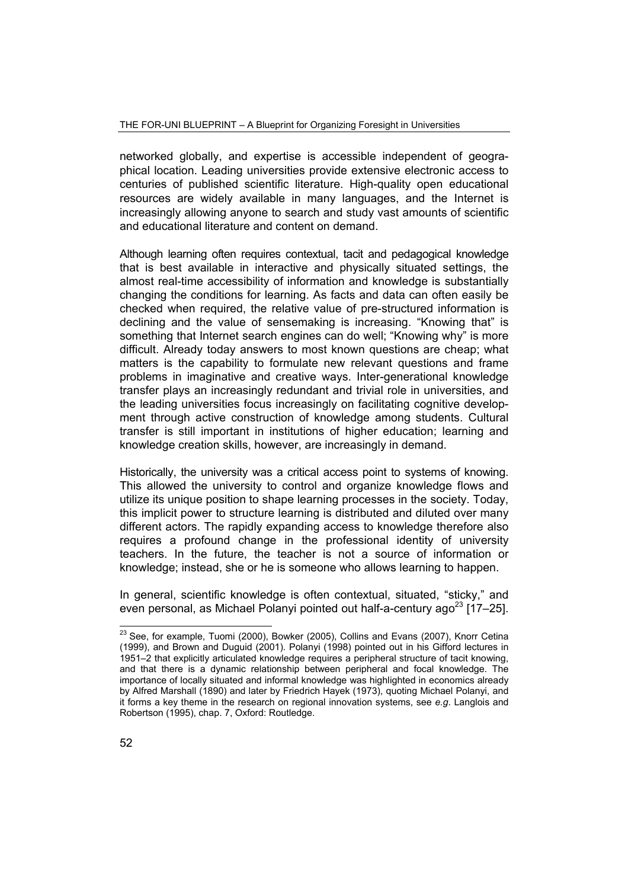networked globally, and expertise is accessible independent of geographical location. Leading universities provide extensive electronic access to centuries of published scientific literature. High-quality open educational resources are widely available in many languages, and the Internet is increasingly allowing anyone to search and study vast amounts of scientific and educational literature and content on demand.

Although learning often requires contextual, tacit and pedagogical knowledge that is best available in interactive and physically situated settings, the almost real-time accessibility of information and knowledge is substantially changing the conditions for learning. As facts and data can often easily be checked when required, the relative value of pre-structured information is declining and the value of sensemaking is increasing. "Knowing that" is something that Internet search engines can do well; "Knowing why" is more difficult. Already today answers to most known questions are cheap; what matters is the capability to formulate new relevant questions and frame problems in imaginative and creative ways. Inter-generational knowledge transfer plays an increasingly redundant and trivial role in universities, and the leading universities focus increasingly on facilitating cognitive development through active construction of knowledge among students. Cultural transfer is still important in institutions of higher education; learning and knowledge creation skills, however, are increasingly in demand.

Historically, the university was a critical access point to systems of knowing. This allowed the university to control and organize knowledge flows and utilize its unique position to shape learning processes in the society. Today, this implicit power to structure learning is distributed and diluted over many different actors. The rapidly expanding access to knowledge therefore also requires a profound change in the professional identity of university teachers. In the future, the teacher is not a source of information or knowledge; instead, she or he is someone who allows learning to happen.

In general, scientific knowledge is often contextual, situated, "sticky," and even personal, as Michael Polanyi pointed out half-a-century ago[23] [17–25].

---

[23] See, for example, Tuomi (2000), Bowker (2005), Collins and Evans (2007), Knorr Cetina (1999), and Brown and Duguid (2001). Polanyi (1998) pointed out in his Gifford lectures in 1951–2 that explicitly articulated knowledge requires a peripheral structure of tacit knowing, and that there is a dynamic relationship between peripheral and focal knowledge. The importance of locally situated and informal knowledge was highlighted in economics already by Alfred Marshall (1890) and later by Friedrich Hayek (1973), quoting Michael Polanyi, and it forms a key theme in the research on regional innovation systems, see *e.g*. Langlois and Robertson (1995), chap. 7, Oxford: Routledge.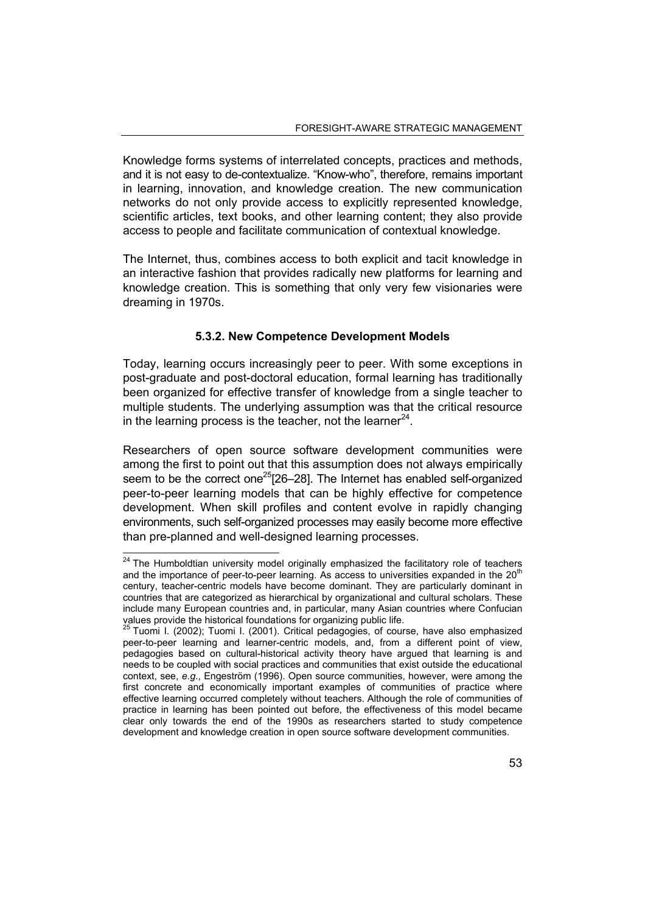Knowledge forms systems of interrelated concepts, practices and methods, and it is not easy to de-contextualize. "Know-who", therefore, remains important in learning, innovation, and knowledge creation. The new communication networks do not only provide access to explicitly represented knowledge, scientific articles, text books, and other learning content; they also provide access to people and facilitate communication of contextual knowledge.

The Internet, thus, combines access to both explicit and tacit knowledge in an interactive fashion that provides radically new platforms for learning and knowledge creation. This is something that only very few visionaries were dreaming in 1970s.

### 5.3.2. New Competence Development Models

Today, learning occurs increasingly peer to peer. With some exceptions in post-graduate and post-doctoral education, formal learning has traditionally been organized for effective transfer of knowledge from a single teacher to multiple students. The underlying assumption was that the critical resource in the learning process is the teacher, not the learner[24].

Researchers of open source software development communities were among the first to point out that this assumption does not always empirically seem to be the correct one[25][26–28]. The Internet has enabled self-organized peer-to-peer learning models that can be highly effective for competence development. When skill profiles and content evolve in rapidly changing environments, such self-organized processes may easily become more effective than pre-planned and well-designed learning processes.

[24] The Humboldtian university model originally emphasized the facilitatory role of teachers and the importance of peer-to-peer learning. As access to universities expanded in the 20th century, teacher-centric models have become dominant. They are particularly dominant in countries that are categorized as hierarchical by organizational and cultural scholars. These include many European countries and, in particular, many Asian countries where Confucian values provide the historical foundations for organizing public life.

[25] Tuomi I. (2002); Tuomi I. (2001). Critical pedagogies, of course, have also emphasized peer-to-peer learning and learner-centric models, and, from a different point of view, pedagogies based on cultural-historical activity theory have argued that learning is and needs to be coupled with social practices and communities that exist outside the educational context, see, *e.g.*, Engeström (1996). Open source communities, however, were among the first concrete and economically important examples of communities of practice where effective learning occurred completely without teachers. Although the role of communities of practice in learning has been pointed out before, the effectiveness of this model became clear only towards the end of the 1990s as researchers started to study competence development and knowledge creation in open source software development communities.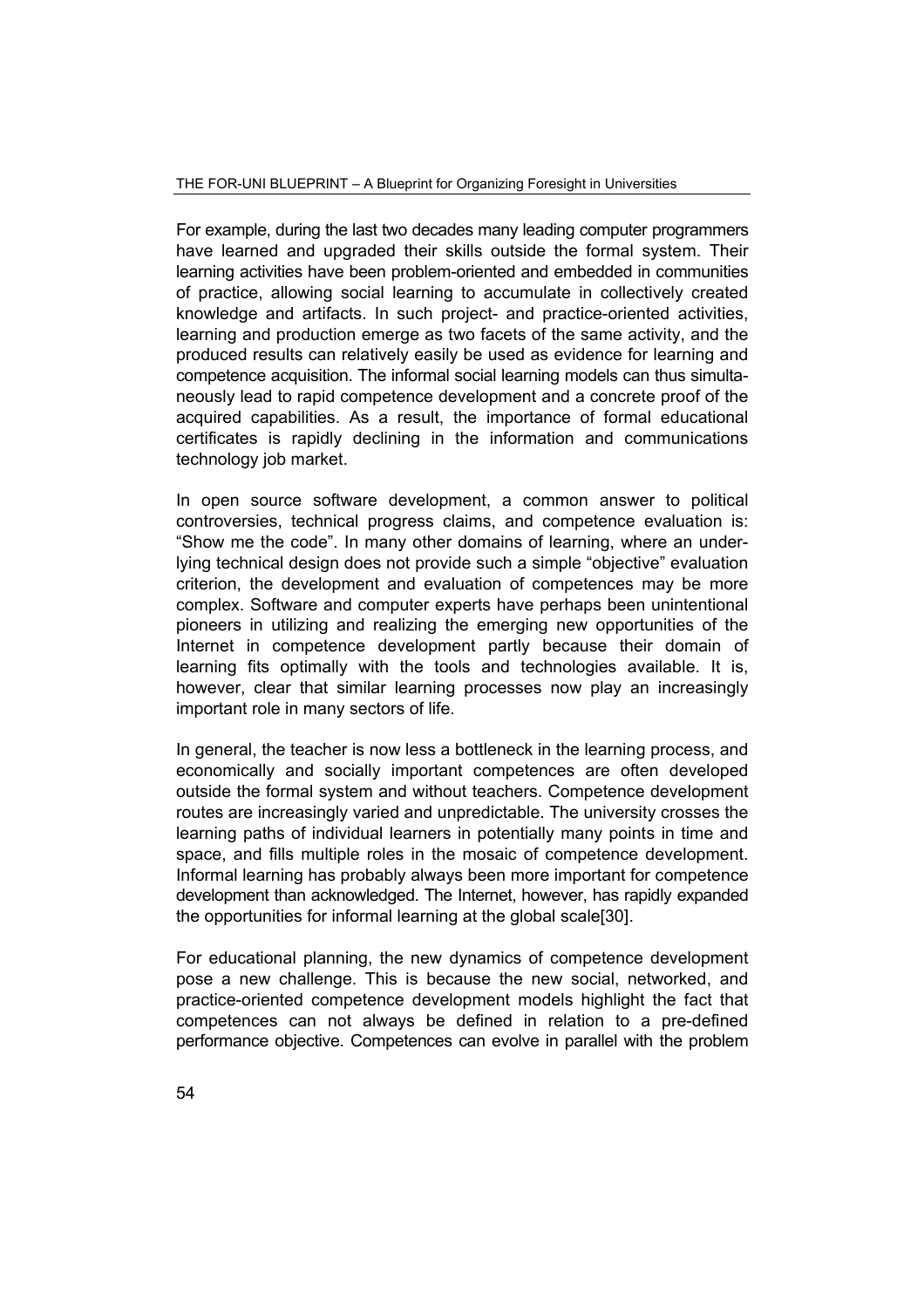For example, during the last two decades many leading computer programmers have learned and upgraded their skills outside the formal system. Their learning activities have been problem-oriented and embedded in communities of practice, allowing social learning to accumulate in collectively created knowledge and artifacts. In such project- and practice-oriented activities, learning and production emerge as two facets of the same activity, and the produced results can relatively easily be used as evidence for learning and competence acquisition. The informal social learning models can thus simultaneously lead to rapid competence development and a concrete proof of the acquired capabilities. As a result, the importance of formal educational certificates is rapidly declining in the information and communications technology job market.

In open source software development, a common answer to political controversies, technical progress claims, and competence evaluation is: "Show me the code". In many other domains of learning, where an underlying technical design does not provide such a simple "objective" evaluation criterion, the development and evaluation of competences may be more complex. Software and computer experts have perhaps been unintentional pioneers in utilizing and realizing the emerging new opportunities of the Internet in competence development partly because their domain of learning fits optimally with the tools and technologies available. It is, however, clear that similar learning processes now play an increasingly important role in many sectors of life.

In general, the teacher is now less a bottleneck in the learning process, and economically and socially important competences are often developed outside the formal system and without teachers. Competence development routes are increasingly varied and unpredictable. The university crosses the learning paths of individual learners in potentially many points in time and space, and fills multiple roles in the mosaic of competence development. Informal learning has probably always been more important for competence development than acknowledged. The Internet, however, has rapidly expanded the opportunities for informal learning at the global scale[30].

For educational planning, the new dynamics of competence development pose a new challenge. This is because the new social, networked, and practice-oriented competence development models highlight the fact that competences can not always be defined in relation to a pre-defined performance objective. Competences can evolve in parallel with the problem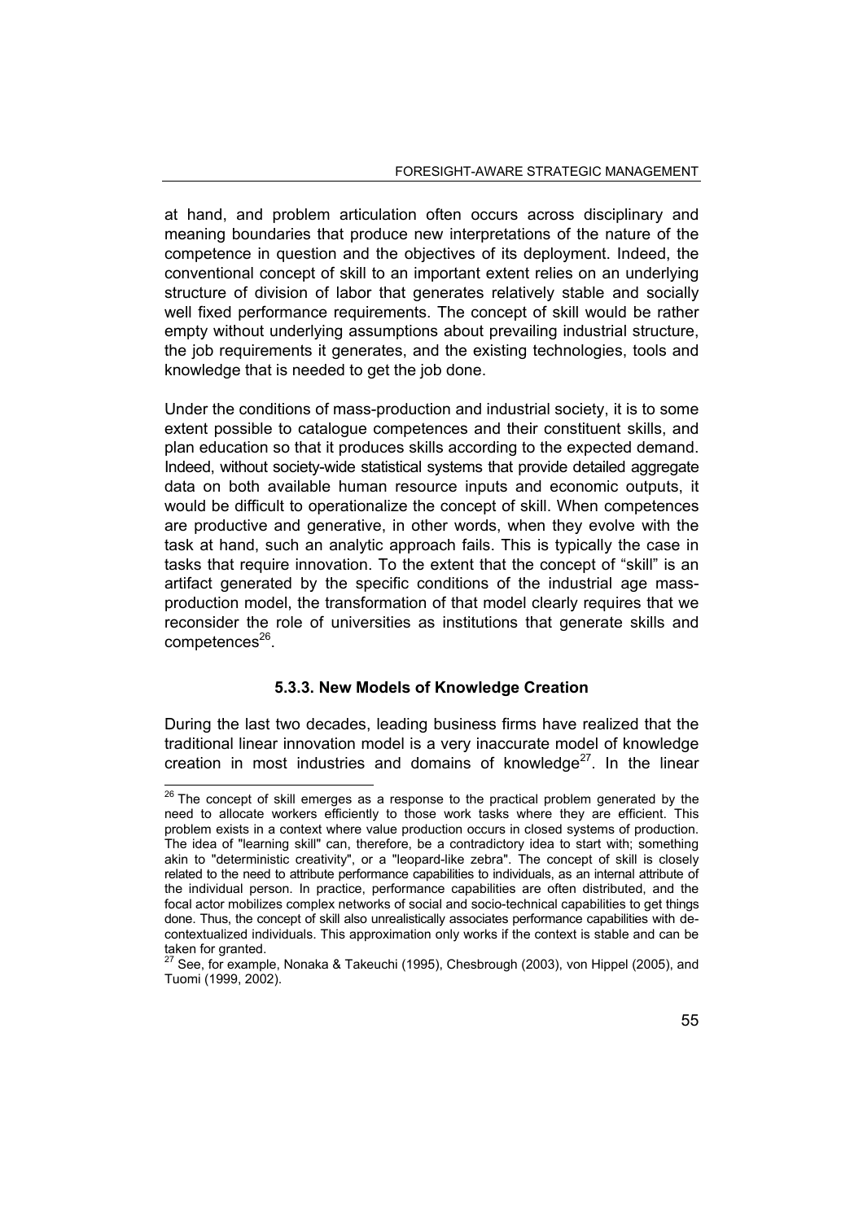at hand, and problem articulation often occurs across disciplinary and meaning boundaries that produce new interpretations of the nature of the competence in question and the objectives of its deployment. Indeed, the conventional concept of skill to an important extent relies on an underlying structure of division of labor that generates relatively stable and socially well fixed performance requirements. The concept of skill would be rather empty without underlying assumptions about prevailing industrial structure, the job requirements it generates, and the existing technologies, tools and knowledge that is needed to get the job done.

Under the conditions of mass-production and industrial society, it is to some extent possible to catalogue competences and their constituent skills, and plan education so that it produces skills according to the expected demand. Indeed, without society-wide statistical systems that provide detailed aggregate data on both available human resource inputs and economic outputs, it would be difficult to operationalize the concept of skill. When competences are productive and generative, in other words, when they evolve with the task at hand, such an analytic approach fails. This is typically the case in tasks that require innovation. To the extent that the concept of "skill" is an artifact generated by the specific conditions of the industrial age mass-production model, the transformation of that model clearly requires that we reconsider the role of universities as institutions that generate skills and competences[26].

### 5.3.3. New Models of Knowledge Creation

During the last two decades, leading business firms have realized that the traditional linear innovation model is a very inaccurate model of knowledge creation in most industries and domains of knowledge[27]. In the linear

---

[26] The concept of skill emerges as a response to the practical problem generated by the need to allocate workers efficiently to those work tasks where they are efficient. This problem exists in a context where value production occurs in closed systems of production. The idea of "learning skill" can, therefore, be a contradictory idea to start with; something akin to "deterministic creativity", or a "leopard-like zebra". The concept of skill is closely related to the need to attribute performance capabilities to individuals, as an internal attribute of the individual person. In practice, performance capabilities are often distributed, and the focal actor mobilizes complex networks of social and socio-technical capabilities to get things done. Thus, the concept of skill also unrealistically associates performance capabilities with de-contextualized individuals. This approximation only works if the context is stable and can be taken for granted.

[27] See, for example, Nonaka & Takeuchi (1995), Chesbrough (2003), von Hippel (2005), and Tuomi (1999, 2002).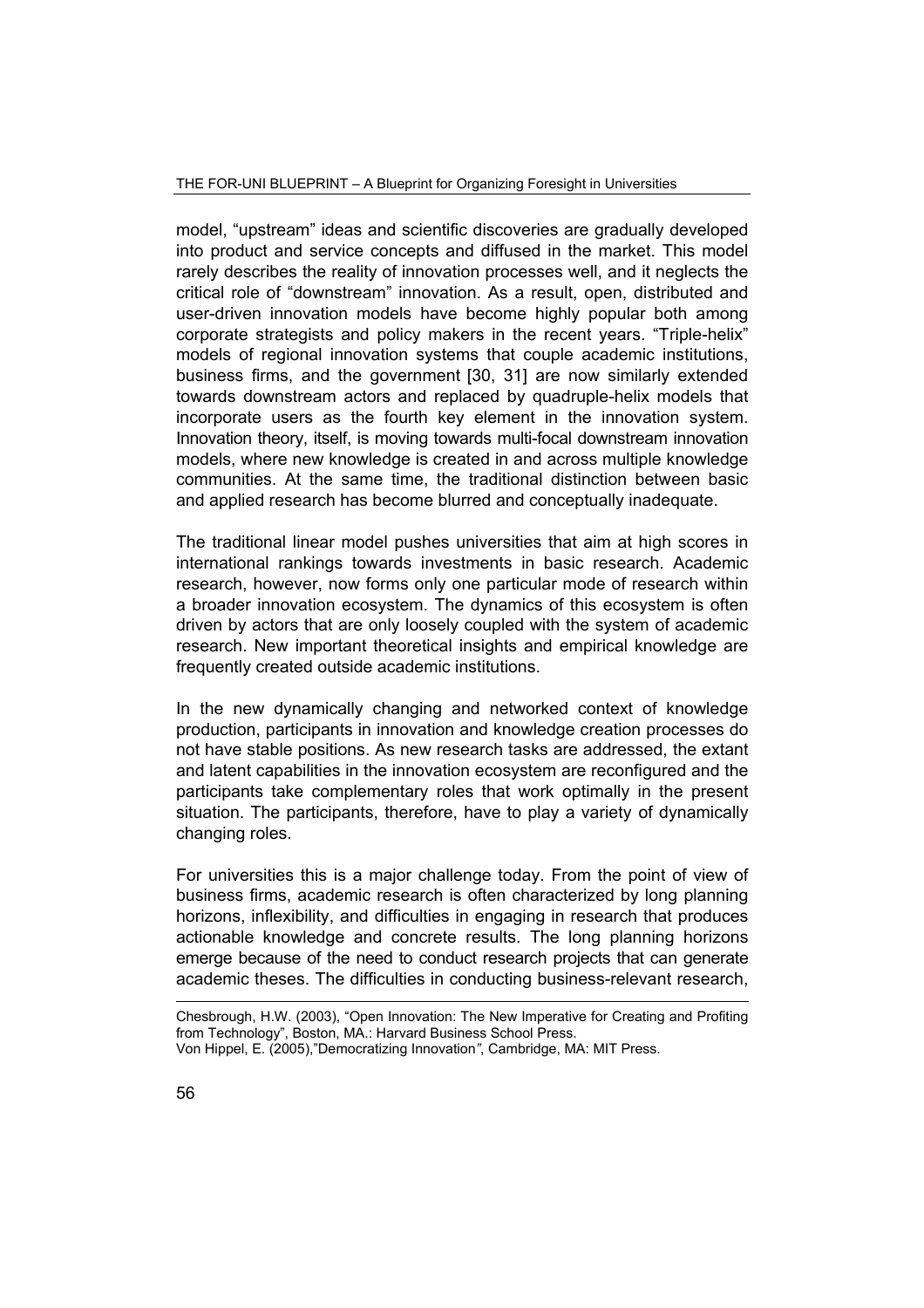model, "upstream" ideas and scientific discoveries are gradually developed into product and service concepts and diffused in the market. This model rarely describes the reality of innovation processes well, and it neglects the critical role of "downstream" innovation. As a result, open, distributed and user-driven innovation models have become highly popular both among corporate strategists and policy makers in the recent years. "Triple-helix" models of regional innovation systems that couple academic institutions, business firms, and the government [30, 31] are now similarly extended towards downstream actors and replaced by quadruple-helix models that incorporate users as the fourth key element in the innovation system. Innovation theory, itself, is moving towards multi-focal downstream innovation models, where new knowledge is created in and across multiple knowledge communities. At the same time, the traditional distinction between basic and applied research has become blurred and conceptually inadequate.

The traditional linear model pushes universities that aim at high scores in international rankings towards investments in basic research. Academic research, however, now forms only one particular mode of research within a broader innovation ecosystem. The dynamics of this ecosystem is often driven by actors that are only loosely coupled with the system of academic research. New important theoretical insights and empirical knowledge are frequently created outside academic institutions.

In the new dynamically changing and networked context of knowledge production, participants in innovation and knowledge creation processes do not have stable positions. As new research tasks are addressed, the extant and latent capabilities in the innovation ecosystem are reconfigured and the participants take complementary roles that work optimally in the present situation. The participants, therefore, have to play a variety of dynamically changing roles.

For universities this is a major challenge today. From the point of view of business firms, academic research is often characterized by long planning horizons, inflexibility, and difficulties in engaging in research that produces actionable knowledge and concrete results. The long planning horizons emerge because of the need to conduct research projects that can generate academic theses. The difficulties in conducting business-relevant research,

---

Chesbrough, H.W. (2003), "Open Innovation: The New Imperative for Creating and Profiting from Technology", Boston, MA.: Harvard Business School Press.
Von Hippel, E. (2005),"Democratizing Innovation", Cambridge, MA: MIT Press.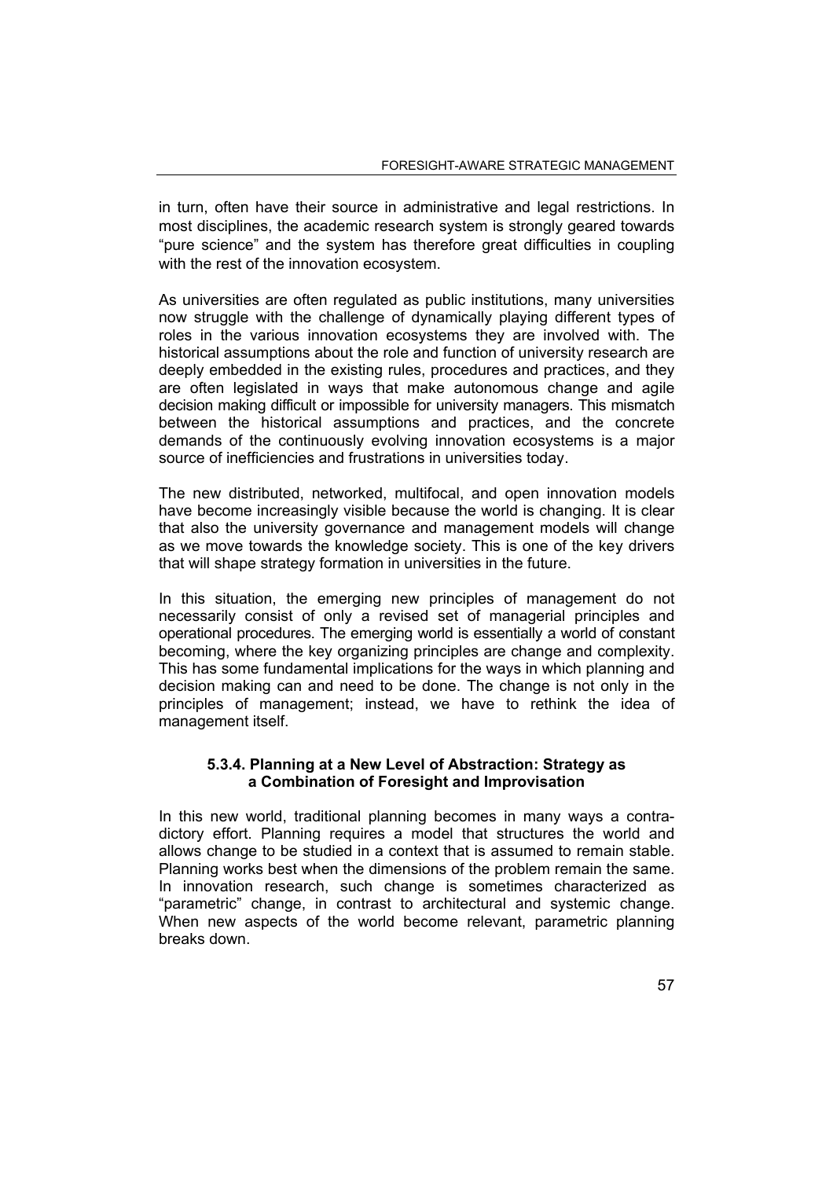in turn, often have their source in administrative and legal restrictions. In most disciplines, the academic research system is strongly geared towards "pure science" and the system has therefore great difficulties in coupling with the rest of the innovation ecosystem.

As universities are often regulated as public institutions, many universities now struggle with the challenge of dynamically playing different types of roles in the various innovation ecosystems they are involved with. The historical assumptions about the role and function of university research are deeply embedded in the existing rules, procedures and practices, and they are often legislated in ways that make autonomous change and agile decision making difficult or impossible for university managers. This mismatch between the historical assumptions and practices, and the concrete demands of the continuously evolving innovation ecosystems is a major source of inefficiencies and frustrations in universities today.

The new distributed, networked, multifocal, and open innovation models have become increasingly visible because the world is changing. It is clear that also the university governance and management models will change as we move towards the knowledge society. This is one of the key drivers that will shape strategy formation in universities in the future.

In this situation, the emerging new principles of management do not necessarily consist of only a revised set of managerial principles and operational procedures. The emerging world is essentially a world of constant becoming, where the key organizing principles are change and complexity. This has some fundamental implications for the ways in which planning and decision making can and need to be done. The change is not only in the principles of management; instead, we have to rethink the idea of management itself.

### 5.3.4. Planning at a New Level of Abstraction: Strategy as a Combination of Foresight and Improvisation

In this new world, traditional planning becomes in many ways a contradictory effort. Planning requires a model that structures the world and allows change to be studied in a context that is assumed to remain stable. Planning works best when the dimensions of the problem remain the same. In innovation research, such change is sometimes characterized as "parametric" change, in contrast to architectural and systemic change. When new aspects of the world become relevant, parametric planning breaks down.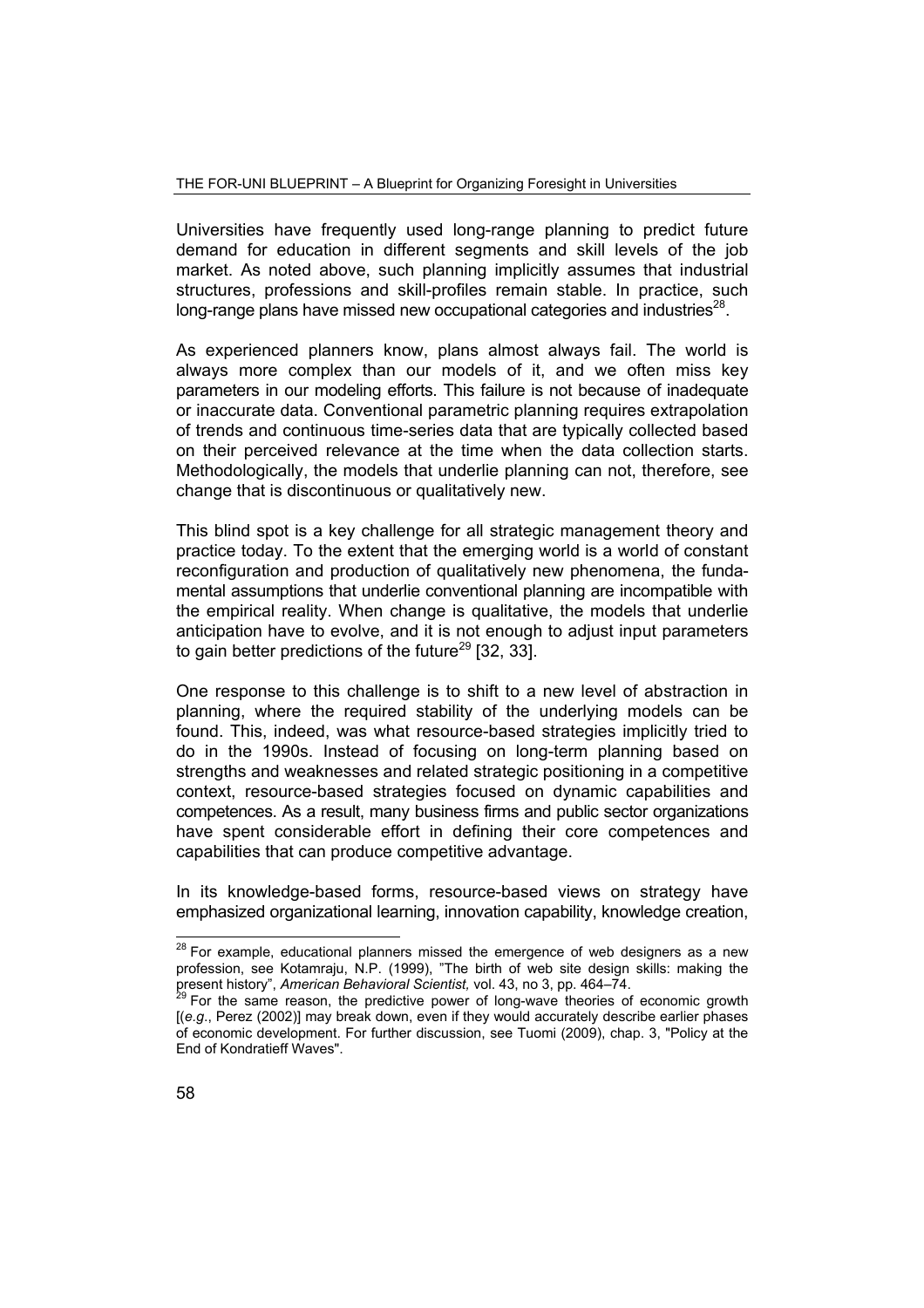Universities have frequently used long-range planning to predict future demand for education in different segments and skill levels of the job market. As noted above, such planning implicitly assumes that industrial structures, professions and skill-profiles remain stable. In practice, such long-range plans have missed new occupational categories and industries[28].

As experienced planners know, plans almost always fail. The world is always more complex than our models of it, and we often miss key parameters in our modeling efforts. This failure is not because of inadequate or inaccurate data. Conventional parametric planning requires extrapolation of trends and continuous time-series data that are typically collected based on their perceived relevance at the time when the data collection starts. Methodologically, the models that underlie planning can not, therefore, see change that is discontinuous or qualitatively new.

This blind spot is a key challenge for all strategic management theory and practice today. To the extent that the emerging world is a world of constant reconfiguration and production of qualitatively new phenomena, the fundamental assumptions that underlie conventional planning are incompatible with the empirical reality. When change is qualitative, the models that underlie anticipation have to evolve, and it is not enough to adjust input parameters to gain better predictions of the future[29] [32, 33].

One response to this challenge is to shift to a new level of abstraction in planning, where the required stability of the underlying models can be found. This, indeed, was what resource-based strategies implicitly tried to do in the 1990s. Instead of focusing on long-term planning based on strengths and weaknesses and related strategic positioning in a competitive context, resource-based strategies focused on dynamic capabilities and competences. As a result, many business firms and public sector organizations have spent considerable effort in defining their core competences and capabilities that can produce competitive advantage.

In its knowledge-based forms, resource-based views on strategy have emphasized organizational learning, innovation capability, knowledge creation,

---

[28] For example, educational planners missed the emergence of web designers as a new profession, see Kotamraju, N.P. (1999), "The birth of web site design skills: making the present history", *American Behavioral Scientist*, vol. 43, no 3, pp. 464–74.

[29] For the same reason, the predictive power of long-wave theories of economic growth [(*e.g*., Perez (2002)] may break down, even if they would accurately describe earlier phases of economic development. For further discussion, see Tuomi (2009), chap. 3, "Policy at the End of Kondratieff Waves".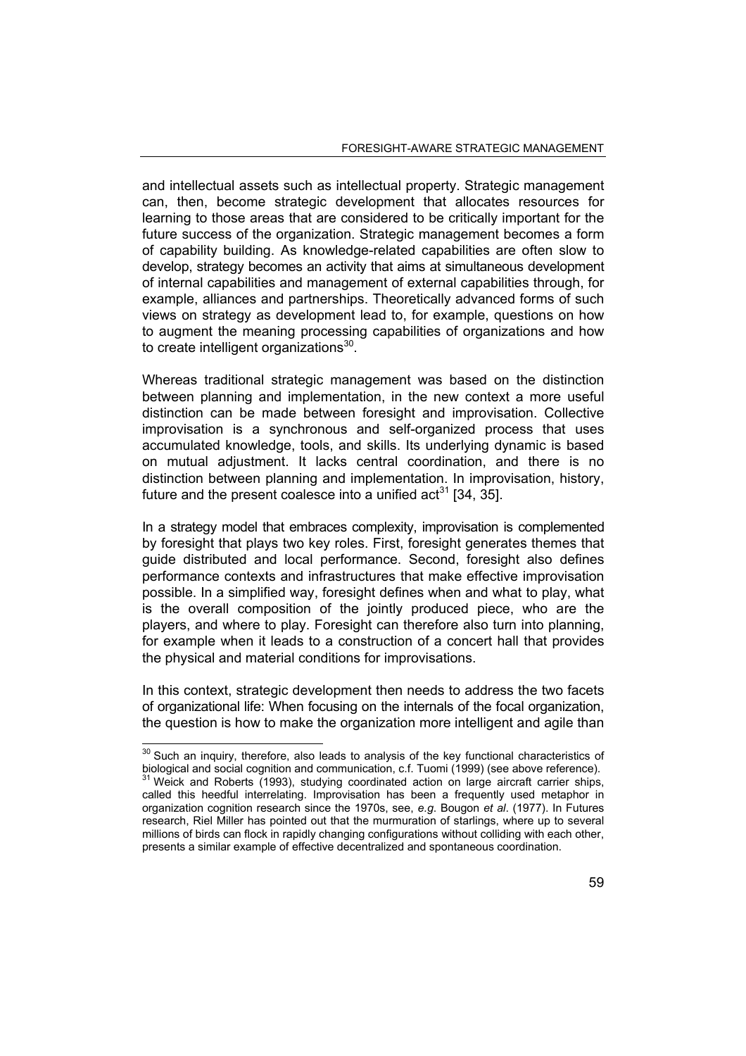and intellectual assets such as intellectual property. Strategic management can, then, become strategic development that allocates resources for learning to those areas that are considered to be critically important for the future success of the organization. Strategic management becomes a form of capability building. As knowledge-related capabilities are often slow to develop, strategy becomes an activity that aims at simultaneous development of internal capabilities and management of external capabilities through, for example, alliances and partnerships. Theoretically advanced forms of such views on strategy as development lead to, for example, questions on how to augment the meaning processing capabilities of organizations and how to create intelligent organizations[30].

Whereas traditional strategic management was based on the distinction between planning and implementation, in the new context a more useful distinction can be made between foresight and improvisation. Collective improvisation is a synchronous and self-organized process that uses accumulated knowledge, tools, and skills. Its underlying dynamic is based on mutual adjustment. It lacks central coordination, and there is no distinction between planning and implementation. In improvisation, history, future and the present coalesce into a unified act[31] [34, 35].

In a strategy model that embraces complexity, improvisation is complemented by foresight that plays two key roles. First, foresight generates themes that guide distributed and local performance. Second, foresight also defines performance contexts and infrastructures that make effective improvisation possible. In a simplified way, foresight defines when and what to play, what is the overall composition of the jointly produced piece, who are the players, and where to play. Foresight can therefore also turn into planning, for example when it leads to a construction of a concert hall that provides the physical and material conditions for improvisations.

In this context, strategic development then needs to address the two facets of organizational life: When focusing on the internals of the focal organization, the question is how to make the organization more intelligent and agile than

---

[30] Such an inquiry, therefore, also leads to analysis of the key functional characteristics of biological and social cognition and communication, c.f. Tuomi (1999) (see above reference).

[31] Weick and Roberts (1993), studying coordinated action on large aircraft carrier ships, called this heedful interrelating. Improvisation has been a frequently used metaphor in organization cognition research since the 1970s, see, *e.g.* Bougon *et al*. (1977). In Futures research, Riel Miller has pointed out that the murmuration of starlings, where up to several millions of birds can flock in rapidly changing configurations without colliding with each other, presents a similar example of effective decentralized and spontaneous coordination.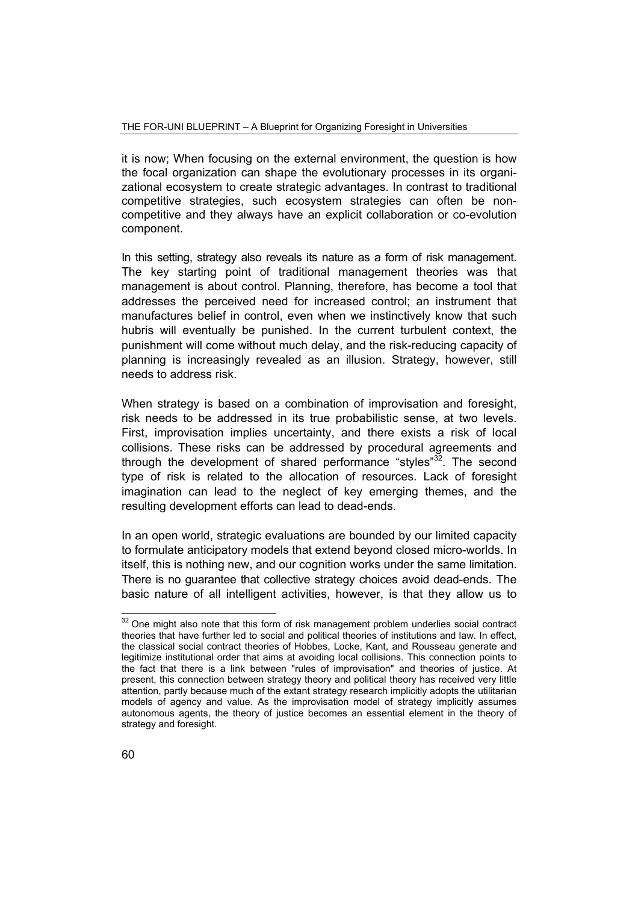it is now; When focusing on the external environment, the question is how the focal organization can shape the evolutionary processes in its organizational ecosystem to create strategic advantages. In contrast to traditional competitive strategies, such ecosystem strategies can often be non-competitive and they always have an explicit collaboration or co-evolution component.

In this setting, strategy also reveals its nature as a form of risk management. The key starting point of traditional management theories was that management is about control. Planning, therefore, has become a tool that addresses the perceived need for increased control; an instrument that manufactures belief in control, even when we instinctively know that such hubris will eventually be punished. In the current turbulent context, the punishment will come without much delay, and the risk-reducing capacity of planning is increasingly revealed as an illusion. Strategy, however, still needs to address risk.

When strategy is based on a combination of improvisation and foresight, risk needs to be addressed in its true probabilistic sense, at two levels. First, improvisation implies uncertainty, and there exists a risk of local collisions. These risks can be addressed by procedural agreements and through the development of shared performance "styles"[32]. The second type of risk is related to the allocation of resources. Lack of foresight imagination can lead to the neglect of key emerging themes, and the resulting development efforts can lead to dead-ends.

In an open world, strategic evaluations are bounded by our limited capacity to formulate anticipatory models that extend beyond closed micro-worlds. In itself, this is nothing new, and our cognition works under the same limitation. There is no guarantee that collective strategy choices avoid dead-ends. The basic nature of all intelligent activities, however, is that they allow us to

---

[32] One might also note that this form of risk management problem underlies social contract theories that have further led to social and political theories of institutions and law. In effect, the classical social contract theories of Hobbes, Locke, Kant, and Rousseau generate and legitimize institutional order that aims at avoiding local collisions. This connection points to the fact that there is a link between "rules of improvisation" and theories of justice. At present, this connection between strategy theory and political theory has received very little attention, partly because much of the extant strategy research implicitly adopts the utilitarian models of agency and value. As the improvisation model of strategy implicitly assumes autonomous agents, the theory of justice becomes an essential element in the theory of strategy and foresight.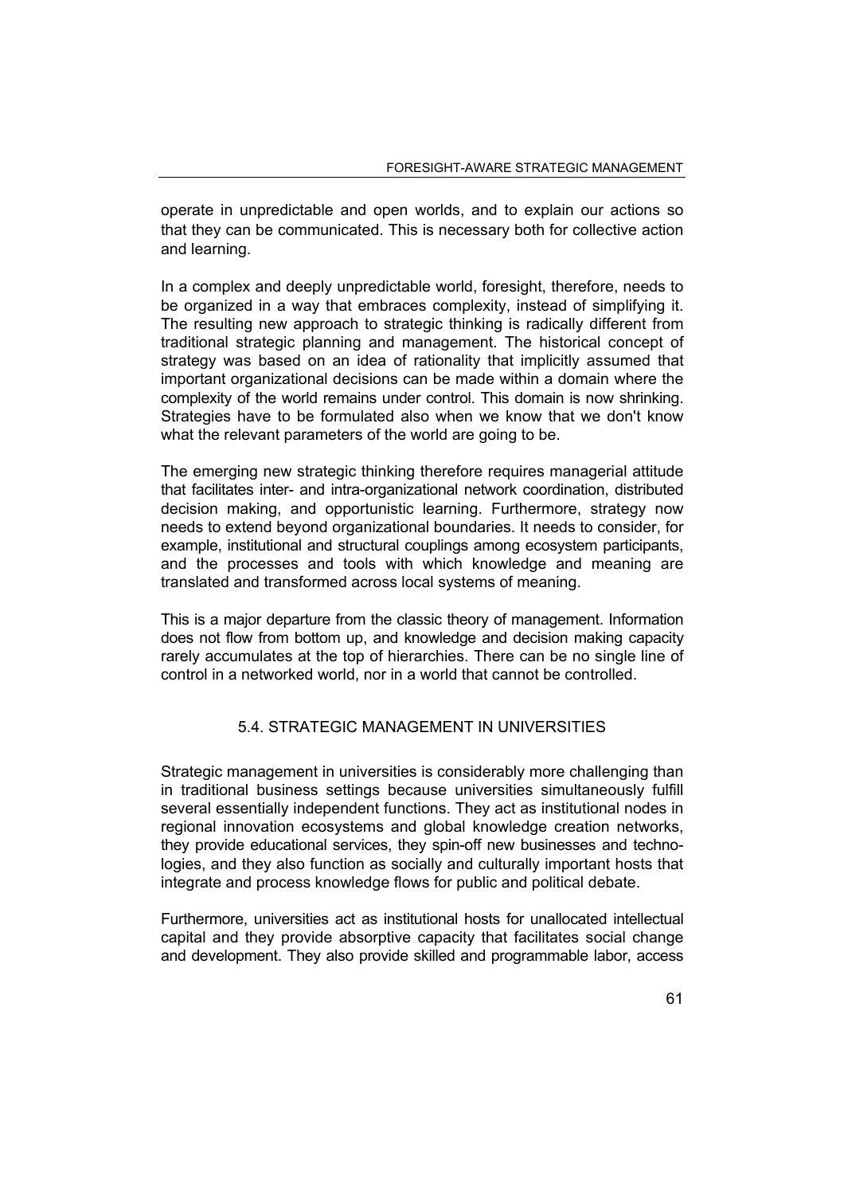operate in unpredictable and open worlds, and to explain our actions so that they can be communicated. This is necessary both for collective action and learning.

In a complex and deeply unpredictable world, foresight, therefore, needs to be organized in a way that embraces complexity, instead of simplifying it. The resulting new approach to strategic thinking is radically different from traditional strategic planning and management. The historical concept of strategy was based on an idea of rationality that implicitly assumed that important organizational decisions can be made within a domain where the complexity of the world remains under control. This domain is now shrinking. Strategies have to be formulated also when we know that we don't know what the relevant parameters of the world are going to be.

The emerging new strategic thinking therefore requires managerial attitude that facilitates inter- and intra-organizational network coordination, distributed decision making, and opportunistic learning. Furthermore, strategy now needs to extend beyond organizational boundaries. It needs to consider, for example, institutional and structural couplings among ecosystem participants, and the processes and tools with which knowledge and meaning are translated and transformed across local systems of meaning.

This is a major departure from the classic theory of management. Information does not flow from bottom up, and knowledge and decision making capacity rarely accumulates at the top of hierarchies. There can be no single line of control in a networked world, nor in a world that cannot be controlled.

## 5.4. STRATEGIC MANAGEMENT IN UNIVERSITIES

Strategic management in universities is considerably more challenging than in traditional business settings because universities simultaneously fulfill several essentially independent functions. They act as institutional nodes in regional innovation ecosystems and global knowledge creation networks, they provide educational services, they spin-off new businesses and technologies, and they also function as socially and culturally important hosts that integrate and process knowledge flows for public and political debate.

Furthermore, universities act as institutional hosts for unallocated intellectual capital and they provide absorptive capacity that facilitates social change and development. They also provide skilled and programmable labor, access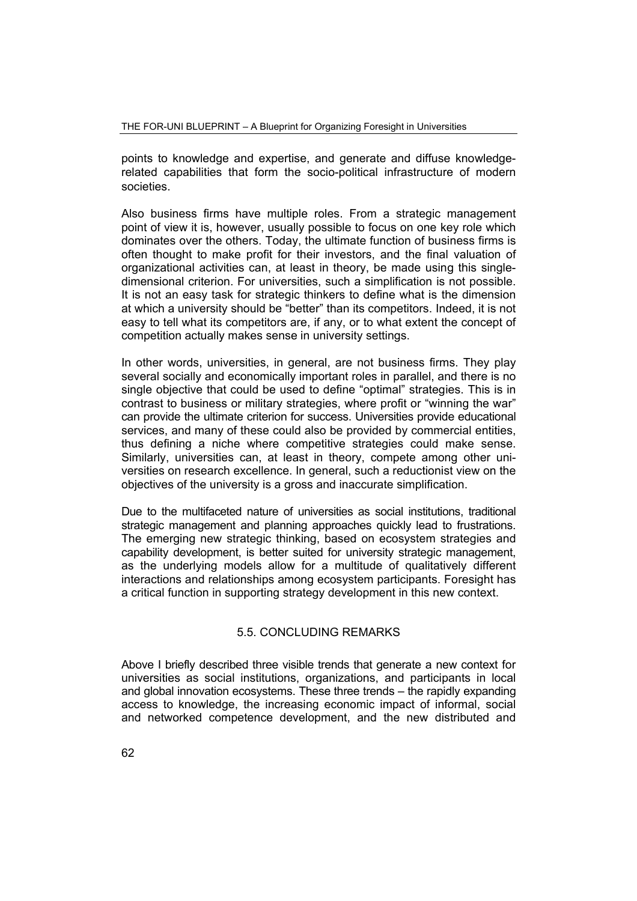points to knowledge and expertise, and generate and diffuse knowledge-related capabilities that form the socio-political infrastructure of modern societies.

Also business firms have multiple roles. From a strategic management point of view it is, however, usually possible to focus on one key role which dominates over the others. Today, the ultimate function of business firms is often thought to make profit for their investors, and the final valuation of organizational activities can, at least in theory, be made using this single-dimensional criterion. For universities, such a simplification is not possible. It is not an easy task for strategic thinkers to define what is the dimension at which a university should be "better" than its competitors. Indeed, it is not easy to tell what its competitors are, if any, or to what extent the concept of competition actually makes sense in university settings.

In other words, universities, in general, are not business firms. They play several socially and economically important roles in parallel, and there is no single objective that could be used to define "optimal" strategies. This is in contrast to business or military strategies, where profit or "winning the war" can provide the ultimate criterion for success. Universities provide educational services, and many of these could also be provided by commercial entities, thus defining a niche where competitive strategies could make sense. Similarly, universities can, at least in theory, compete among other universities on research excellence. In general, such a reductionist view on the objectives of the university is a gross and inaccurate simplification.

Due to the multifaceted nature of universities as social institutions, traditional strategic management and planning approaches quickly lead to frustrations. The emerging new strategic thinking, based on ecosystem strategies and capability development, is better suited for university strategic management, as the underlying models allow for a multitude of qualitatively different interactions and relationships among ecosystem participants. Foresight has a critical function in supporting strategy development in this new context.

## 5.5. CONCLUDING REMARKS

Above I briefly described three visible trends that generate a new context for universities as social institutions, organizations, and participants in local and global innovation ecosystems. These three trends – the rapidly expanding access to knowledge, the increasing economic impact of informal, social and networked competence development, and the new distributed and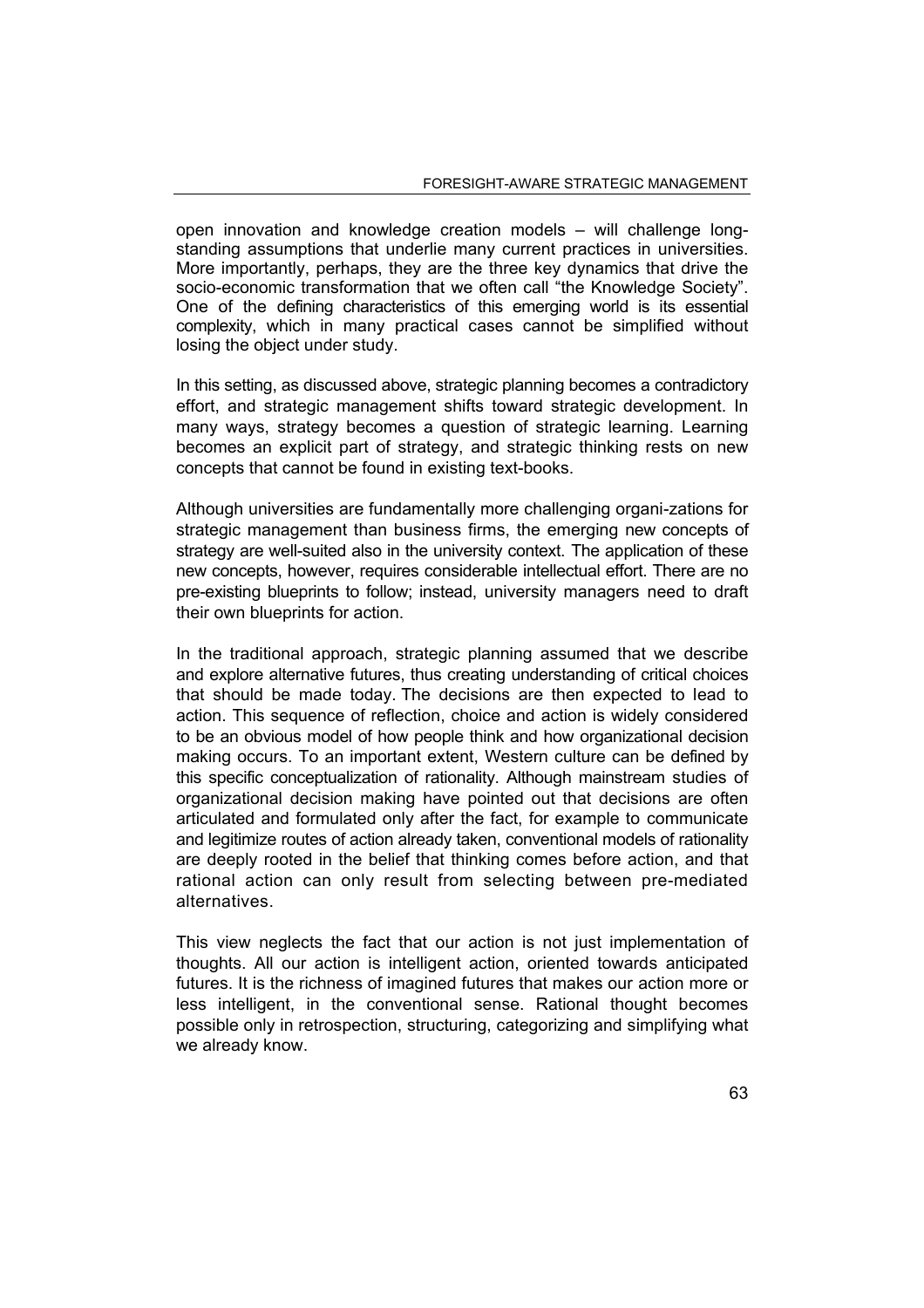open innovation and knowledge creation models – will challenge long-standing assumptions that underlie many current practices in universities. More importantly, perhaps, they are the three key dynamics that drive the socio-economic transformation that we often call "the Knowledge Society". One of the defining characteristics of this emerging world is its essential complexity, which in many practical cases cannot be simplified without losing the object under study.

In this setting, as discussed above, strategic planning becomes a contradictory effort, and strategic management shifts toward strategic development. In many ways, strategy becomes a question of strategic learning. Learning becomes an explicit part of strategy, and strategic thinking rests on new concepts that cannot be found in existing text-books.

Although universities are fundamentally more challenging organi-zations for strategic management than business firms, the emerging new concepts of strategy are well-suited also in the university context. The application of these new concepts, however, requires considerable intellectual effort. There are no pre-existing blueprints to follow; instead, university managers need to draft their own blueprints for action.

In the traditional approach, strategic planning assumed that we describe and explore alternative futures, thus creating understanding of critical choices that should be made today. The decisions are then expected to lead to action. This sequence of reflection, choice and action is widely considered to be an obvious model of how people think and how organizational decision making occurs. To an important extent, Western culture can be defined by this specific conceptualization of rationality. Although mainstream studies of organizational decision making have pointed out that decisions are often articulated and formulated only after the fact, for example to communicate and legitimize routes of action already taken, conventional models of rationality are deeply rooted in the belief that thinking comes before action, and that rational action can only result from selecting between pre-mediated alternatives.

This view neglects the fact that our action is not just implementation of thoughts. All our action is intelligent action, oriented towards anticipated futures. It is the richness of imagined futures that makes our action more or less intelligent, in the conventional sense. Rational thought becomes possible only in retrospection, structuring, categorizing and simplifying what we already know.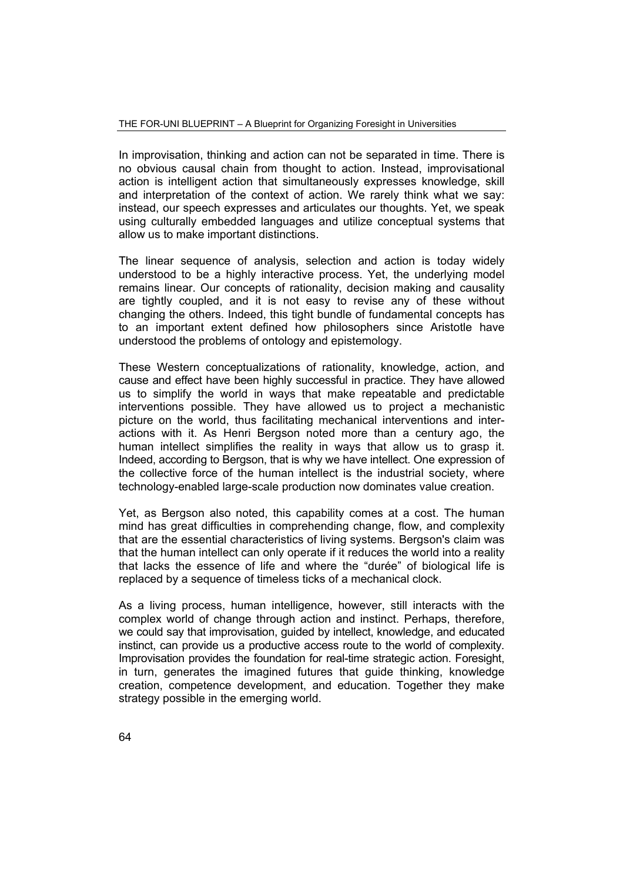In improvisation, thinking and action can not be separated in time. There is no obvious causal chain from thought to action. Instead, improvisational action is intelligent action that simultaneously expresses knowledge, skill and interpretation of the context of action. We rarely think what we say: instead, our speech expresses and articulates our thoughts. Yet, we speak using culturally embedded languages and utilize conceptual systems that allow us to make important distinctions.

The linear sequence of analysis, selection and action is today widely understood to be a highly interactive process. Yet, the underlying model remains linear. Our concepts of rationality, decision making and causality are tightly coupled, and it is not easy to revise any of these without changing the others. Indeed, this tight bundle of fundamental concepts has to an important extent defined how philosophers since Aristotle have understood the problems of ontology and epistemology.

These Western conceptualizations of rationality, knowledge, action, and cause and effect have been highly successful in practice. They have allowed us to simplify the world in ways that make repeatable and predictable interventions possible. They have allowed us to project a mechanistic picture on the world, thus facilitating mechanical interventions and interactions with it. As Henri Bergson noted more than a century ago, the human intellect simplifies the reality in ways that allow us to grasp it. Indeed, according to Bergson, that is why we have intellect. One expression of the collective force of the human intellect is the industrial society, where technology-enabled large-scale production now dominates value creation.

Yet, as Bergson also noted, this capability comes at a cost. The human mind has great difficulties in comprehending change, flow, and complexity that are the essential characteristics of living systems. Bergson's claim was that the human intellect can only operate if it reduces the world into a reality that lacks the essence of life and where the "durée" of biological life is replaced by a sequence of timeless ticks of a mechanical clock.

As a living process, human intelligence, however, still interacts with the complex world of change through action and instinct. Perhaps, therefore, we could say that improvisation, guided by intellect, knowledge, and educated instinct, can provide us a productive access route to the world of complexity. Improvisation provides the foundation for real-time strategic action. Foresight, in turn, generates the imagined futures that guide thinking, knowledge creation, competence development, and education. Together they make strategy possible in the emerging world.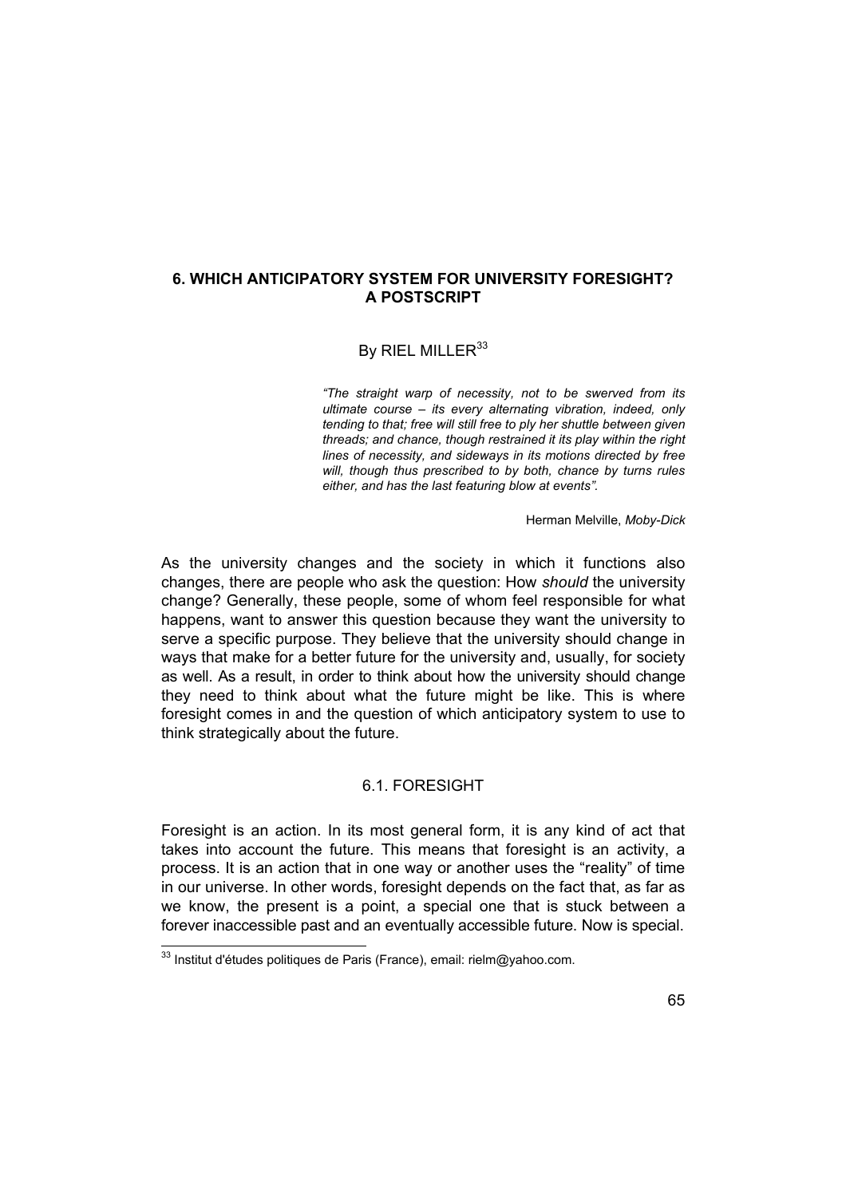## 6. WHICH ANTICIPATORY SYSTEM FOR UNIVERSITY FORESIGHT? A POSTSCRIPT

By RIEL MILLER[33]

> *"The straight warp of necessity, not to be swerved from its ultimate course – its every alternating vibration, indeed, only tending to that; free will still free to ply her shuttle between given threads; and chance, though restrained it its play within the right lines of necessity, and sideways in its motions directed by free will, though thus prescribed to by both, chance by turns rules either, and has the last featuring blow at events".*
>
> Herman Melville, *Moby-Dick*

As the university changes and the society in which it functions also changes, there are people who ask the question: How *should* the university change? Generally, these people, some of whom feel responsible for what happens, want to answer this question because they want the university to serve a specific purpose. They believe that the university should change in ways that make for a better future for the university and, usually, for society as well. As a result, in order to think about how the university should change they need to think about what the future might be like. This is where foresight comes in and the question of which anticipatory system to use to think strategically about the future.

### 6.1. FORESIGHT

Foresight is an action. In its most general form, it is any kind of act that takes into account the future. This means that foresight is an activity, a process. It is an action that in one way or another uses the "reality" of time in our universe. In other words, foresight depends on the fact that, as far as we know, the present is a point, a special one that is stuck between a forever inaccessible past and an eventually accessible future. Now is special.

[33] Institut d'études politiques de Paris (France), email: rielm@yahoo.com.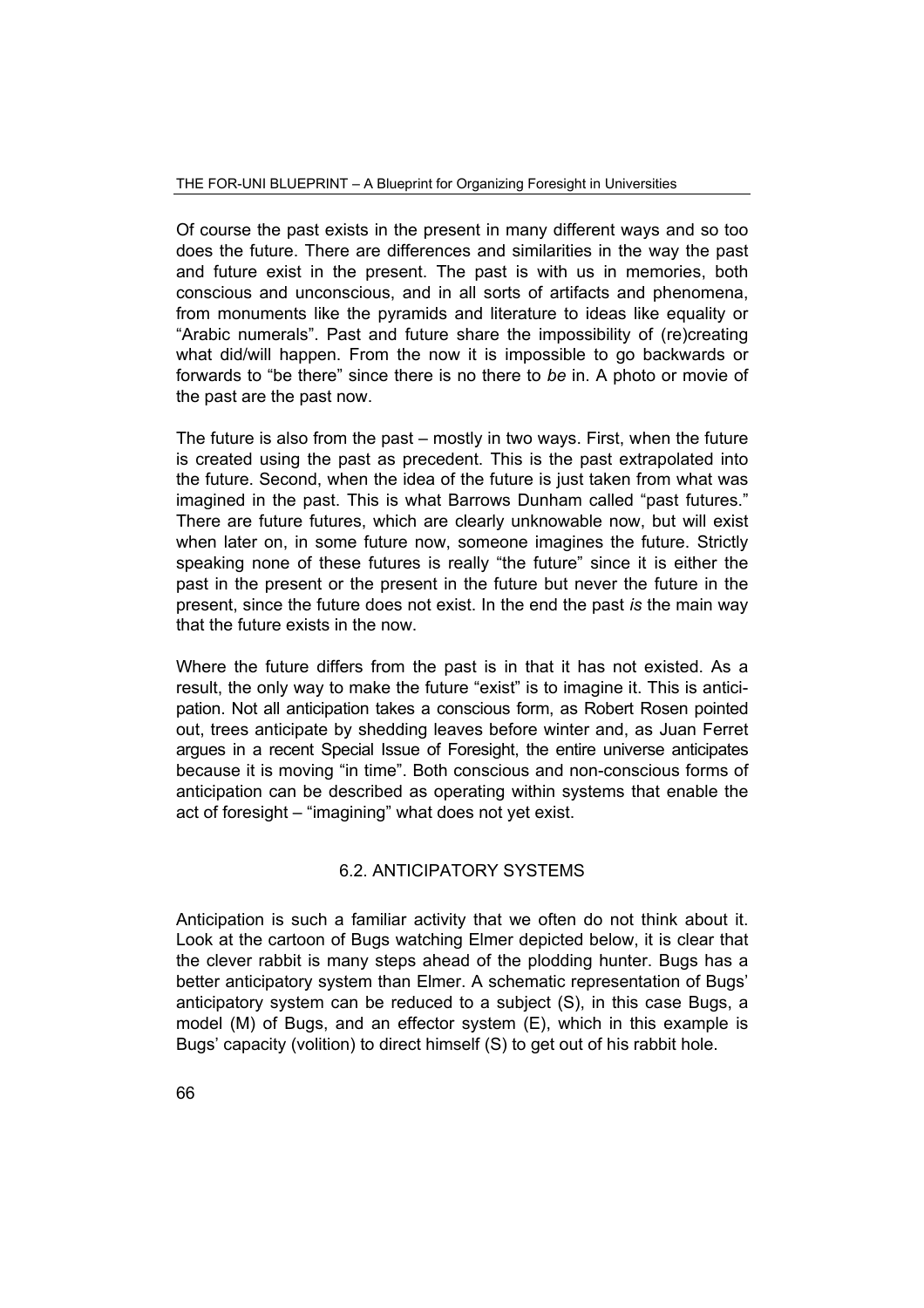Of course the past exists in the present in many different ways and so too does the future. There are differences and similarities in the way the past and future exist in the present. The past is with us in memories, both conscious and unconscious, and in all sorts of artifacts and phenomena, from monuments like the pyramids and literature to ideas like equality or "Arabic numerals". Past and future share the impossibility of (re)creating what did/will happen. From the now it is impossible to go backwards or forwards to "be there" since there is no there to *be* in. A photo or movie of the past are the past now.

The future is also from the past – mostly in two ways. First, when the future is created using the past as precedent. This is the past extrapolated into the future. Second, when the idea of the future is just taken from what was imagined in the past. This is what Barrows Dunham called "past futures." There are future futures, which are clearly unknowable now, but will exist when later on, in some future now, someone imagines the future. Strictly speaking none of these futures is really "the future" since it is either the past in the present or the present in the future but never the future in the present, since the future does not exist. In the end the past *is* the main way that the future exists in the now.

Where the future differs from the past is in that it has not existed. As a result, the only way to make the future "exist" is to imagine it. This is anticipation. Not all anticipation takes a conscious form, as Robert Rosen pointed out, trees anticipate by shedding leaves before winter and, as Juan Ferret argues in a recent Special Issue of Foresight, the entire universe anticipates because it is moving "in time". Both conscious and non-conscious forms of anticipation can be described as operating within systems that enable the act of foresight – "imagining" what does not yet exist.

## 6.2. ANTICIPATORY SYSTEMS

Anticipation is such a familiar activity that we often do not think about it. Look at the cartoon of Bugs watching Elmer depicted below, it is clear that the clever rabbit is many steps ahead of the plodding hunter. Bugs has a better anticipatory system than Elmer. A schematic representation of Bugs' anticipatory system can be reduced to a subject (S), in this case Bugs, a model (M) of Bugs, and an effector system (E), which in this example is Bugs' capacity (volition) to direct himself (S) to get out of his rabbit hole.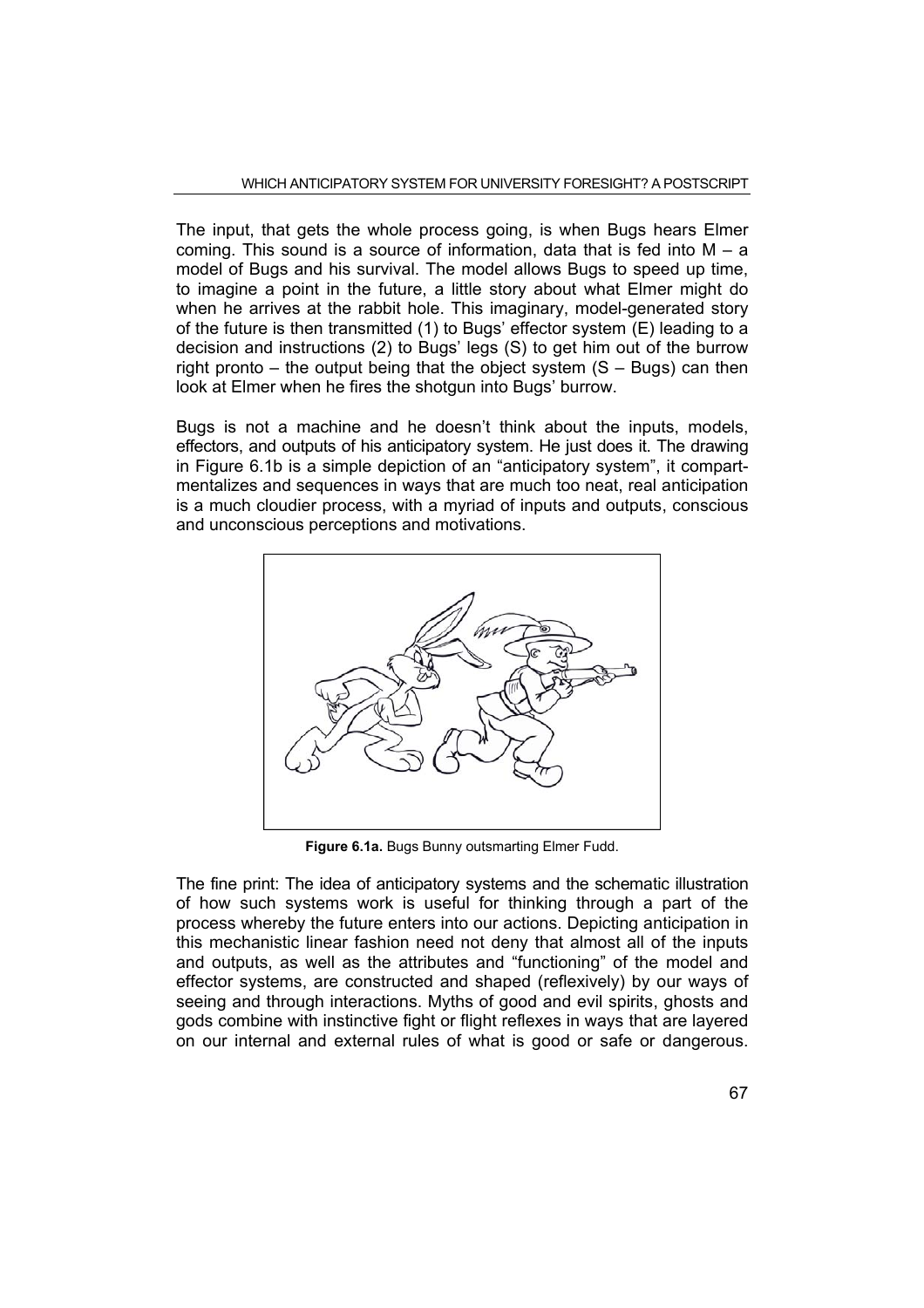The input, that gets the whole process going, is when Bugs hears Elmer coming. This sound is a source of information, data that is fed into M – a model of Bugs and his survival. The model allows Bugs to speed up time, to imagine a point in the future, a little story about what Elmer might do when he arrives at the rabbit hole. This imaginary, model-generated story of the future is then transmitted (1) to Bugs' effector system (E) leading to a decision and instructions (2) to Bugs' legs (S) to get him out of the burrow right pronto – the output being that the object system (S – Bugs) can then look at Elmer when he fires the shotgun into Bugs' burrow.

Bugs is not a machine and he doesn't think about the inputs, models, effectors, and outputs of his anticipatory system. He just does it. The drawing in Figure 6.1b is a simple depiction of an "anticipatory system", it compartmentalizes and sequences in ways that are much too neat, real anticipation is a much cloudier process, with a myriad of inputs and outputs, conscious and unconscious perceptions and motivations.

**Figure 6.1a.** Bugs Bunny outsmarting Elmer Fudd.

The fine print: The idea of anticipatory systems and the schematic illustration of how such systems work is useful for thinking through a part of the process whereby the future enters into our actions. Depicting anticipation in this mechanistic linear fashion need not deny that almost all of the inputs and outputs, as well as the attributes and "functioning" of the model and effector systems, are constructed and shaped (reflexively) by our ways of seeing and through interactions. Myths of good and evil spirits, ghosts and gods combine with instinctive fight or flight reflexes in ways that are layered on our internal and external rules of what is good or safe or dangerous.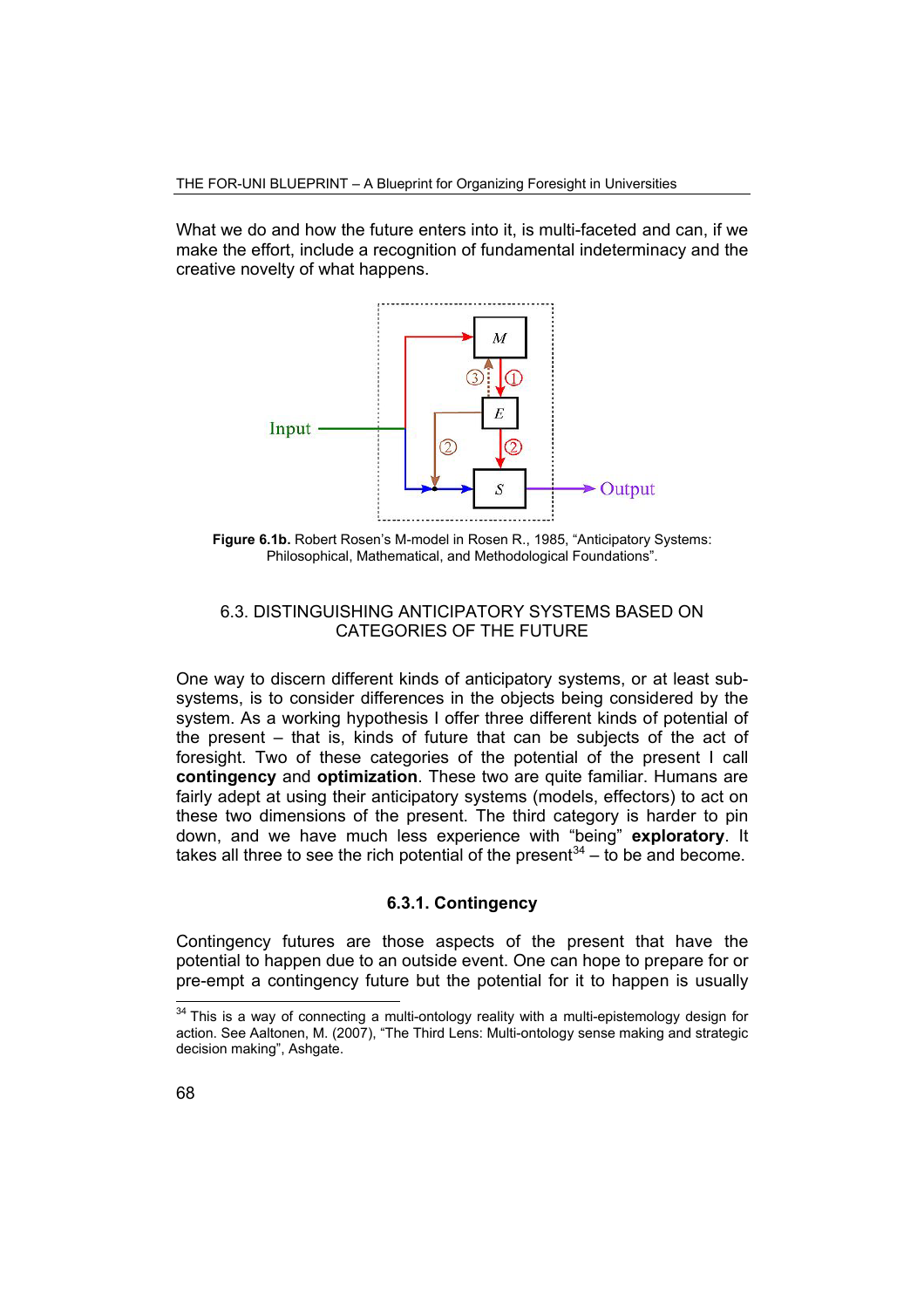What we do and how the future enters into it, is multi-faceted and can, if we make the effort, include a recognition of fundamental indeterminacy and the creative novelty of what happens.

**Figure 6.1b.** Robert Rosen's M-model in Rosen R., 1985, "Anticipatory Systems: Philosophical, Mathematical, and Methodological Foundations".

## 6.3. DISTINGUISHING ANTICIPATORY SYSTEMS BASED ON CATEGORIES OF THE FUTURE

One way to discern different kinds of anticipatory systems, or at least sub-systems, is to consider differences in the objects being considered by the system. As a working hypothesis I offer three different kinds of potential of the present – that is, kinds of future that can be subjects of the act of foresight. Two of these categories of the potential of the present I call **contingency** and **optimization**. These two are quite familiar. Humans are fairly adept at using their anticipatory systems (models, effectors) to act on these two dimensions of the present. The third category is harder to pin down, and we have much less experience with "being" **exploratory**. It takes all three to see the rich potential of the present[34] – to be and become.

### 6.3.1. Contingency

Contingency futures are those aspects of the present that have the potential to happen due to an outside event. One can hope to prepare for or pre-empt a contingency future but the potential for it to happen is usually

[34] This is a way of connecting a multi-ontology reality with a multi-epistemology design for action. See Aaltonen, M. (2007), "The Third Lens: Multi-ontology sense making and strategic decision making", Ashgate.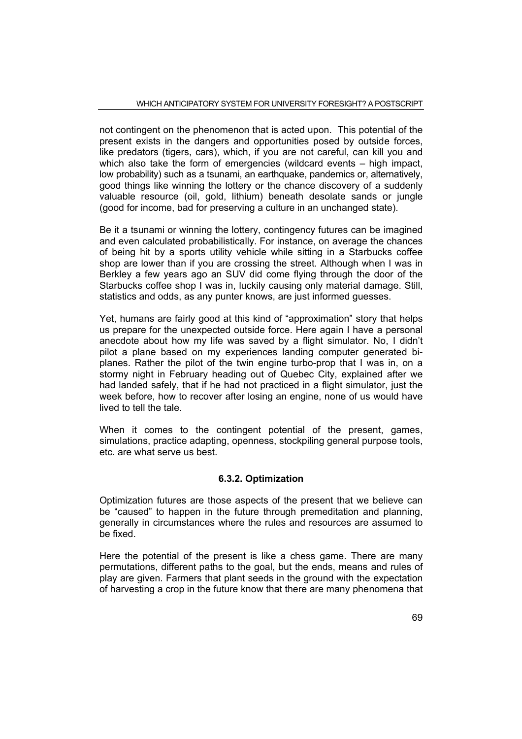not contingent on the phenomenon that is acted upon. This potential of the present exists in the dangers and opportunities posed by outside forces, like predators (tigers, cars), which, if you are not careful, can kill you and which also take the form of emergencies (wildcard events – high impact, low probability) such as a tsunami, an earthquake, pandemics or, alternatively, good things like winning the lottery or the chance discovery of a suddenly valuable resource (oil, gold, lithium) beneath desolate sands or jungle (good for income, bad for preserving a culture in an unchanged state).

Be it a tsunami or winning the lottery, contingency futures can be imagined and even calculated probabilistically. For instance, on average the chances of being hit by a sports utility vehicle while sitting in a Starbucks coffee shop are lower than if you are crossing the street. Although when I was in Berkley a few years ago an SUV did come flying through the door of the Starbucks coffee shop I was in, luckily causing only material damage. Still, statistics and odds, as any punter knows, are just informed guesses.

Yet, humans are fairly good at this kind of "approximation" story that helps us prepare for the unexpected outside force. Here again I have a personal anecdote about how my life was saved by a flight simulator. No, I didn't pilot a plane based on my experiences landing computer generated bi-planes. Rather the pilot of the twin engine turbo-prop that I was in, on a stormy night in February heading out of Quebec City, explained after we had landed safely, that if he had not practiced in a flight simulator, just the week before, how to recover after losing an engine, none of us would have lived to tell the tale.

When it comes to the contingent potential of the present, games, simulations, practice adapting, openness, stockpiling general purpose tools, etc. are what serve us best.

### 6.3.2. Optimization

Optimization futures are those aspects of the present that we believe can be "caused" to happen in the future through premeditation and planning, generally in circumstances where the rules and resources are assumed to be fixed.

Here the potential of the present is like a chess game. There are many permutations, different paths to the goal, but the ends, means and rules of play are given. Farmers that plant seeds in the ground with the expectation of harvesting a crop in the future know that there are many phenomena that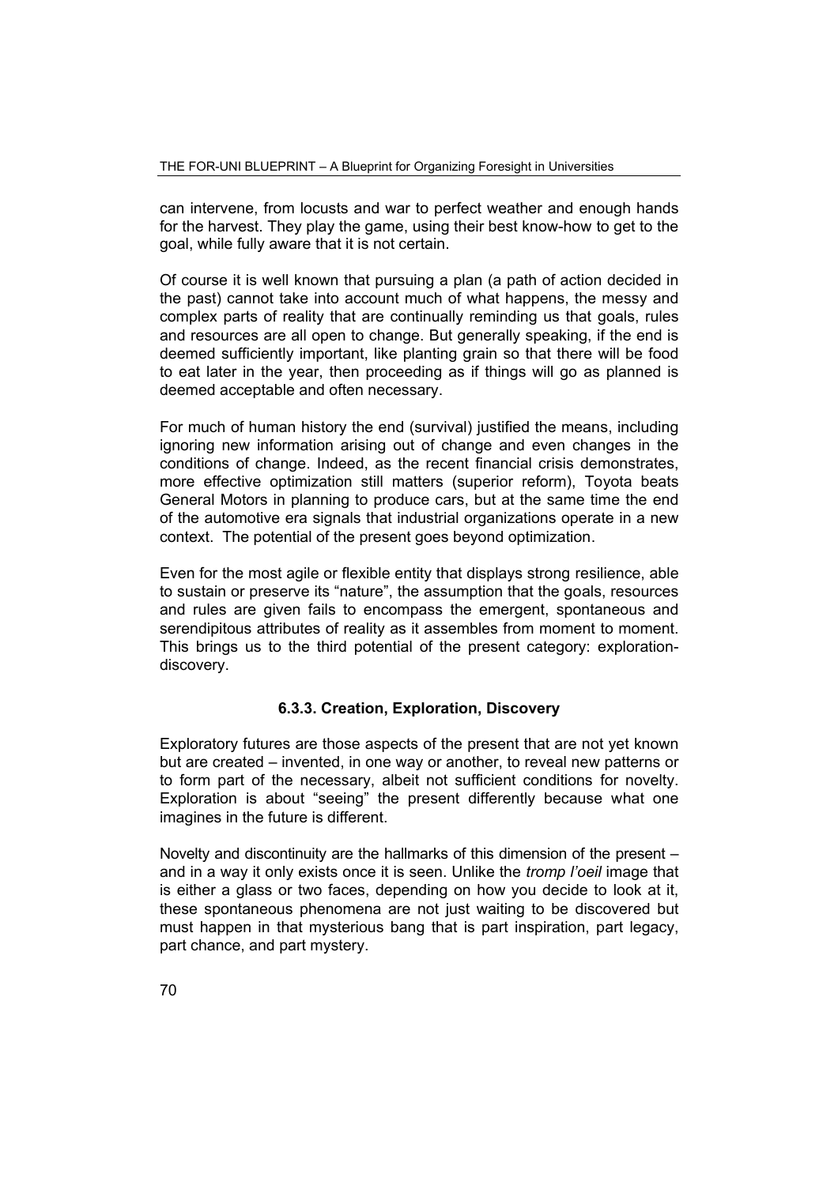can intervene, from locusts and war to perfect weather and enough hands for the harvest. They play the game, using their best know-how to get to the goal, while fully aware that it is not certain.

Of course it is well known that pursuing a plan (a path of action decided in the past) cannot take into account much of what happens, the messy and complex parts of reality that are continually reminding us that goals, rules and resources are all open to change. But generally speaking, if the end is deemed sufficiently important, like planting grain so that there will be food to eat later in the year, then proceeding as if things will go as planned is deemed acceptable and often necessary.

For much of human history the end (survival) justified the means, including ignoring new information arising out of change and even changes in the conditions of change. Indeed, as the recent financial crisis demonstrates, more effective optimization still matters (superior reform), Toyota beats General Motors in planning to produce cars, but at the same time the end of the automotive era signals that industrial organizations operate in a new context. The potential of the present goes beyond optimization.

Even for the most agile or flexible entity that displays strong resilience, able to sustain or preserve its "nature", the assumption that the goals, resources and rules are given fails to encompass the emergent, spontaneous and serendipitous attributes of reality as it assembles from moment to moment. This brings us to the third potential of the present category: exploration-discovery.

### 6.3.3. Creation, Exploration, Discovery

Exploratory futures are those aspects of the present that are not yet known but are created – invented, in one way or another, to reveal new patterns or to form part of the necessary, albeit not sufficient conditions for novelty. Exploration is about "seeing" the present differently because what one imagines in the future is different.

Novelty and discontinuity are the hallmarks of this dimension of the present – and in a way it only exists once it is seen. Unlike the *tromp l'oeil* image that is either a glass or two faces, depending on how you decide to look at it, these spontaneous phenomena are not just waiting to be discovered but must happen in that mysterious bang that is part inspiration, part legacy, part chance, and part mystery.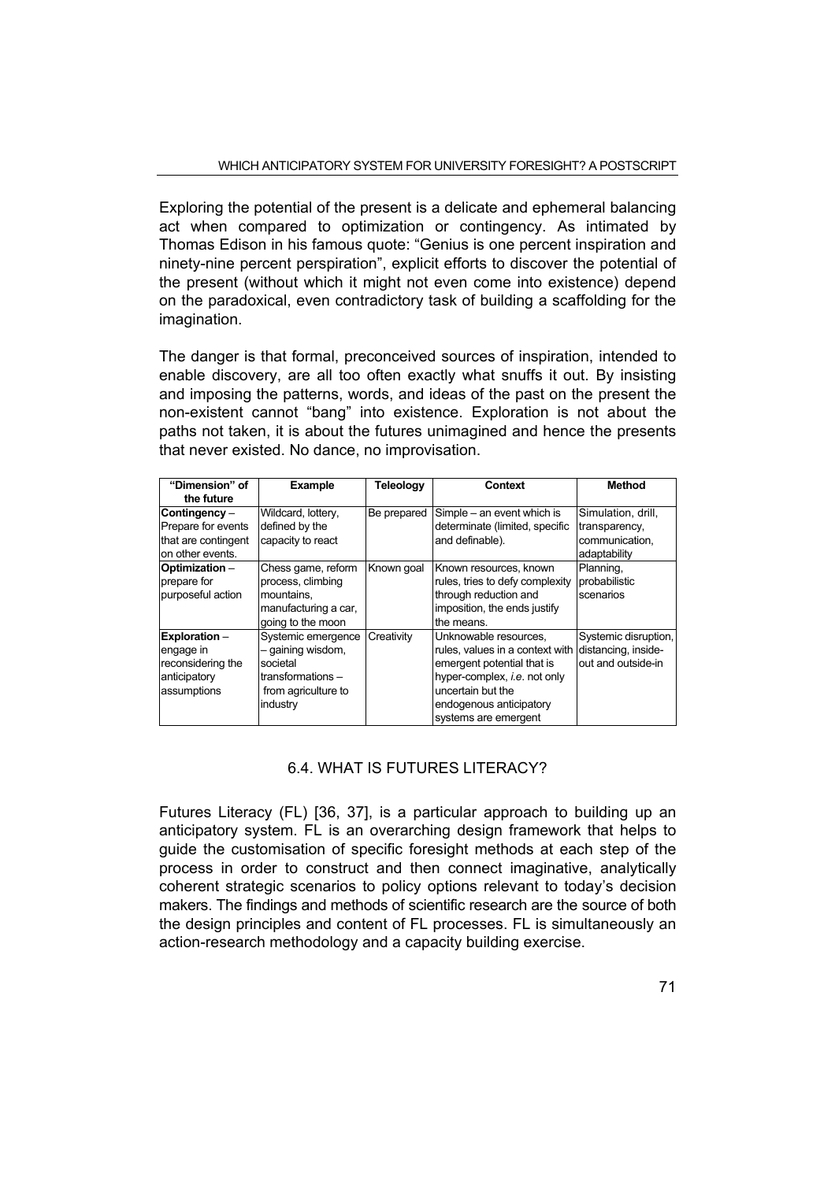Exploring the potential of the present is a delicate and ephemeral balancing act when compared to optimization or contingency. As intimated by Thomas Edison in his famous quote: "Genius is one percent inspiration and ninety-nine percent perspiration", explicit efforts to discover the potential of the present (without which it might not even come into existence) depend on the paradoxical, even contradictory task of building a scaffolding for the imagination.

The danger is that formal, preconceived sources of inspiration, intended to enable discovery, are all too often exactly what snuffs it out. By insisting and imposing the patterns, words, and ideas of the past on the present the non-existent cannot "bang" into existence. Exploration is not about the paths not taken, it is about the futures unimagined and hence the presents that never existed. No dance, no improvisation.

| "Dimension" of the future | Example | Teleology | Context | Method |
|---|---|---|---|---|
| **Contingency** – Prepare for events that are contingent on other events. | Wildcard, lottery, defined by the capacity to react | Be prepared | Simple – an event which is determinate (limited, specific and definable). | Simulation, drill, transparency, communication, adaptability |
| **Optimization** – prepare for purposeful action | Chess game, reform process, climbing mountains, manufacturing a car, going to the moon | Known goal | Known resources, known rules, tries to defy complexity through reduction and imposition, the ends justify the means. | Planning, probabilistic scenarios |
| **Exploration** – engage in reconsidering the anticipatory assumptions | Systemic emergence – gaining wisdom, societal transformations – from agriculture to industry | Creativity | Unknowable resources, rules, values in a context with emergent potential that is hyper-complex, *i.e.* not only uncertain but the endogenous anticipatory systems are emergent | Systemic disruption, distancing, inside-out and outside-in |

## 6.4. WHAT IS FUTURES LITERACY?

Futures Literacy (FL) [36, 37], is a particular approach to building up an anticipatory system. FL is an overarching design framework that helps to guide the customisation of specific foresight methods at each step of the process in order to construct and then connect imaginative, analytically coherent strategic scenarios to policy options relevant to today's decision makers. The findings and methods of scientific research are the source of both the design principles and content of FL processes. FL is simultaneously an action-research methodology and a capacity building exercise.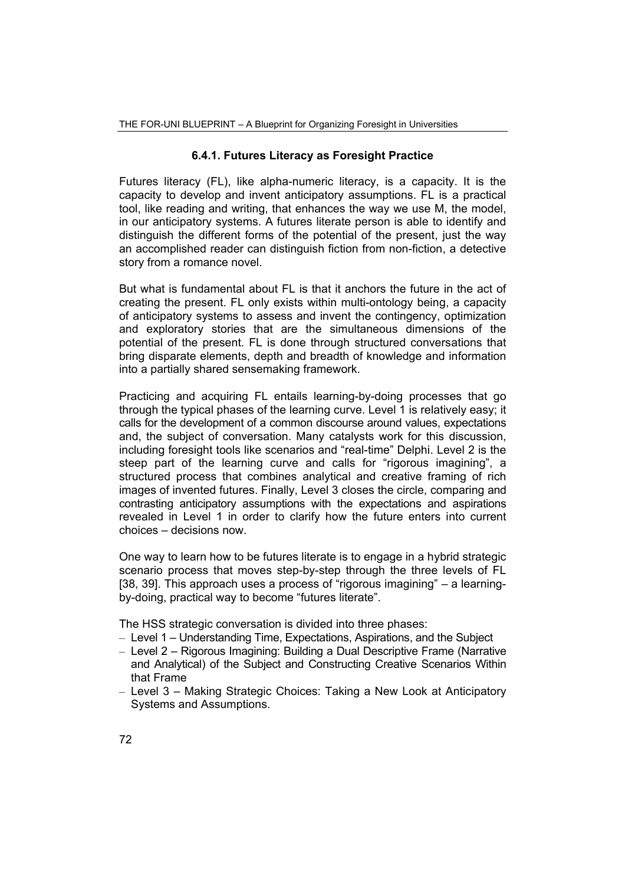### 6.4.1. Futures Literacy as Foresight Practice

Futures literacy (FL), like alpha-numeric literacy, is a capacity. It is the capacity to develop and invent anticipatory assumptions. FL is a practical tool, like reading and writing, that enhances the way we use M, the model, in our anticipatory systems. A futures literate person is able to identify and distinguish the different forms of the potential of the present, just the way an accomplished reader can distinguish fiction from non-fiction, a detective story from a romance novel.

But what is fundamental about FL is that it anchors the future in the act of creating the present. FL only exists within multi-ontology being, a capacity of anticipatory systems to assess and invent the contingency, optimization and exploratory stories that are the simultaneous dimensions of the potential of the present. FL is done through structured conversations that bring disparate elements, depth and breadth of knowledge and information into a partially shared sensemaking framework.

Practicing and acquiring FL entails learning-by-doing processes that go through the typical phases of the learning curve. Level 1 is relatively easy; it calls for the development of a common discourse around values, expectations and, the subject of conversation. Many catalysts work for this discussion, including foresight tools like scenarios and "real-time" Delphi. Level 2 is the steep part of the learning curve and calls for "rigorous imagining", a structured process that combines analytical and creative framing of rich images of invented futures. Finally, Level 3 closes the circle, comparing and contrasting anticipatory assumptions with the expectations and aspirations revealed in Level 1 in order to clarify how the future enters into current choices – decisions now.

One way to learn how to be futures literate is to engage in a hybrid strategic scenario process that moves step-by-step through the three levels of FL [38, 39]. This approach uses a process of "rigorous imagining" – a learning-by-doing, practical way to become "futures literate".

The HSS strategic conversation is divided into three phases:

- Level 1 – Understanding Time, Expectations, Aspirations, and the Subject
- Level 2 – Rigorous Imagining: Building a Dual Descriptive Frame (Narrative and Analytical) of the Subject and Constructing Creative Scenarios Within that Frame
- Level 3 – Making Strategic Choices: Taking a New Look at Anticipatory Systems and Assumptions.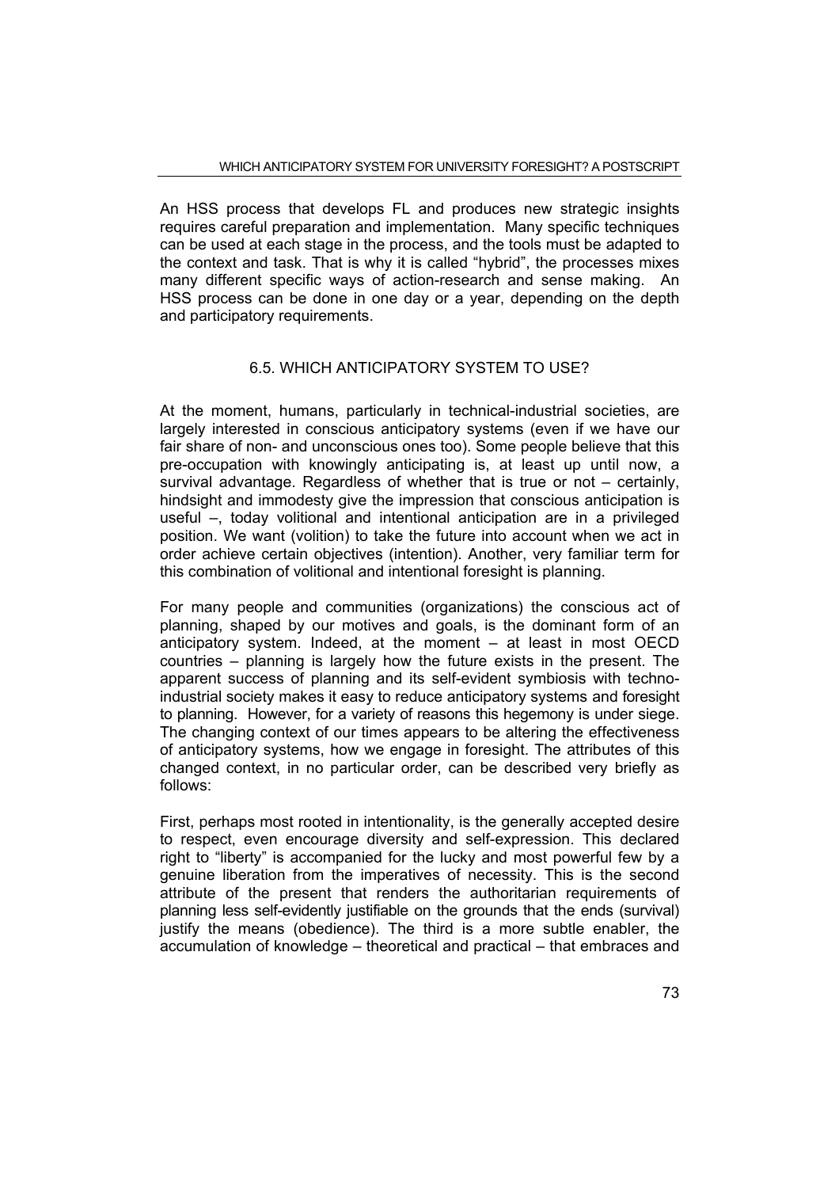An HSS process that develops FL and produces new strategic insights requires careful preparation and implementation. Many specific techniques can be used at each stage in the process, and the tools must be adapted to the context and task. That is why it is called "hybrid", the processes mixes many different specific ways of action-research and sense making. An HSS process can be done in one day or a year, depending on the depth and participatory requirements.

## 6.5. WHICH ANTICIPATORY SYSTEM TO USE?

At the moment, humans, particularly in technical-industrial societies, are largely interested in conscious anticipatory systems (even if we have our fair share of non- and unconscious ones too). Some people believe that this pre-occupation with knowingly anticipating is, at least up until now, a survival advantage. Regardless of whether that is true or not – certainly, hindsight and immodesty give the impression that conscious anticipation is useful –, today volitional and intentional anticipation are in a privileged position. We want (volition) to take the future into account when we act in order achieve certain objectives (intention). Another, very familiar term for this combination of volitional and intentional foresight is planning.

For many people and communities (organizations) the conscious act of planning, shaped by our motives and goals, is the dominant form of an anticipatory system. Indeed, at the moment – at least in most OECD countries – planning is largely how the future exists in the present. The apparent success of planning and its self-evident symbiosis with techno-industrial society makes it easy to reduce anticipatory systems and foresight to planning. However, for a variety of reasons this hegemony is under siege. The changing context of our times appears to be altering the effectiveness of anticipatory systems, how we engage in foresight. The attributes of this changed context, in no particular order, can be described very briefly as follows:

First, perhaps most rooted in intentionality, is the generally accepted desire to respect, even encourage diversity and self-expression. This declared right to "liberty" is accompanied for the lucky and most powerful few by a genuine liberation from the imperatives of necessity. This is the second attribute of the present that renders the authoritarian requirements of planning less self-evidently justifiable on the grounds that the ends (survival) justify the means (obedience). The third is a more subtle enabler, the accumulation of knowledge – theoretical and practical – that embraces and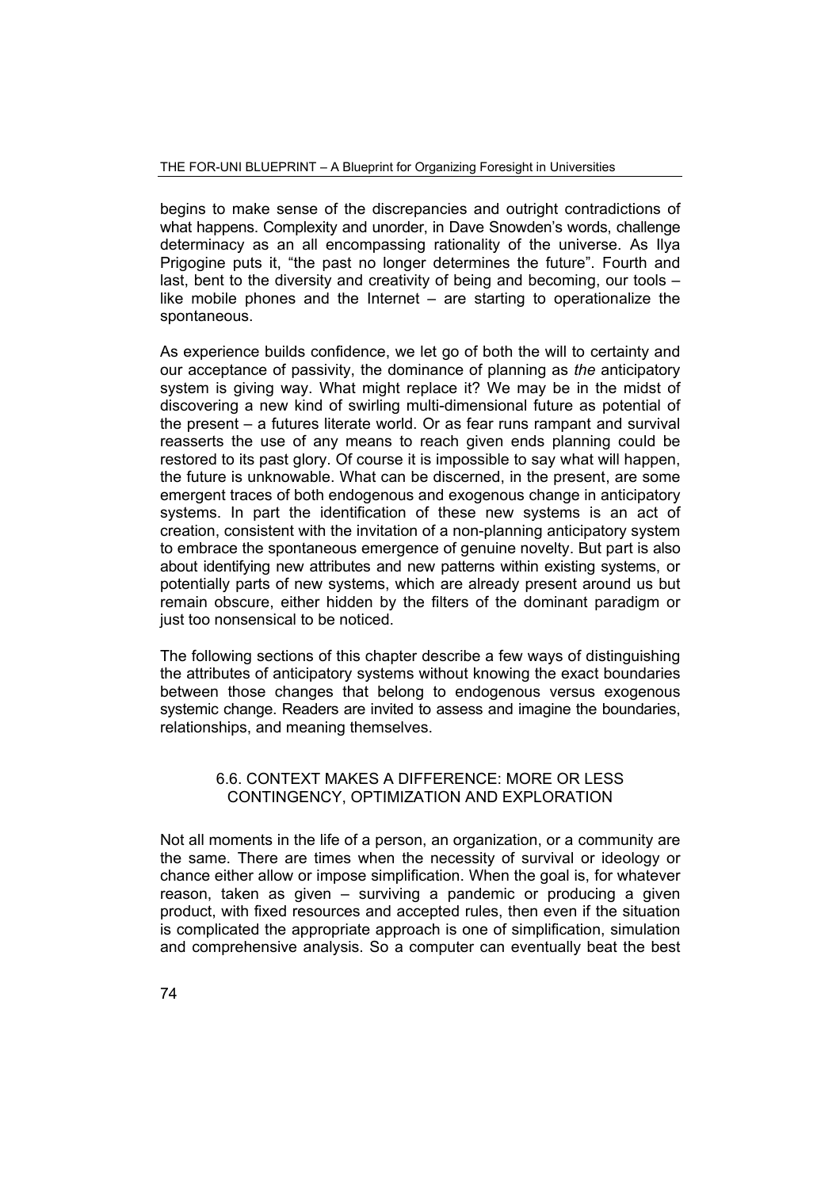begins to make sense of the discrepancies and outright contradictions of what happens. Complexity and unorder, in Dave Snowden's words, challenge determinacy as an all encompassing rationality of the universe. As Ilya Prigogine puts it, "the past no longer determines the future". Fourth and last, bent to the diversity and creativity of being and becoming, our tools – like mobile phones and the Internet – are starting to operationalize the spontaneous.

As experience builds confidence, we let go of both the will to certainty and our acceptance of passivity, the dominance of planning as *the* anticipatory system is giving way. What might replace it? We may be in the midst of discovering a new kind of swirling multi-dimensional future as potential of the present – a futures literate world. Or as fear runs rampant and survival reasserts the use of any means to reach given ends planning could be restored to its past glory. Of course it is impossible to say what will happen, the future is unknowable. What can be discerned, in the present, are some emergent traces of both endogenous and exogenous change in anticipatory systems. In part the identification of these new systems is an act of creation, consistent with the invitation of a non-planning anticipatory system to embrace the spontaneous emergence of genuine novelty. But part is also about identifying new attributes and new patterns within existing systems, or potentially parts of new systems, which are already present around us but remain obscure, either hidden by the filters of the dominant paradigm or just too nonsensical to be noticed.

The following sections of this chapter describe a few ways of distinguishing the attributes of anticipatory systems without knowing the exact boundaries between those changes that belong to endogenous versus exogenous systemic change. Readers are invited to assess and imagine the boundaries, relationships, and meaning themselves.

## 6.6. CONTEXT MAKES A DIFFERENCE: MORE OR LESS CONTINGENCY, OPTIMIZATION AND EXPLORATION

Not all moments in the life of a person, an organization, or a community are the same. There are times when the necessity of survival or ideology or chance either allow or impose simplification. When the goal is, for whatever reason, taken as given – surviving a pandemic or producing a given product, with fixed resources and accepted rules, then even if the situation is complicated the appropriate approach is one of simplification, simulation and comprehensive analysis. So a computer can eventually beat the best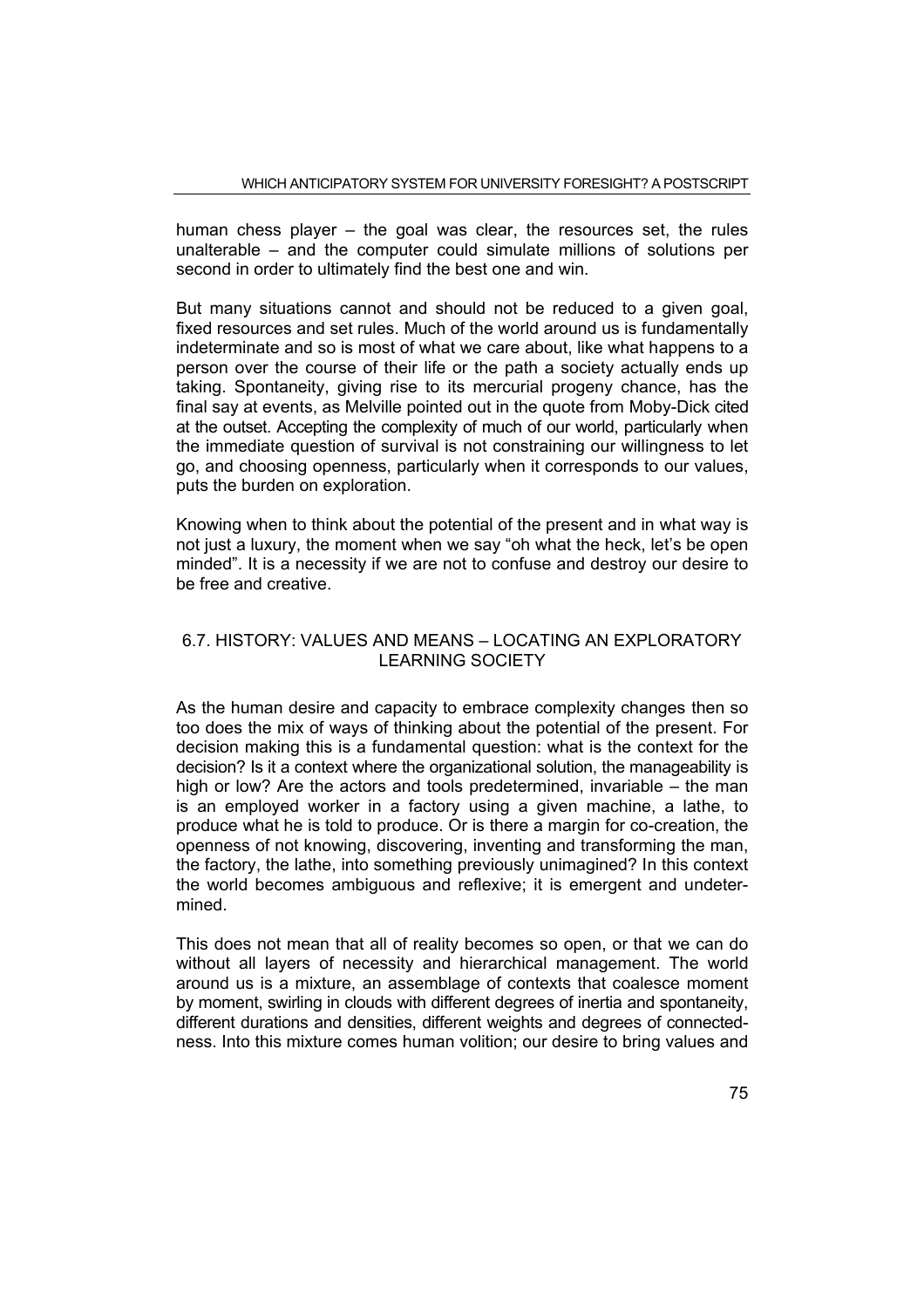human chess player – the goal was clear, the resources set, the rules unalterable – and the computer could simulate millions of solutions per second in order to ultimately find the best one and win.

But many situations cannot and should not be reduced to a given goal, fixed resources and set rules. Much of the world around us is fundamentally indeterminate and so is most of what we care about, like what happens to a person over the course of their life or the path a society actually ends up taking. Spontaneity, giving rise to its mercurial progeny chance, has the final say at events, as Melville pointed out in the quote from Moby-Dick cited at the outset. Accepting the complexity of much of our world, particularly when the immediate question of survival is not constraining our willingness to let go, and choosing openness, particularly when it corresponds to our values, puts the burden on exploration.

Knowing when to think about the potential of the present and in what way is not just a luxury, the moment when we say "oh what the heck, let's be open minded". It is a necessity if we are not to confuse and destroy our desire to be free and creative.

## 6.7. HISTORY: VALUES AND MEANS – LOCATING AN EXPLORATORY LEARNING SOCIETY

As the human desire and capacity to embrace complexity changes then so too does the mix of ways of thinking about the potential of the present. For decision making this is a fundamental question: what is the context for the decision? Is it a context where the organizational solution, the manageability is high or low? Are the actors and tools predetermined, invariable – the man is an employed worker in a factory using a given machine, a lathe, to produce what he is told to produce. Or is there a margin for co-creation, the openness of not knowing, discovering, inventing and transforming the man, the factory, the lathe, into something previously unimagined? In this context the world becomes ambiguous and reflexive; it is emergent and undetermined.

This does not mean that all of reality becomes so open, or that we can do without all layers of necessity and hierarchical management. The world around us is a mixture, an assemblage of contexts that coalesce moment by moment, swirling in clouds with different degrees of inertia and spontaneity, different durations and densities, different weights and degrees of connectedness. Into this mixture comes human volition; our desire to bring values and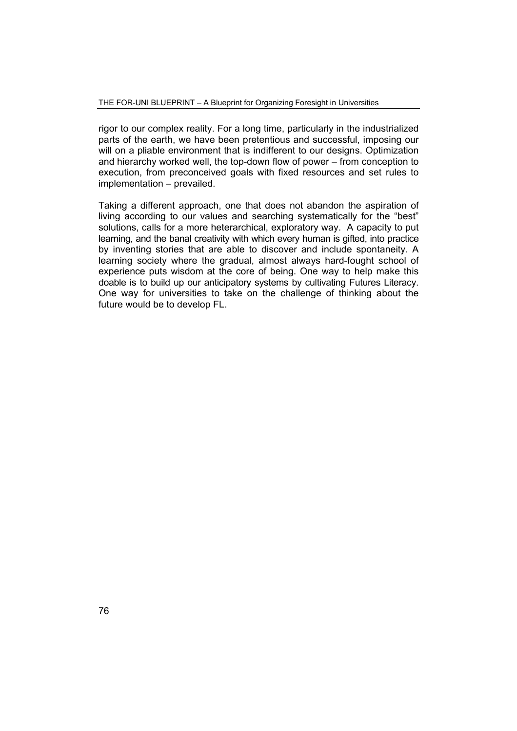rigor to our complex reality. For a long time, particularly in the industrialized parts of the earth, we have been pretentious and successful, imposing our will on a pliable environment that is indifferent to our designs. Optimization and hierarchy worked well, the top-down flow of power – from conception to execution, from preconceived goals with fixed resources and set rules to implementation – prevailed.

Taking a different approach, one that does not abandon the aspiration of living according to our values and searching systematically for the "best" solutions, calls for a more heterarchical, exploratory way. A capacity to put learning, and the banal creativity with which every human is gifted, into practice by inventing stories that are able to discover and include spontaneity. A learning society where the gradual, almost always hard-fought school of experience puts wisdom at the core of being. One way to help make this doable is to build up our anticipatory systems by cultivating Futures Literacy. One way for universities to take on the challenge of thinking about the future would be to develop FL.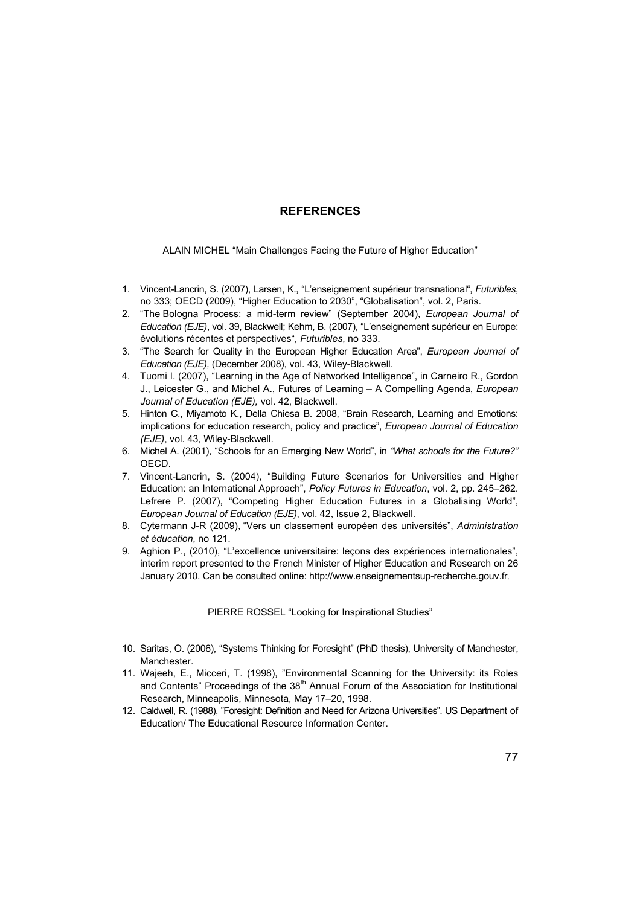## REFERENCES

ALAIN MICHEL "Main Challenges Facing the Future of Higher Education"

1. Vincent-Lancrin, S. (2007), Larsen, K., "L'enseignement supérieur transnational", *Futuribles*, no 333; OECD (2009), "Higher Education to 2030", "Globalisation", vol. 2, Paris.
2. "The Bologna Process: a mid-term review" (September 2004), *European Journal of Education (EJE)*, vol. 39, Blackwell; Kehm, B. (2007), "L'enseignement supérieur en Europe: évolutions récentes et perspectives", *Futuribles*, no 333.
3. "The Search for Quality in the European Higher Education Area", *European Journal of Education (EJE),* (December 2008), vol. 43, Wiley-Blackwell.
4. Tuomi I. (2007), "Learning in the Age of Networked Intelligence", in Carneiro R., Gordon J., Leicester G., and Michel A., Futures of Learning – A Compelling Agenda, *European Journal of Education (EJE),* vol. 42, Blackwell.
5. Hinton C., Miyamoto K., Della Chiesa B. 2008, "Brain Research, Learning and Emotions: implications for education research, policy and practice", *European Journal of Education (EJE)*, vol. 43, Wiley-Blackwell.
6. Michel A. (2001), "Schools for an Emerging New World", in *"What schools for the Future?"* OECD.
7. Vincent-Lancrin, S. (2004), "Building Future Scenarios for Universities and Higher Education: an International Approach", *Policy Futures in Education*, vol. 2, pp. 245–262. Lefrere P. (2007), "Competing Higher Education Futures in a Globalising World", *European Journal of Education (EJE)*, vol. 42, Issue 2, Blackwell.
8. Cytermann J-R (2009), "Vers un classement européen des universités", *Administration et éducation*, no 121.
9. Aghion P., (2010), "L'excellence universitaire: leçons des expériences internationales", interim report presented to the French Minister of Higher Education and Research on 26 January 2010. Can be consulted online: http://www.enseignementsup-recherche.gouv.fr.

PIERRE ROSSEL "Looking for Inspirational Studies"

10. Saritas, O. (2006), "Systems Thinking for Foresight" (PhD thesis), University of Manchester, Manchester.
11. Wajeeh, E., Micceri, T. (1998), "Environmental Scanning for the University: its Roles and Contents" Proceedings of the 38th Annual Forum of the Association for Institutional Research, Minneapolis, Minnesota, May 17–20, 1998.
12. Caldwell, R. (1988), "Foresight: Definition and Need for Arizona Universities". US Department of Education/ The Educational Resource Information Center.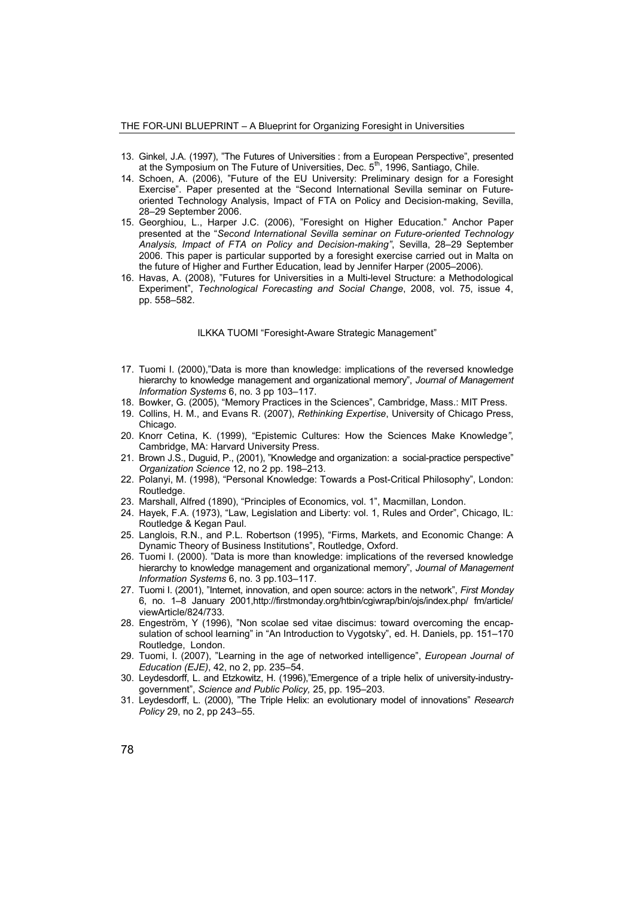13. Ginkel, J.A. (1997), "The Futures of Universities : from a European Perspective", presented at the Symposium on The Future of Universities, Dec. 5th, 1996, Santiago, Chile.
14. Schoen, A. (2006), "Future of the EU University: Preliminary design for a Foresight Exercise". Paper presented at the "Second International Sevilla seminar on Future-oriented Technology Analysis, Impact of FTA on Policy and Decision-making, Sevilla, 28–29 September 2006.
15. Georghiou, L., Harper J.C. (2006), "Foresight on Higher Education." Anchor Paper presented at the "*Second International Sevilla seminar on Future-oriented Technology Analysis, Impact of FTA on Policy and Decision-making"*, Sevilla, 28–29 September 2006. This paper is particular supported by a foresight exercise carried out in Malta on the future of Higher and Further Education, lead by Jennifer Harper (2005–2006).
16. Havas, A. (2008), "Futures for Universities in a Multi-level Structure: a Methodological Experiment", *Technological Forecasting and Social Change*, 2008, vol. 75, issue 4, pp. 558–582.

ILKKA TUOMI "Foresight-Aware Strategic Management"

17. Tuomi I. (2000),"Data is more than knowledge: implications of the reversed knowledge hierarchy to knowledge management and organizational memory", *Journal of Management Information Systems* 6, no. 3 pp 103–117.
18. Bowker, G. (2005), "Memory Practices in the Sciences", Cambridge, Mass.: MIT Press.
19. Collins, H. M., and Evans R. (2007), *Rethinking Expertise*, University of Chicago Press, Chicago.
20. Knorr Cetina, K. (1999), "Epistemic Cultures: How the Sciences Make Knowledge*"*, Cambridge, MA: Harvard University Press.
21. Brown J.S., Duguid, P., (2001), "Knowledge and organization: a social-practice perspective" *Organization Science* 12, no 2 pp. 198–213.
22. Polanyi, M. (1998), "Personal Knowledge: Towards a Post-Critical Philosophy", London: Routledge.
23. Marshall, Alfred (1890), "Principles of Economics, vol. 1", Macmillan, London.
24. Hayek, F.A. (1973), "Law, Legislation and Liberty: vol. 1, Rules and Order", Chicago, IL: Routledge & Kegan Paul.
25. Langlois, R.N., and P.L. Robertson (1995), "Firms, Markets, and Economic Change: A Dynamic Theory of Business Institutions", Routledge, Oxford.
26. Tuomi I. (2000). "Data is more than knowledge: implications of the reversed knowledge hierarchy to knowledge management and organizational memory", *Journal of Management Information Systems* 6, no. 3 pp.103–117.
27. Tuomi I. (2001), "Internet, innovation, and open source: actors in the network", *First Monday* 6, no. 1–8 January 2001,http://firstmonday.org/htbin/cgiwrap/bin/ojs/index.php/ fm/article/ viewArticle/824/733.
28. Engeström, Y (1996), "Non scolae sed vitae discimus: toward overcoming the encapsulation of school learning" in "An Introduction to Vygotsky", ed. H. Daniels, pp. 151–170 Routledge, London.
29. Tuomi, I. (2007), "Learning in the age of networked intelligence", *European Journal of Education (EJE)*, 42, no 2, pp. 235–54.
30. Leydesdorff, L. and Etzkowitz, H. (1996),"Emergence of a triple helix of university-industry-government", *Science and Public Policy,* 25, pp. 195–203.
31. Leydesdorff, L. (2000), "The Triple Helix: an evolutionary model of innovations" *Research Policy* 29, no 2, pp 243–55.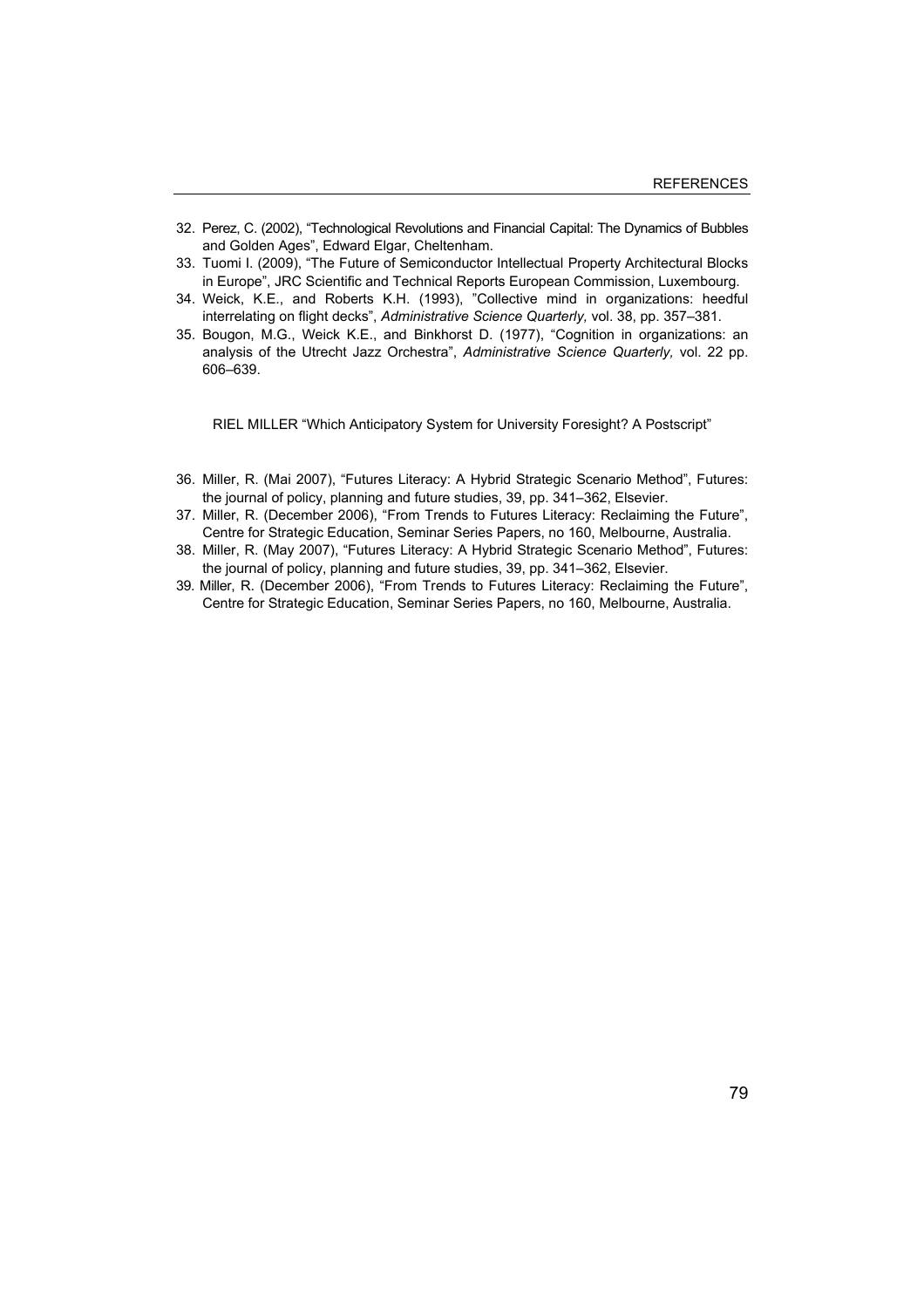32. Perez, C. (2002), "Technological Revolutions and Financial Capital: The Dynamics of Bubbles and Golden Ages", Edward Elgar, Cheltenham.
33. Tuomi I. (2009), "The Future of Semiconductor Intellectual Property Architectural Blocks in Europe", JRC Scientific and Technical Reports European Commission, Luxembourg.
34. Weick, K.E., and Roberts K.H. (1993), "Collective mind in organizations: heedful interrelating on flight decks", *Administrative Science Quarterly,* vol. 38, pp. 357–381.
35. Bougon, M.G., Weick K.E., and Binkhorst D. (1977), "Cognition in organizations: an analysis of the Utrecht Jazz Orchestra", *Administrative Science Quarterly,* vol. 22 pp. 606–639.

RIEL MILLER "Which Anticipatory System for University Foresight? A Postscript"

36. Miller, R. (Mai 2007), "Futures Literacy: A Hybrid Strategic Scenario Method", Futures: the journal of policy, planning and future studies, 39, pp. 341–362, Elsevier.
37. Miller, R. (December 2006), "From Trends to Futures Literacy: Reclaiming the Future", Centre for Strategic Education, Seminar Series Papers, no 160, Melbourne, Australia.
38. Miller, R. (May 2007), "Futures Literacy: A Hybrid Strategic Scenario Method", Futures: the journal of policy, planning and future studies, 39, pp. 341–362, Elsevier.
39. Miller, R. (December 2006), "From Trends to Futures Literacy: Reclaiming the Future", Centre for Strategic Education, Seminar Series Papers, no 160, Melbourne, Australia.